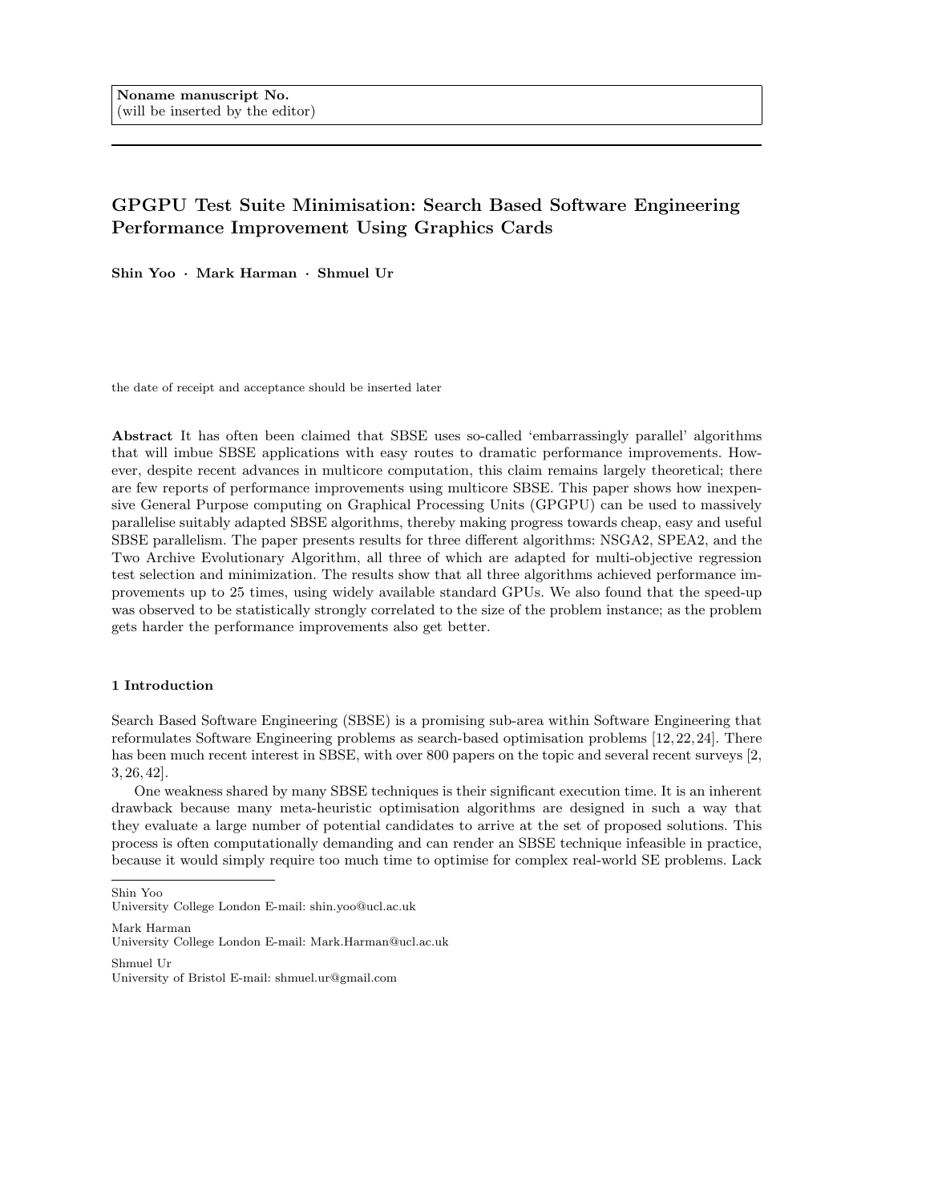**Noname manuscript No.**
(will be inserted by the editor)

# GPGPU Test Suite Minimisation: Search Based Software Engineering Performance Improvement Using Graphics Cards

**Shin Yoo · Mark Harman · Shmuel Ur**

the date of receipt and acceptance should be inserted later

**Abstract** It has often been claimed that SBSE uses so-called 'embarrassingly parallel' algorithms that will imbue SBSE applications with easy routes to dramatic performance improvements. However, despite recent advances in multicore computation, this claim remains largely theoretical; there are few reports of performance improvements using multicore SBSE. This paper shows how inexpensive General Purpose computing on Graphical Processing Units (GPGPU) can be used to massively parallelise suitably adapted SBSE algorithms, thereby making progress towards cheap, easy and useful SBSE parallelism. The paper presents results for three different algorithms: NSGA2, SPEA2, and the Two Archive Evolutionary Algorithm, all three of which are adapted for multi-objective regression test selection and minimization. The results show that all three algorithms achieved performance improvements up to 25 times, using widely available standard GPUs. We also found that the speed-up was observed to be statistically strongly correlated to the size of the problem instance; as the problem gets harder the performance improvements also get better.

## 1 Introduction

Search Based Software Engineering (SBSE) is a promising sub-area within Software Engineering that reformulates Software Engineering problems as search-based optimisation problems [12, 22, 24]. There has been much recent interest in SBSE, with over 800 papers on the topic and several recent surveys [2, 3, 26, 42].

One weakness shared by many SBSE techniques is their significant execution time. It is an inherent drawback because many meta-heuristic optimisation algorithms are designed in such a way that they evaluate a large number of potential candidates to arrive at the set of proposed solutions. This process is often computationally demanding and can render an SBSE technique infeasible in practice, because it would simply require too much time to optimise for complex real-world SE problems. Lack

---

Shin Yoo
University College London E-mail: shin.yoo@ucl.ac.uk

Mark Harman
University College London E-mail: Mark.Harman@ucl.ac.uk

Shmuel Ur
University of Bristol E-mail: shmuel.ur@gmail.com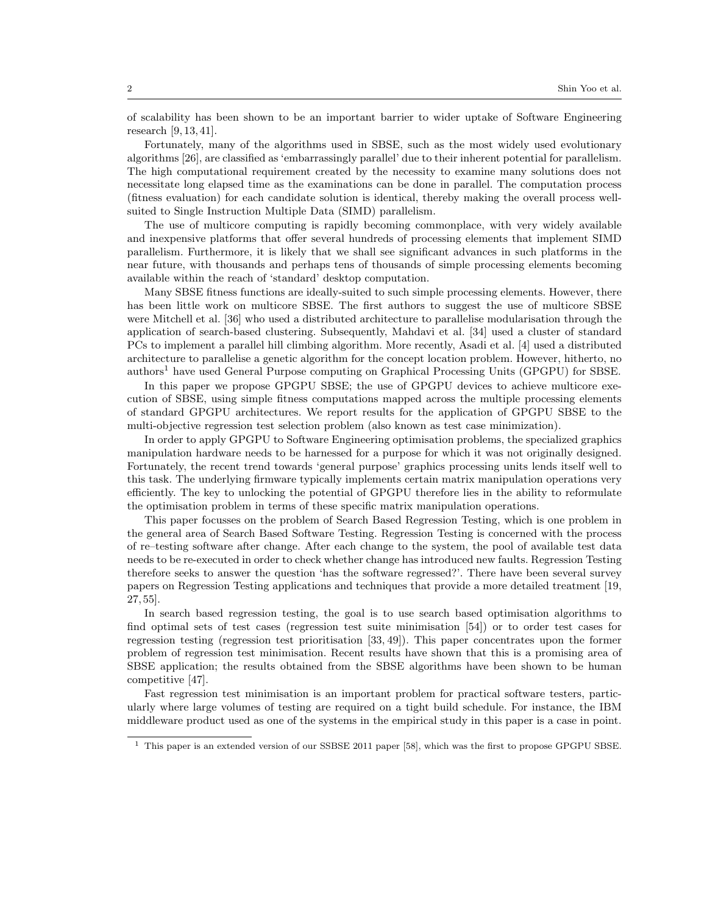of scalability has been shown to be an important barrier to wider uptake of Software Engineering research [9, 13, 41].

Fortunately, many of the algorithms used in SBSE, such as the most widely used evolutionary algorithms [26], are classified as 'embarrassingly parallel' due to their inherent potential for parallelism. The high computational requirement created by the necessity to examine many solutions does not necessitate long elapsed time as the examinations can be done in parallel. The computation process (fitness evaluation) for each candidate solution is identical, thereby making the overall process well-suited to Single Instruction Multiple Data (SIMD) parallelism.

The use of multicore computing is rapidly becoming commonplace, with very widely available and inexpensive platforms that offer several hundreds of processing elements that implement SIMD parallelism. Furthermore, it is likely that we shall see significant advances in such platforms in the near future, with thousands and perhaps tens of thousands of simple processing elements becoming available within the reach of 'standard' desktop computation.

Many SBSE fitness functions are ideally-suited to such simple processing elements. However, there has been little work on multicore SBSE. The first authors to suggest the use of multicore SBSE were Mitchell et al. [36] who used a distributed architecture to parallelise modularisation through the application of search-based clustering. Subsequently, Mahdavi et al. [34] used a cluster of standard PCs to implement a parallel hill climbing algorithm. More recently, Asadi et al. [4] used a distributed architecture to parallelise a genetic algorithm for the concept location problem. However, hitherto, no authors[1] have used General Purpose computing on Graphical Processing Units (GPGPU) for SBSE.

In this paper we propose GPGPU SBSE; the use of GPGPU devices to achieve multicore execution of SBSE, using simple fitness computations mapped across the multiple processing elements of standard GPGPU architectures. We report results for the application of GPGPU SBSE to the multi-objective regression test selection problem (also known as test case minimization).

In order to apply GPGPU to Software Engineering optimisation problems, the specialized graphics manipulation hardware needs to be harnessed for a purpose for which it was not originally designed. Fortunately, the recent trend towards 'general purpose' graphics processing units lends itself well to this task. The underlying firmware typically implements certain matrix manipulation operations very efficiently. The key to unlocking the potential of GPGPU therefore lies in the ability to reformulate the optimisation problem in terms of these specific matrix manipulation operations.

This paper focusses on the problem of Search Based Regression Testing, which is one problem in the general area of Search Based Software Testing. Regression Testing is concerned with the process of re–testing software after change. After each change to the system, the pool of available test data needs to be re-executed in order to check whether change has introduced new faults. Regression Testing therefore seeks to answer the question 'has the software regressed?'. There have been several survey papers on Regression Testing applications and techniques that provide a more detailed treatment [19, 27, 55].

In search based regression testing, the goal is to use search based optimisation algorithms to find optimal sets of test cases (regression test suite minimisation [54]) or to order test cases for regression testing (regression test prioritisation [33, 49]). This paper concentrates upon the former problem of regression test minimisation. Recent results have shown that this is a promising area of SBSE application; the results obtained from the SBSE algorithms have been shown to be human competitive [47].

Fast regression test minimisation is an important problem for practical software testers, particularly where large volumes of testing are required on a tight build schedule. For instance, the IBM middleware product used as one of the systems in the empirical study in this paper is a case in point.

[1] This paper is an extended version of our SSBSE 2011 paper [58], which was the first to propose GPGPU SBSE.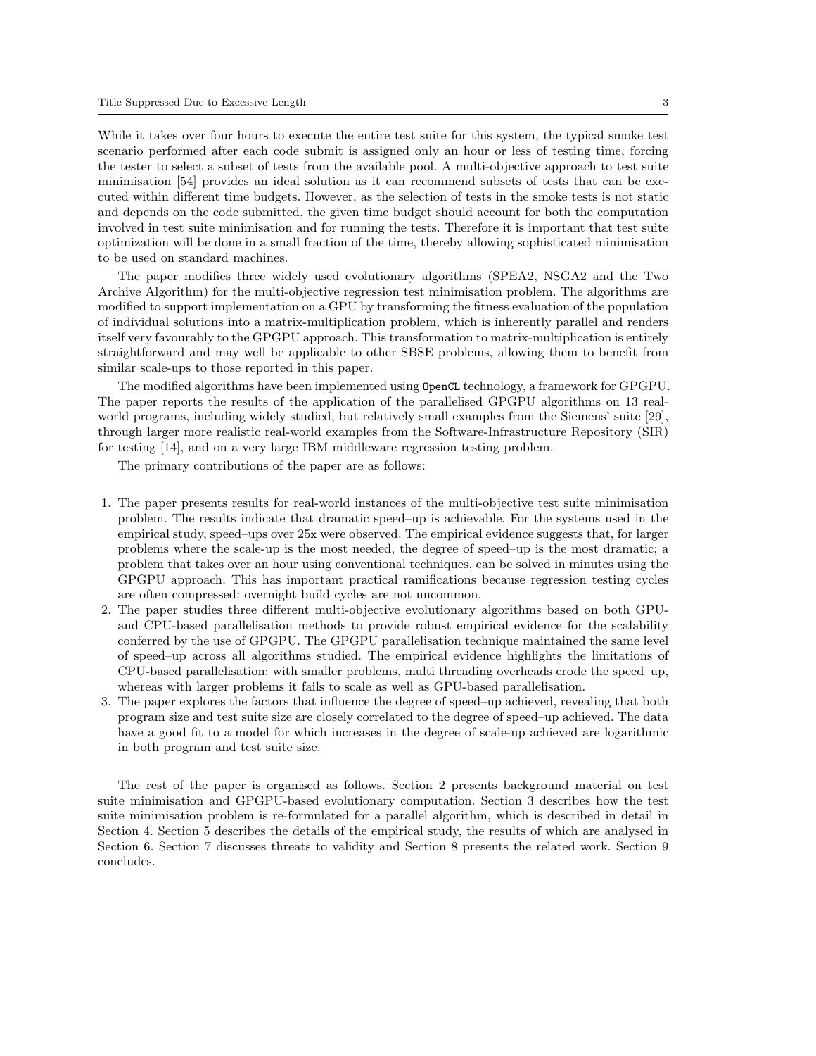While it takes over four hours to execute the entire test suite for this system, the typical smoke test scenario performed after each code submit is assigned only an hour or less of testing time, forcing the tester to select a subset of tests from the available pool. A multi-objective approach to test suite minimisation [54] provides an ideal solution as it can recommend subsets of tests that can be executed within different time budgets. However, as the selection of tests in the smoke tests is not static and depends on the code submitted, the given time budget should account for both the computation involved in test suite minimisation and for running the tests. Therefore it is important that test suite optimization will be done in a small fraction of the time, thereby allowing sophisticated minimisation to be used on standard machines.

The paper modifies three widely used evolutionary algorithms (SPEA2, NSGA2 and the Two Archive Algorithm) for the multi-objective regression test minimisation problem. The algorithms are modified to support implementation on a GPU by transforming the fitness evaluation of the population of individual solutions into a matrix-multiplication problem, which is inherently parallel and renders itself very favourably to the GPGPU approach. This transformation to matrix-multiplication is entirely straightforward and may well be applicable to other SBSE problems, allowing them to benefit from similar scale-ups to those reported in this paper.

The modified algorithms have been implemented using `OpenCL` technology, a framework for GPGPU. The paper reports the results of the application of the parallelised GPGPU algorithms on 13 real-world programs, including widely studied, but relatively small examples from the Siemens' suite [29], through larger more realistic real-world examples from the Software-Infrastructure Repository (SIR) for testing [14], and on a very large IBM middleware regression testing problem.

The primary contributions of the paper are as follows:

1. The paper presents results for real-world instances of the multi-objective test suite minimisation problem. The results indicate that dramatic speed–up is achievable. For the systems used in the empirical study, speed–ups over 25x were observed. The empirical evidence suggests that, for larger problems where the scale-up is the most needed, the degree of speed–up is the most dramatic; a problem that takes over an hour using conventional techniques, can be solved in minutes using the GPGPU approach. This has important practical ramifications because regression testing cycles are often compressed: overnight build cycles are not uncommon.
2. The paper studies three different multi-objective evolutionary algorithms based on both GPU- and CPU-based parallelisation methods to provide robust empirical evidence for the scalability conferred by the use of GPGPU. The GPGPU parallelisation technique maintained the same level of speed–up across all algorithms studied. The empirical evidence highlights the limitations of CPU-based parallelisation: with smaller problems, multi threading overheads erode the speed–up, whereas with larger problems it fails to scale as well as GPU-based parallelisation.
3. The paper explores the factors that influence the degree of speed–up achieved, revealing that both program size and test suite size are closely correlated to the degree of speed–up achieved. The data have a good fit to a model for which increases in the degree of scale-up achieved are logarithmic in both program and test suite size.

The rest of the paper is organised as follows. Section 2 presents background material on test suite minimisation and GPGPU-based evolutionary computation. Section 3 describes how the test suite minimisation problem is re-formulated for a parallel algorithm, which is described in detail in Section 4. Section 5 describes the details of the empirical study, the results of which are analysed in Section 6. Section 7 discusses threats to validity and Section 8 presents the related work. Section 9 concludes.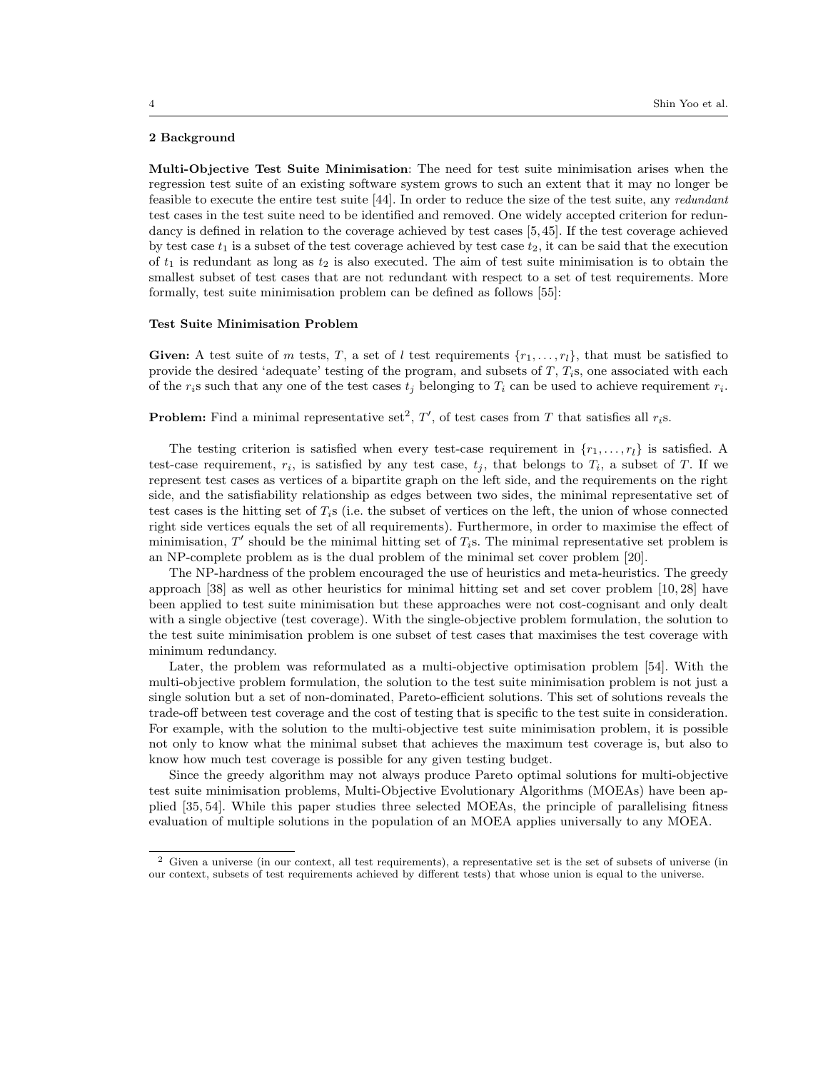## 2 Background

**Multi-Objective Test Suite Minimisation**: The need for test suite minimisation arises when the regression test suite of an existing software system grows to such an extent that it may no longer be feasible to execute the entire test suite [44]. In order to reduce the size of the test suite, any *redundant* test cases in the test suite need to be identified and removed. One widely accepted criterion for redundancy is defined in relation to the coverage achieved by test cases [5,45]. If the test coverage achieved by test case $t_1$ is a subset of the test coverage achieved by test case $t_2$, it can be said that the execution of $t_1$ is redundant as long as $t_2$ is also executed. The aim of test suite minimisation is to obtain the smallest subset of test cases that are not redundant with respect to a set of test requirements. More formally, test suite minimisation problem can be defined as follows [55]:

**Test Suite Minimisation Problem**

**Given:** A test suite of $m$ tests, $T$, a set of $l$ test requirements $\{r_1, \ldots, r_l\}$, that must be satisfied to provide the desired 'adequate' testing of the program, and subsets of $T$, $T_i$s, one associated with each of the $r_i$s such that any one of the test cases $t_j$ belonging to $T_i$ can be used to achieve requirement $r_i$.

**Problem:** Find a minimal representative set[2], $T'$, of test cases from $T$ that satisfies all $r_i$s.

The testing criterion is satisfied when every test-case requirement in $\{r_1, \ldots, r_l\}$ is satisfied. A test-case requirement, $r_i$, is satisfied by any test case, $t_j$, that belongs to $T_i$, a subset of $T$. If we represent test cases as vertices of a bipartite graph on the left side, and the requirements on the right side, and the satisfiability relationship as edges between two sides, the minimal representative set of test cases is the hitting set of $T_i$s (i.e. the subset of vertices on the left, the union of whose connected right side vertices equals the set of all requirements). Furthermore, in order to maximise the effect of minimisation, $T'$ should be the minimal hitting set of $T_i$s. The minimal representative set problem is an NP-complete problem as is the dual problem of the minimal set cover problem [20].

The NP-hardness of the problem encouraged the use of heuristics and meta-heuristics. The greedy approach [38] as well as other heuristics for minimal hitting set and set cover problem [10,28] have been applied to test suite minimisation but these approaches were not cost-cognisant and only dealt with a single objective (test coverage). With the single-objective problem formulation, the solution to the test suite minimisation problem is one subset of test cases that maximises the test coverage with minimum redundancy.

Later, the problem was reformulated as a multi-objective optimisation problem [54]. With the multi-objective problem formulation, the solution to the test suite minimisation problem is not just a single solution but a set of non-dominated, Pareto-efficient solutions. This set of solutions reveals the trade-off between test coverage and the cost of testing that is specific to the test suite in consideration. For example, with the solution to the multi-objective test suite minimisation problem, it is possible not only to know what the minimal subset that achieves the maximum test coverage is, but also to know how much test coverage is possible for any given testing budget.

Since the greedy algorithm may not always produce Pareto optimal solutions for multi-objective test suite minimisation problems, Multi-Objective Evolutionary Algorithms (MOEAs) have been applied [35,54]. While this paper studies three selected MOEAs, the principle of parallelising fitness evaluation of multiple solutions in the population of an MOEA applies universally to any MOEA.

---

[2] Given a universe (in our context, all test requirements), a representative set is the set of subsets of universe (in our context, subsets of test requirements achieved by different tests) that whose union is equal to the universe.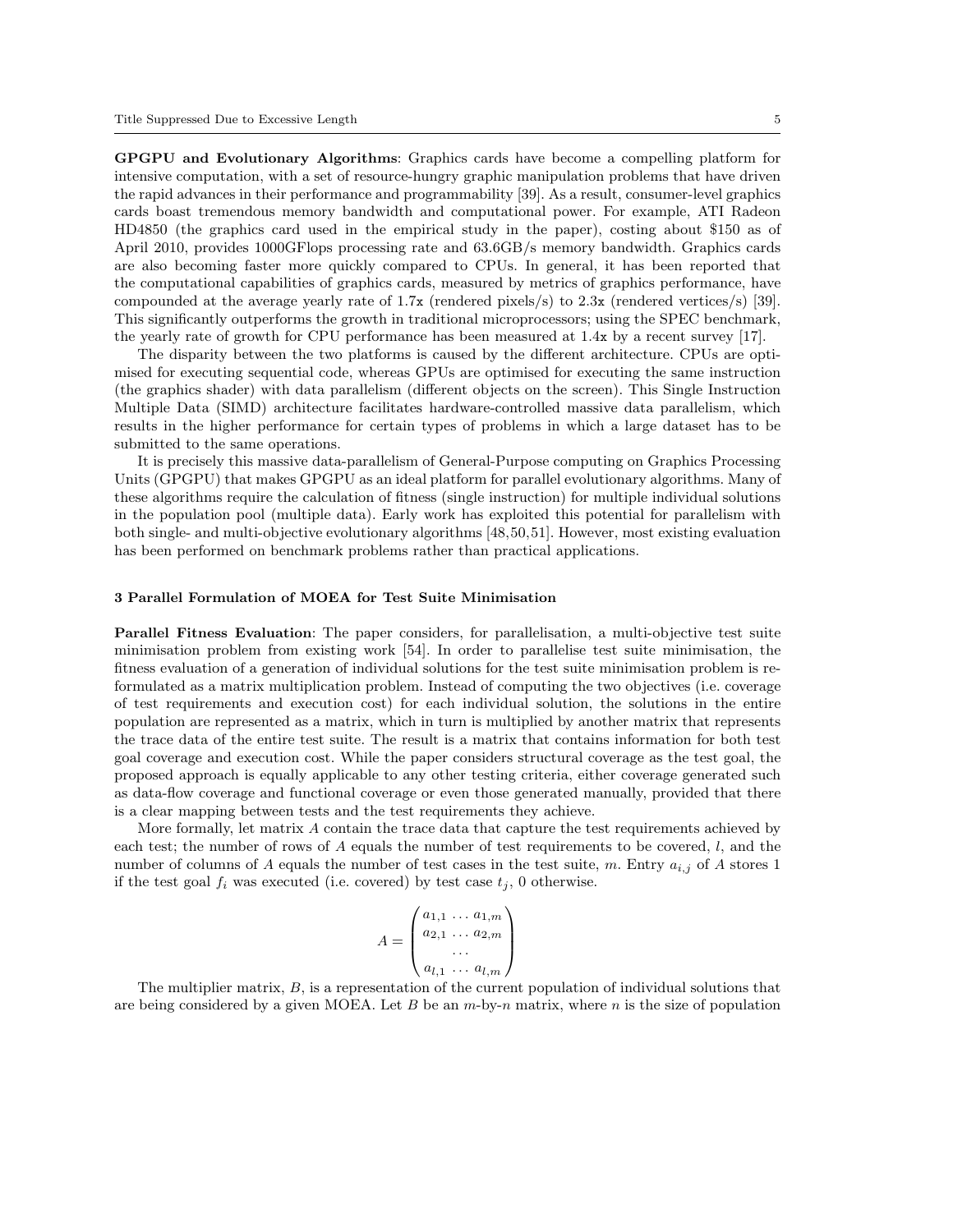**GPGPU and Evolutionary Algorithms**: Graphics cards have become a compelling platform for intensive computation, with a set of resource-hungry graphic manipulation problems that have driven the rapid advances in their performance and programmability [39]. As a result, consumer-level graphics cards boast tremendous memory bandwidth and computational power. For example, ATI Radeon HD4850 (the graphics card used in the empirical study in the paper), costing about $150 as of April 2010, provides 1000GFlops processing rate and 63.6GB/s memory bandwidth. Graphics cards are also becoming faster more quickly compared to CPUs. In general, it has been reported that the computational capabilities of graphics cards, measured by metrics of graphics performance, have compounded at the average yearly rate of 1.7x (rendered pixels/s) to 2.3x (rendered vertices/s) [39]. This significantly outperforms the growth in traditional microprocessors; using the SPEC benchmark, the yearly rate of growth for CPU performance has been measured at 1.4x by a recent survey [17].

The disparity between the two platforms is caused by the different architecture. CPUs are optimised for executing sequential code, whereas GPUs are optimised for executing the same instruction (the graphics shader) with data parallelism (different objects on the screen). This Single Instruction Multiple Data (SIMD) architecture facilitates hardware-controlled massive data parallelism, which results in the higher performance for certain types of problems in which a large dataset has to be submitted to the same operations.

It is precisely this massive data-parallelism of General-Purpose computing on Graphics Processing Units (GPGPU) that makes GPGPU as an ideal platform for parallel evolutionary algorithms. Many of these algorithms require the calculation of fitness (single instruction) for multiple individual solutions in the population pool (multiple data). Early work has exploited this potential for parallelism with both single- and multi-objective evolutionary algorithms [48,50,51]. However, most existing evaluation has been performed on benchmark problems rather than practical applications.

## 3 Parallel Formulation of MOEA for Test Suite Minimisation

**Parallel Fitness Evaluation**: The paper considers, for parallelisation, a multi-objective test suite minimisation problem from existing work [54]. In order to parallelise test suite minimisation, the fitness evaluation of a generation of individual solutions for the test suite minimisation problem is re-formulated as a matrix multiplication problem. Instead of computing the two objectives (i.e. coverage of test requirements and execution cost) for each individual solution, the solutions in the entire population are represented as a matrix, which in turn is multiplied by another matrix that represents the trace data of the entire test suite. The result is a matrix that contains information for both test goal coverage and execution cost. While the paper considers structural coverage as the test goal, the proposed approach is equally applicable to any other testing criteria, either coverage generated such as data-flow coverage and functional coverage or even those generated manually, provided that there is a clear mapping between tests and the test requirements they achieve.

More formally, let matrix $A$ contain the trace data that capture the test requirements achieved by each test; the number of rows of $A$ equals the number of test requirements to be covered, $l$, and the number of columns of $A$ equals the number of test cases in the test suite, $m$. Entry $a_{i,j}$ of $A$ stores 1 if the test goal $f_i$ was executed (i.e. covered) by test case $t_j$, 0 otherwise.

$$A = \begin{pmatrix} a_{1,1} \dots a_{1,m} \\ a_{2,1} \dots a_{2,m} \\ \dots \\ a_{l,1} \dots a_{l,m} \end{pmatrix}$$

The multiplier matrix, $B$, is a representation of the current population of individual solutions that are being considered by a given MOEA. Let $B$ be an $m$-by-$n$ matrix, where $n$ is the size of population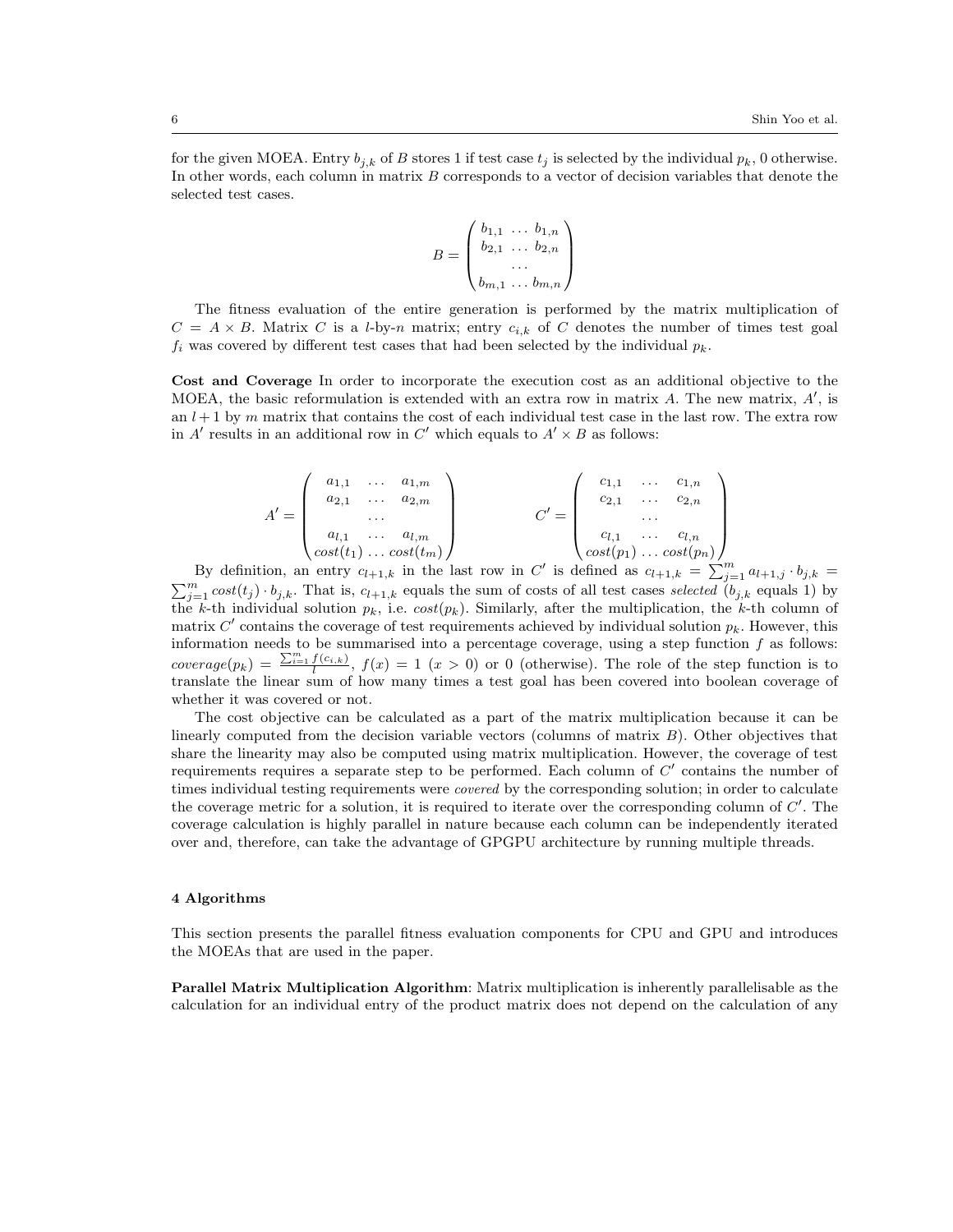for the given MOEA. Entry $b_{j,k}$ of $B$ stores 1 if test case $t_j$ is selected by the individual $p_k$, 0 otherwise. In other words, each column in matrix $B$ corresponds to a vector of decision variables that denote the selected test cases.

$$B = \begin{pmatrix} b_{1,1} \dots b_{1,n} \\ b_{2,1} \dots b_{2,n} \\ \dots \\ b_{m,1} \dots b_{m,n} \end{pmatrix}$$

The fitness evaluation of the entire generation is performed by the matrix multiplication of $C = A \times B$. Matrix $C$ is a $l$-by-$n$ matrix; entry $c_{i,k}$ of $C$ denotes the number of times test goal $f_i$ was covered by different test cases that had been selected by the individual $p_k$.

**Cost and Coverage** In order to incorporate the execution cost as an additional objective to the MOEA, the basic reformulation is extended with an extra row in matrix $A$. The new matrix, $A'$, is an $l+1$ by $m$ matrix that contains the cost of each individual test case in the last row. The extra row in $A'$ results in an additional row in $C'$ which equals to $A' \times B$ as follows:

$$A' = \begin{pmatrix} a_{1,1} & \dots & a_{1,m} \\ a_{2,1} & \dots & a_{2,m} \\ & \dots & \\ a_{l,1} & \dots & a_{l,m} \\ cost(t_1) & \dots & cost(t_m) \end{pmatrix} \qquad C' = \begin{pmatrix} c_{1,1} & \dots & c_{1,n} \\ c_{2,1} & \dots & c_{2,n} \\ & \dots & \\ c_{l,1} & \dots & c_{l,n} \\ cost(p_1) & \dots & cost(p_n) \end{pmatrix}$$

By definition, an entry $c_{l+1,k}$ in the last row in $C'$ is defined as $c_{l+1,k} = \sum_{j=1}^{m} a_{l+1,j} \cdot b_{j,k} = \sum_{j=1}^{m} cost(t_j) \cdot b_{j,k}$. That is, $c_{l+1,k}$ equals the sum of costs of all test cases *selected* ($b_{j,k}$ equals 1) by the $k$-th individual solution $p_k$, i.e. $cost(p_k)$. Similarly, after the multiplication, the $k$-th column of matrix $C'$ contains the coverage of test requirements achieved by individual solution $p_k$. However, this information needs to be summarised into a percentage coverage, using a step function $f$ as follows: $coverage(p_k) = \frac{\sum_{i=1}^{m} f(c_{i,k})}{l}$, $f(x) = 1$ $(x > 0)$ or 0 (otherwise). The role of the step function is to translate the linear sum of how many times a test goal has been covered into boolean coverage of whether it was covered or not.

The cost objective can be calculated as a part of the matrix multiplication because it can be linearly computed from the decision variable vectors (columns of matrix $B$). Other objectives that share the linearity may also be computed using matrix multiplication. However, the coverage of test requirements requires a separate step to be performed. Each column of $C'$ contains the number of times individual testing requirements were *covered* by the corresponding solution; in order to calculate the coverage metric for a solution, it is required to iterate over the corresponding column of $C'$. The coverage calculation is highly parallel in nature because each column can be independently iterated over and, therefore, can take the advantage of GPGPU architecture by running multiple threads.

## 4 Algorithms

This section presents the parallel fitness evaluation components for CPU and GPU and introduces the MOEAs that are used in the paper.

**Parallel Matrix Multiplication Algorithm**: Matrix multiplication is inherently parallelisable as the calculation for an individual entry of the product matrix does not depend on the calculation of any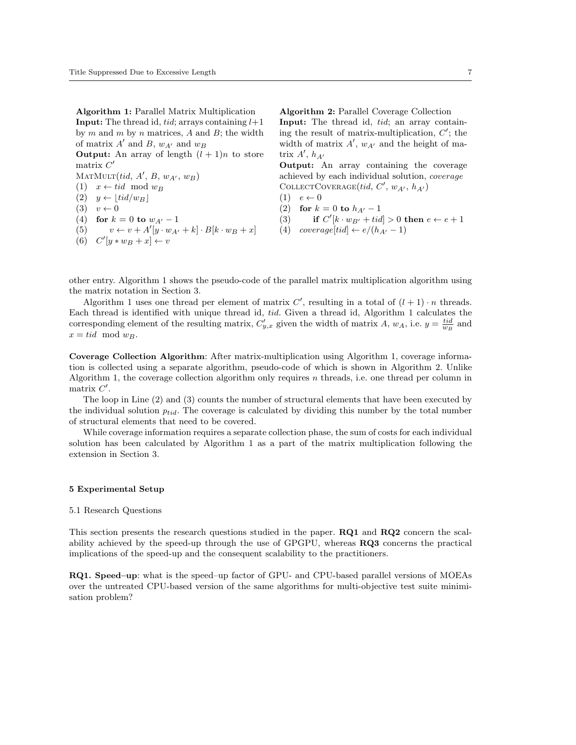**Algorithm 1:** Parallel Matrix Multiplication
**Input:** The thread id, $tid$; arrays containing $l+1$ by $m$ and $m$ by $n$ matrices, $A$ and $B$; the width of matrix $A'$ and $B$, $w_{A'}$ and $w_B$
**Output:** An array of length $(l+1)n$ to store matrix $C'$

MatMult($tid$, $A'$, $B$, $w_{A'}$, $w_B$)
(1) $x \leftarrow tid \mod w_B$
(2) $y \leftarrow \lfloor tid/w_B \rfloor$
(3) $v \leftarrow 0$
(4) **for** $k = 0$ **to** $w_{A'} - 1$
(5) $\quad v \leftarrow v + A'[y \cdot w_{A'} + k] \cdot B[k \cdot w_B + x]$
(6) $C'[y * w_B + x] \leftarrow v$

**Algorithm 2:** Parallel Coverage Collection
**Input:** The thread id, $tid$; an array containing the result of matrix-multiplication, $C'$; the width of matrix $A'$, $w_{A'}$ and the height of matrix $A'$, $h_{A'}$
**Output:** An array containing the coverage achieved by each individual solution, *coverage*

CollectCoverage($tid$, $C'$, $w_{A'}$, $h_{A'}$)
(1) $e \leftarrow 0$
(2) **for** $k = 0$ **to** $h_{A'} - 1$
(3) $\quad$ **if** $C'[k \cdot w_{B'} + tid] > 0$ **then** $e \leftarrow e + 1$
(4) $coverage[tid] \leftarrow e/(h_{A'} - 1)$

other entry. Algorithm 1 shows the pseudo-code of the parallel matrix multiplication algorithm using the matrix notation in Section 3.

Algorithm 1 uses one thread per element of matrix $C'$, resulting in a total of $(l+1) \cdot n$ threads. Each thread is identified with unique thread id, $tid$. Given a thread id, Algorithm 1 calculates the corresponding element of the resulting matrix, $C'_{y,x}$ given the width of matrix $A$, $w_A$, i.e. $y = \frac{tid}{w_B}$ and $x = tid \mod w_B$.

**Coverage Collection Algorithm**: After matrix-multiplication using Algorithm 1, coverage information is collected using a separate algorithm, pseudo-code of which is shown in Algorithm 2. Unlike Algorithm 1, the coverage collection algorithm only requires $n$ threads, i.e. one thread per column in matrix $C'$.

The loop in Line (2) and (3) counts the number of structural elements that have been executed by the individual solution $p_{tid}$. The coverage is calculated by dividing this number by the total number of structural elements that need to be covered.

While coverage information requires a separate collection phase, the sum of costs for each individual solution has been calculated by Algorithm 1 as a part of the matrix multiplication following the extension in Section 3.

## 5 Experimental Setup

### 5.1 Research Questions

This section presents the research questions studied in the paper. **RQ1** and **RQ2** concern the scalability achieved by the speed-up through the use of GPGPU, whereas **RQ3** concerns the practical implications of the speed-up and the consequent scalability to the practitioners.

**RQ1. Speed–up**: what is the speed–up factor of GPU- and CPU-based parallel versions of MOEAs over the untreated CPU-based version of the same algorithms for multi-objective test suite minimisation problem?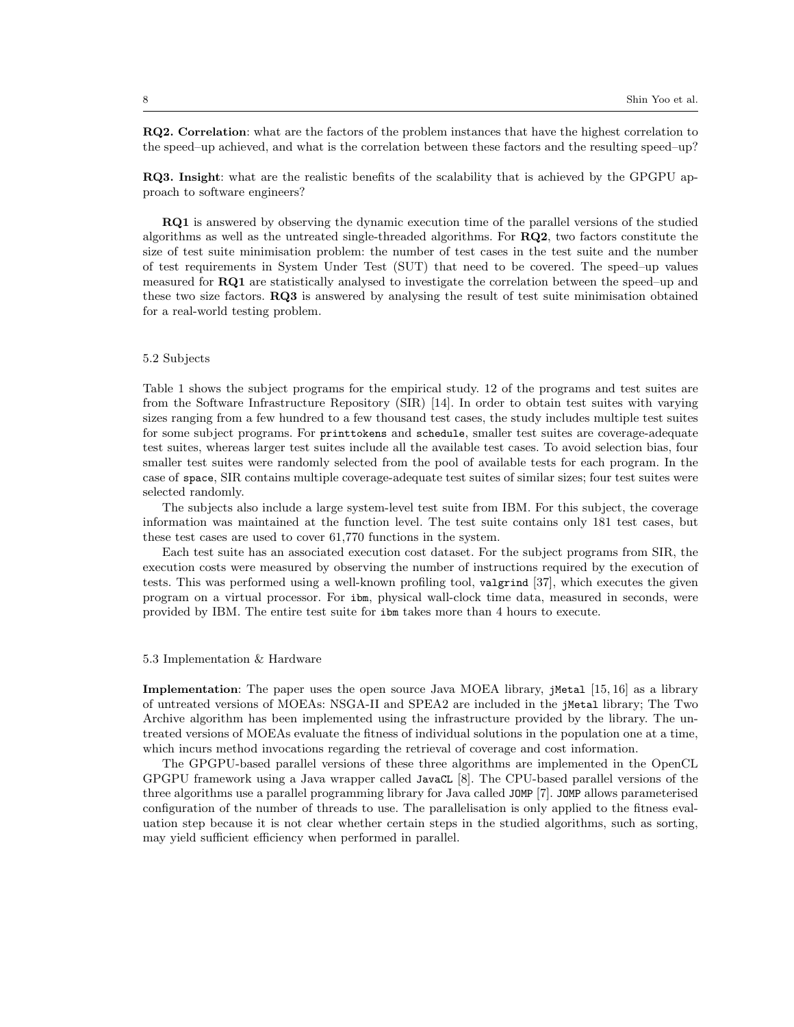**RQ2. Correlation**: what are the factors of the problem instances that have the highest correlation to the speed–up achieved, and what is the correlation between these factors and the resulting speed–up?

**RQ3. Insight**: what are the realistic benefits of the scalability that is achieved by the GPGPU approach to software engineers?

**RQ1** is answered by observing the dynamic execution time of the parallel versions of the studied algorithms as well as the untreated single-threaded algorithms. For **RQ2**, two factors constitute the size of test suite minimisation problem: the number of test cases in the test suite and the number of test requirements in System Under Test (SUT) that need to be covered. The speed–up values measured for **RQ1** are statistically analysed to investigate the correlation between the speed–up and these two size factors. **RQ3** is answered by analysing the result of test suite minimisation obtained for a real-world testing problem.

### 5.2 Subjects

Table 1 shows the subject programs for the empirical study. 12 of the programs and test suites are from the Software Infrastructure Repository (SIR) [14]. In order to obtain test suites with varying sizes ranging from a few hundred to a few thousand test cases, the study includes multiple test suites for some subject programs. For `printtokens` and `schedule`, smaller test suites are coverage-adequate test suites, whereas larger test suites include all the available test cases. To avoid selection bias, four smaller test suites were randomly selected from the pool of available tests for each program. In the case of `space`, SIR contains multiple coverage-adequate test suites of similar sizes; four test suites were selected randomly.

The subjects also include a large system-level test suite from IBM. For this subject, the coverage information was maintained at the function level. The test suite contains only 181 test cases, but these test cases are used to cover 61,770 functions in the system.

Each test suite has an associated execution cost dataset. For the subject programs from SIR, the execution costs were measured by observing the number of instructions required by the execution of tests. This was performed using a well-known profiling tool, `valgrind` [37], which executes the given program on a virtual processor. For `ibm`, physical wall-clock time data, measured in seconds, were provided by IBM. The entire test suite for `ibm` takes more than 4 hours to execute.

### 5.3 Implementation & Hardware

**Implementation**: The paper uses the open source Java MOEA library, `jMetal` [15, 16] as a library of untreated versions of MOEAs: NSGA-II and SPEA2 are included in the `jMetal` library; The Two Archive algorithm has been implemented using the infrastructure provided by the library. The untreated versions of MOEAs evaluate the fitness of individual solutions in the population one at a time, which incurs method invocations regarding the retrieval of coverage and cost information.

The GPGPU-based parallel versions of these three algorithms are implemented in the OpenCL GPGPU framework using a Java wrapper called `JavaCL` [8]. The CPU-based parallel versions of the three algorithms use a parallel programming library for Java called `JOMP` [7]. `JOMP` allows parameterised configuration of the number of threads to use. The parallelisation is only applied to the fitness evaluation step because it is not clear whether certain steps in the studied algorithms, such as sorting, may yield sufficient efficiency when performed in parallel.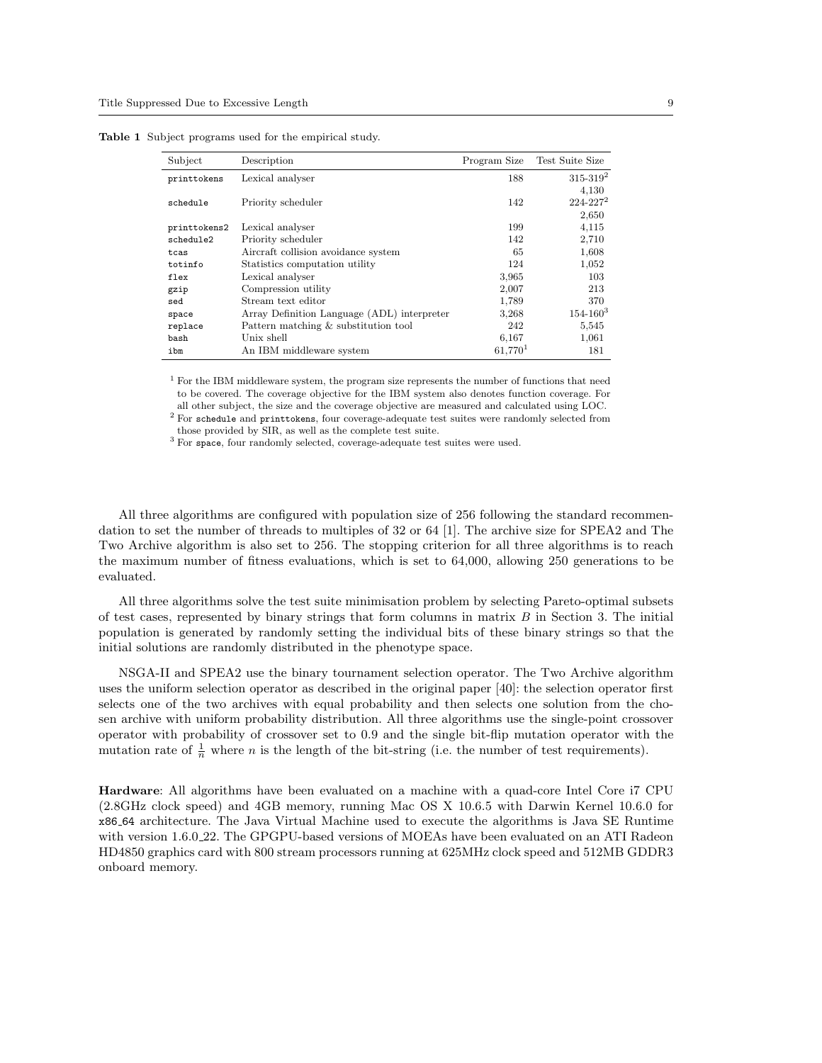**Table 1** Subject programs used for the empirical study.

| Subject | Description | Program Size | Test Suite Size |
|---|---|---|---|
| printtokens | Lexical analyser | 188 | 315-319[2] |
| | | | 4,130 |
| schedule | Priority scheduler | 142 | 224-227[2] |
| | | | 2,650 |
| printtokens2 | Lexical analyser | 199 | 4,115 |
| schedule2 | Priority scheduler | 142 | 2,710 |
| tcas | Aircraft collision avoidance system | 65 | 1,608 |
| totinfo | Statistics computation utility | 124 | 1,052 |
| flex | Lexical analyser | 3,965 | 103 |
| gzip | Compression utility | 2,007 | 213 |
| sed | Stream text editor | 1,789 | 370 |
| space | Array Definition Language (ADL) interpreter | 3,268 | 154-160[3] |
| replace | Pattern matching & substitution tool | 242 | 5,545 |
| bash | Unix shell | 6,167 | 1,061 |
| ibm | An IBM middleware system | 61,770[1] | 181 |

[1] For the IBM middleware system, the program size represents the number of functions that need to be covered. The coverage objective for the IBM system also denotes function coverage. For all other subject, the size and the coverage objective are measured and calculated using LOC.
[2] For schedule and printtokens, four coverage-adequate test suites were randomly selected from those provided by SIR, as well as the complete test suite.
[3] For space, four randomly selected, coverage-adequate test suites were used.

All three algorithms are configured with population size of 256 following the standard recommendation to set the number of threads to multiples of 32 or 64 [1]. The archive size for SPEA2 and The Two Archive algorithm is also set to 256. The stopping criterion for all three algorithms is to reach the maximum number of fitness evaluations, which is set to 64,000, allowing 250 generations to be evaluated.

All three algorithms solve the test suite minimisation problem by selecting Pareto-optimal subsets of test cases, represented by binary strings that form columns in matrix $B$ in Section 3. The initial population is generated by randomly setting the individual bits of these binary strings so that the initial solutions are randomly distributed in the phenotype space.

NSGA-II and SPEA2 use the binary tournament selection operator. The Two Archive algorithm uses the uniform selection operator as described in the original paper [40]: the selection operator first selects one of the two archives with equal probability and then selects one solution from the chosen archive with uniform probability distribution. All three algorithms use the single-point crossover operator with probability of crossover set to 0.9 and the single bit-flip mutation operator with the mutation rate of $\frac{1}{n}$ where $n$ is the length of the bit-string (i.e. the number of test requirements).

**Hardware**: All algorithms have been evaluated on a machine with a quad-core Intel Core i7 CPU (2.8GHz clock speed) and 4GB memory, running Mac OS X 10.6.5 with Darwin Kernel 10.6.0 for x86_64 architecture. The Java Virtual Machine used to execute the algorithms is Java SE Runtime with version 1.6.0_22. The GPGPU-based versions of MOEAs have been evaluated on an ATI Radeon HD4850 graphics card with 800 stream processors running at 625MHz clock speed and 512MB GDDR3 onboard memory.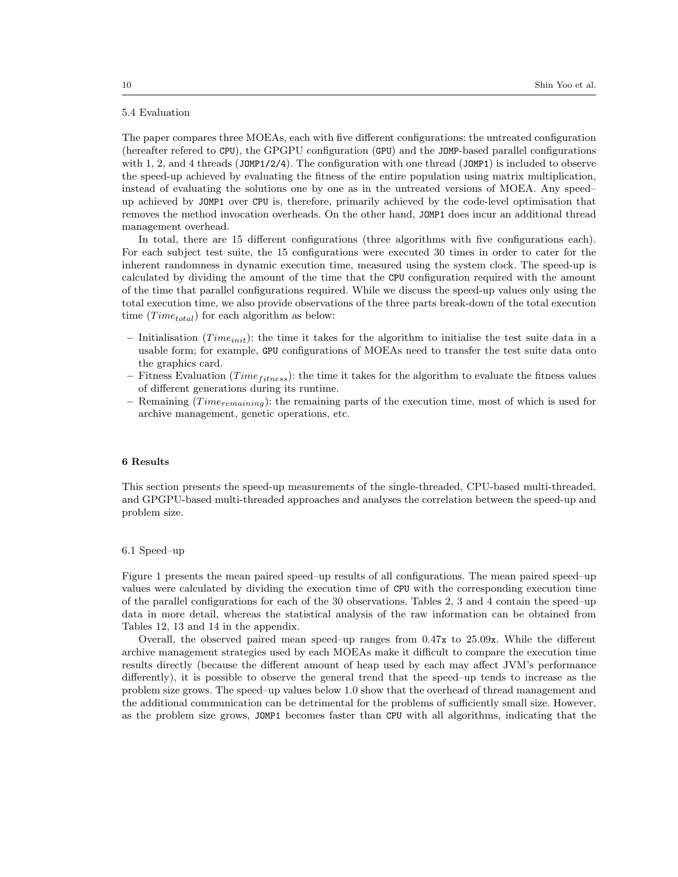### 5.4 Evaluation

The paper compares three MOEAs, each with five different configurations: the untreated configuration (hereafter refered to `CPU`), the GPGPU configuration (`GPU`) and the `JOMP`-based parallel configurations with 1, 2, and 4 threads (`JOMP1/2/4`). The configuration with one thread (`JOMP1`) is included to observe the speed-up achieved by evaluating the fitness of the entire population using matrix multiplication, instead of evaluating the solutions one by one as in the untreated versions of MOEA. Any speed–up achieved by `JOMP1` over `CPU` is, therefore, primarily achieved by the code-level optimisation that removes the method invocation overheads. On the other hand, `JOMP1` does incur an additional thread management overhead.

In total, there are 15 different configurations (three algorithms with five configurations each). For each subject test suite, the 15 configurations were executed 30 times in order to cater for the inherent randomness in dynamic execution time, measured using the system clock. The speed-up is calculated by dividing the amount of the time that the `CPU` configuration required with the amount of the time that parallel configurations required. While we discuss the speed-up values only using the total execution time, we also provide observations of the three parts break-down of the total execution time ($Time_{total}$) for each algorithm as below:

- Initialisation ($Time_{init}$): the time it takes for the algorithm to initialise the test suite data in a usable form; for example, `GPU` configurations of MOEAs need to transfer the test suite data onto the graphics card.
- Fitness Evaluation ($Time_{fitness}$): the time it takes for the algorithm to evaluate the fitness values of different generations during its runtime.
- Remaining ($Time_{remaining}$): the remaining parts of the execution time, most of which is used for archive management, genetic operations, etc.

## 6 Results

This section presents the speed-up measurements of the single-threaded, CPU-based multi-threaded, and GPGPU-based multi-threaded approaches and analyses the correlation between the speed-up and problem size.

### 6.1 Speed–up

Figure 1 presents the mean paired speed–up results of all configurations. The mean paired speed–up values were calculated by dividing the execution time of `CPU` with the corresponding execution time of the parallel configurations for each of the 30 observations. Tables 2, 3 and 4 contain the speed–up data in more detail, whereas the statistical analysis of the raw information can be obtained from Tables 12, 13 and 14 in the appendix.

Overall, the observed paired mean speed–up ranges from 0.47`x` to 25.09`x`. While the different archive management strategies used by each MOEAs make it difficult to compare the execution time results directly (because the different amount of heap used by each may affect JVM's performance differently), it is possible to observe the general trend that the speed–up tends to increase as the problem size grows. The speed–up values below 1.0 show that the overhead of thread management and the additional communication can be detrimental for the problems of sufficiently small size. However, as the problem size grows, `JOMP1` becomes faster than `CPU` with all algorithms, indicating that the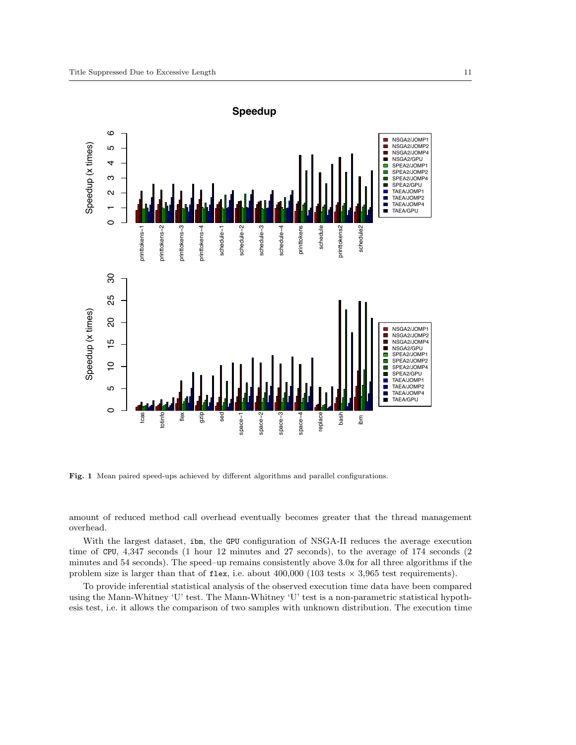**Fig. 1** Mean paired speed-ups achieved by different algorithms and parallel configurations.

amount of reduced method call overhead eventually becomes greater that the thread management overhead.

With the largest dataset, `ibm`, the `GPU` configuration of NSGA-II reduces the average execution time of `CPU`, 4,347 seconds (1 hour 12 minutes and 27 seconds), to the average of 174 seconds (2 minutes and 54 seconds). The speed–up remains consistently above 3.0`x` for all three algorithms if the problem size is larger than that of `flex`, i.e. about 400,000 (103 tests × 3,965 test requirements).

To provide inferential statistical analysis of the observed execution time data have been compared using the Mann-Whitney 'U' test. The Mann-Whitney 'U' test is a non-parametric statistical hypothesis test, i.e. it allows the comparison of two samples with unknown distribution. The execution time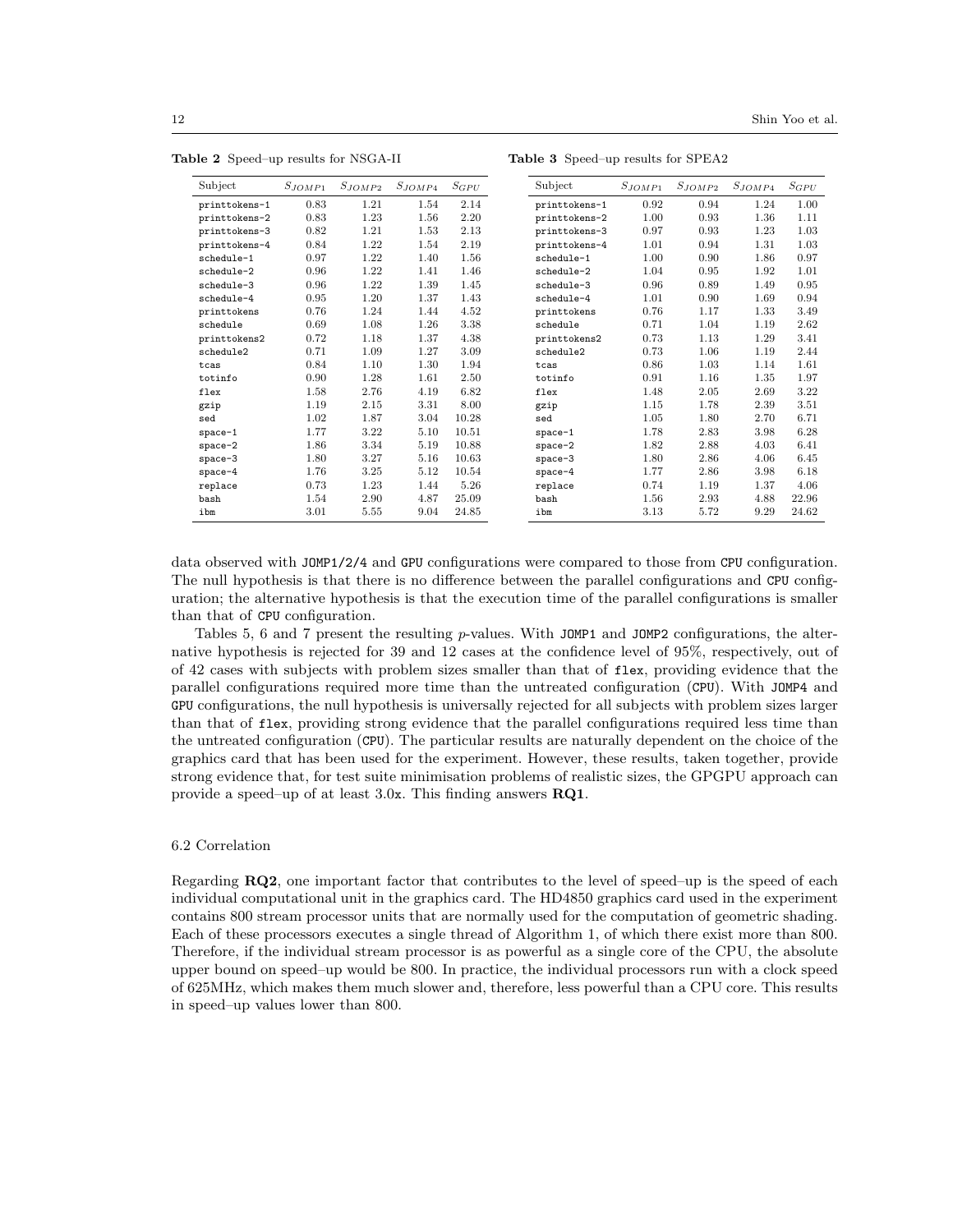**Table 2** Speed–up results for NSGA-II

| Subject | $S_{JOMP1}$ | $S_{JOMP2}$ | $S_{JOMP4}$ | $S_{GPU}$ |
|---|---|---|---|---|
| printtokens-1 | 0.83 | 1.21 | 1.54 | 2.14 |
| printtokens-2 | 0.83 | 1.23 | 1.56 | 2.20 |
| printtokens-3 | 0.82 | 1.21 | 1.53 | 2.13 |
| printtokens-4 | 0.84 | 1.22 | 1.54 | 2.19 |
| schedule-1 | 0.97 | 1.22 | 1.40 | 1.56 |
| schedule-2 | 0.96 | 1.22 | 1.41 | 1.46 |
| schedule-3 | 0.96 | 1.22 | 1.39 | 1.45 |
| schedule-4 | 0.95 | 1.20 | 1.37 | 1.43 |
| printtokens | 0.76 | 1.24 | 1.44 | 4.52 |
| schedule | 0.69 | 1.08 | 1.26 | 3.38 |
| printtokens2 | 0.72 | 1.18 | 1.37 | 4.38 |
| schedule2 | 0.71 | 1.09 | 1.27 | 3.09 |
| tcas | 0.84 | 1.10 | 1.30 | 1.94 |
| totinfo | 0.90 | 1.28 | 1.61 | 2.50 |
| flex | 1.58 | 2.76 | 4.19 | 6.82 |
| gzip | 1.19 | 2.15 | 3.31 | 8.00 |
| sed | 1.02 | 1.87 | 3.04 | 10.28 |
| space-1 | 1.77 | 3.22 | 5.10 | 10.51 |
| space-2 | 1.86 | 3.34 | 5.19 | 10.88 |
| space-3 | 1.80 | 3.27 | 5.16 | 10.63 |
| space-4 | 1.76 | 3.25 | 5.12 | 10.54 |
| replace | 0.73 | 1.23 | 1.44 | 5.26 |
| bash | 1.54 | 2.90 | 4.87 | 25.09 |
| ibm | 3.01 | 5.55 | 9.04 | 24.85 |

**Table 3** Speed–up results for SPEA2

| Subject | $S_{JOMP1}$ | $S_{JOMP2}$ | $S_{JOMP4}$ | $S_{GPU}$ |
|---|---|---|---|---|
| printtokens-1 | 0.92 | 0.94 | 1.24 | 1.00 |
| printtokens-2 | 1.00 | 0.93 | 1.36 | 1.11 |
| printtokens-3 | 0.97 | 0.93 | 1.23 | 1.03 |
| printtokens-4 | 1.01 | 0.94 | 1.31 | 1.03 |
| schedule-1 | 1.00 | 0.90 | 1.86 | 0.97 |
| schedule-2 | 1.04 | 0.95 | 1.92 | 1.01 |
| schedule-3 | 0.96 | 0.89 | 1.49 | 0.95 |
| schedule-4 | 1.01 | 0.90 | 1.69 | 0.94 |
| printtokens | 0.76 | 1.17 | 1.33 | 3.49 |
| schedule | 0.71 | 1.04 | 1.19 | 2.62 |
| printtokens2 | 0.73 | 1.13 | 1.29 | 3.41 |
| schedule2 | 0.73 | 1.06 | 1.19 | 2.44 |
| tcas | 0.86 | 1.03 | 1.14 | 1.61 |
| totinfo | 0.91 | 1.16 | 1.35 | 1.97 |
| flex | 1.48 | 2.05 | 2.69 | 3.22 |
| gzip | 1.15 | 1.78 | 2.39 | 3.51 |
| sed | 1.05 | 1.80 | 2.70 | 6.71 |
| space-1 | 1.78 | 2.83 | 3.98 | 6.28 |
| space-2 | 1.82 | 2.88 | 4.03 | 6.41 |
| space-3 | 1.80 | 2.86 | 4.06 | 6.45 |
| space-4 | 1.77 | 2.86 | 3.98 | 6.18 |
| replace | 0.74 | 1.19 | 1.37 | 4.06 |
| bash | 1.56 | 2.93 | 4.88 | 22.96 |
| ibm | 3.13 | 5.72 | 9.29 | 24.62 |

data observed with JOMP1/2/4 and GPU configurations were compared to those from CPU configuration. The null hypothesis is that there is no difference between the parallel configurations and CPU configuration; the alternative hypothesis is that the execution time of the parallel configurations is smaller than that of CPU configuration.

Tables 5, 6 and 7 present the resulting *p*-values. With JOMP1 and JOMP2 configurations, the alternative hypothesis is rejected for 39 and 12 cases at the confidence level of 95%, respectively, out of of 42 cases with subjects with problem sizes smaller than that of flex, providing evidence that the parallel configurations required more time than the untreated configuration (CPU). With JOMP4 and GPU configurations, the null hypothesis is universally rejected for all subjects with problem sizes larger than that of flex, providing strong evidence that the parallel configurations required less time than the untreated configuration (CPU). The particular results are naturally dependent on the choice of the graphics card that has been used for the experiment. However, these results, taken together, provide strong evidence that, for test suite minimisation problems of realistic sizes, the GPGPU approach can provide a speed–up of at least 3.0x. This finding answers **RQ1**.

### 6.2 Correlation

Regarding **RQ2**, one important factor that contributes to the level of speed–up is the speed of each individual computational unit in the graphics card. The HD4850 graphics card used in the experiment contains 800 stream processor units that are normally used for the computation of geometric shading. Each of these processors executes a single thread of Algorithm 1, of which there exist more than 800. Therefore, if the individual stream processor is as powerful as a single core of the CPU, the absolute upper bound on speed–up would be 800. In practice, the individual processors run with a clock speed of 625MHz, which makes them much slower and, therefore, less powerful than a CPU core. This results in speed–up values lower than 800.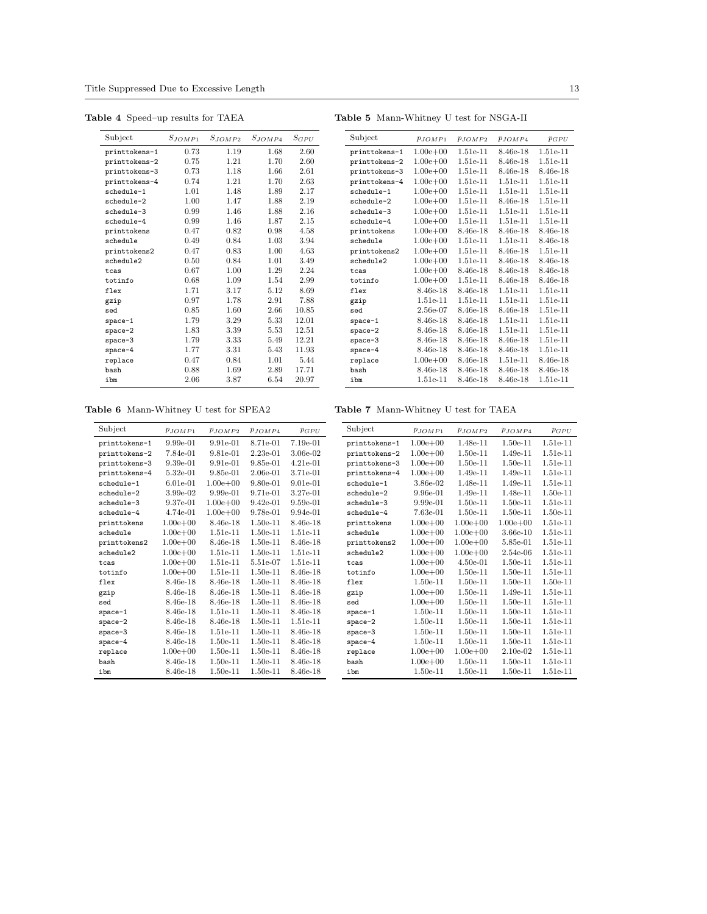**Table 4** Speed–up results for TAEA

| Subject | $S_{JOMP1}$ | $S_{JOMP2}$ | $S_{JOMP4}$ | $S_{GPU}$ |
|---|---|---|---|---|
| printtokens-1 | 0.73 | 1.19 | 1.68 | 2.60 |
| printtokens-2 | 0.75 | 1.21 | 1.70 | 2.60 |
| printtokens-3 | 0.73 | 1.18 | 1.66 | 2.61 |
| printtokens-4 | 0.74 | 1.21 | 1.70 | 2.63 |
| schedule-1 | 1.01 | 1.48 | 1.89 | 2.17 |
| schedule-2 | 1.00 | 1.47 | 1.88 | 2.19 |
| schedule-3 | 0.99 | 1.46 | 1.88 | 2.16 |
| schedule-4 | 0.99 | 1.46 | 1.87 | 2.15 |
| printtokens | 0.47 | 0.82 | 0.98 | 4.58 |
| schedule | 0.49 | 0.84 | 1.03 | 3.94 |
| printtokens2 | 0.47 | 0.83 | 1.00 | 4.63 |
| schedule2 | 0.50 | 0.84 | 1.01 | 3.49 |
| tcas | 0.67 | 1.00 | 1.29 | 2.24 |
| totinfo | 0.68 | 1.09 | 1.54 | 2.99 |
| flex | 1.71 | 3.17 | 5.12 | 8.69 |
| gzip | 0.97 | 1.78 | 2.91 | 7.88 |
| sed | 0.85 | 1.60 | 2.66 | 10.85 |
| space-1 | 1.79 | 3.29 | 5.33 | 12.01 |
| space-2 | 1.83 | 3.39 | 5.53 | 12.51 |
| space-3 | 1.79 | 3.33 | 5.49 | 12.21 |
| space-4 | 1.77 | 3.31 | 5.43 | 11.93 |
| replace | 0.47 | 0.84 | 1.01 | 5.44 |
| bash | 0.88 | 1.69 | 2.89 | 17.71 |
| ibm | 2.06 | 3.87 | 6.54 | 20.97 |

**Table 5** Mann-Whitney U test for NSGA-II

| Subject | $p_{JOMP1}$ | $p_{JOMP2}$ | $p_{JOMP4}$ | $p_{GPU}$ |
|---|---|---|---|---|
| printtokens-1 | 1.00e+00 | 1.51e-11 | 8.46e-18 | 1.51e-11 |
| printtokens-2 | 1.00e+00 | 1.51e-11 | 8.46e-18 | 1.51e-11 |
| printtokens-3 | 1.00e+00 | 1.51e-11 | 8.46e-18 | 8.46e-18 |
| printtokens-4 | 1.00e+00 | 1.51e-11 | 1.51e-11 | 1.51e-11 |
| schedule-1 | 1.00e+00 | 1.51e-11 | 1.51e-11 | 1.51e-11 |
| schedule-2 | 1.00e+00 | 1.51e-11 | 8.46e-18 | 1.51e-11 |
| schedule-3 | 1.00e+00 | 1.51e-11 | 1.51e-11 | 1.51e-11 |
| schedule-4 | 1.00e+00 | 1.51e-11 | 1.51e-11 | 1.51e-11 |
| printtokens | 1.00e+00 | 8.46e-18 | 8.46e-18 | 8.46e-18 |
| schedule | 1.00e+00 | 1.51e-11 | 1.51e-11 | 8.46e-18 |
| printtokens2 | 1.00e+00 | 1.51e-11 | 8.46e-18 | 1.51e-11 |
| schedule2 | 1.00e+00 | 1.51e-11 | 8.46e-18 | 8.46e-18 |
| tcas | 1.00e+00 | 8.46e-18 | 8.46e-18 | 8.46e-18 |
| totinfo | 1.00e+00 | 1.51e-11 | 8.46e-18 | 8.46e-18 |
| flex | 8.46e-18 | 8.46e-18 | 1.51e-11 | 1.51e-11 |
| gzip | 1.51e-11 | 1.51e-11 | 1.51e-11 | 1.51e-11 |
| sed | 2.56e-07 | 8.46e-18 | 8.46e-18 | 1.51e-11 |
| space-1 | 8.46e-18 | 8.46e-18 | 1.51e-11 | 1.51e-11 |
| space-2 | 8.46e-18 | 8.46e-18 | 1.51e-11 | 1.51e-11 |
| space-3 | 8.46e-18 | 8.46e-18 | 8.46e-18 | 1.51e-11 |
| space-4 | 8.46e-18 | 8.46e-18 | 8.46e-18 | 1.51e-11 |
| replace | 1.00e+00 | 8.46e-18 | 1.51e-11 | 8.46e-18 |
| bash | 8.46e-18 | 8.46e-18 | 8.46e-18 | 8.46e-18 |
| ibm | 1.51e-11 | 8.46e-18 | 8.46e-18 | 1.51e-11 |

**Table 6** Mann-Whitney U test for SPEA2

| Subject | $p_{JOMP1}$ | $p_{JOMP2}$ | $p_{JOMP4}$ | $p_{GPU}$ |
|---|---|---|---|---|
| printtokens-1 | 9.99e-01 | 9.91e-01 | 8.71e-01 | 7.19e-01 |
| printtokens-2 | 7.84e-01 | 9.81e-01 | 2.23e-01 | 3.06e-02 |
| printtokens-3 | 9.39e-01 | 9.91e-01 | 9.85e-01 | 4.21e-01 |
| printtokens-4 | 5.32e-01 | 9.85e-01 | 2.06e-01 | 3.71e-01 |
| schedule-1 | 6.01e-01 | 1.00e+00 | 9.80e-01 | 9.01e-01 |
| schedule-2 | 3.99e-02 | 9.99e-01 | 9.71e-01 | 3.27e-01 |
| schedule-3 | 9.37e-01 | 1.00e+00 | 9.42e-01 | 9.59e-01 |
| schedule-4 | 4.74e-01 | 1.00e+00 | 9.78e-01 | 9.94e-01 |
| printtokens | 1.00e+00 | 8.46e-18 | 1.50e-11 | 8.46e-18 |
| schedule | 1.00e+00 | 1.51e-11 | 1.50e-11 | 1.51e-11 |
| printtokens2 | 1.00e+00 | 8.46e-18 | 1.50e-11 | 8.46e-18 |
| schedule2 | 1.00e+00 | 1.51e-11 | 1.50e-11 | 1.51e-11 |
| tcas | 1.00e+00 | 1.51e-11 | 5.51e-07 | 1.51e-11 |
| totinfo | 1.00e+00 | 1.51e-11 | 1.50e-11 | 8.46e-18 |
| flex | 8.46e-18 | 8.46e-18 | 1.50e-11 | 8.46e-18 |
| gzip | 8.46e-18 | 8.46e-18 | 1.50e-11 | 8.46e-18 |
| sed | 8.46e-18 | 8.46e-18 | 1.50e-11 | 8.46e-18 |
| space-1 | 8.46e-18 | 1.51e-11 | 1.50e-11 | 8.46e-18 |
| space-2 | 8.46e-18 | 8.46e-18 | 1.50e-11 | 1.51e-11 |
| space-3 | 8.46e-18 | 1.51e-11 | 1.50e-11 | 8.46e-18 |
| space-4 | 8.46e-18 | 1.50e-11 | 1.50e-11 | 8.46e-18 |
| replace | 1.00e+00 | 1.50e-11 | 1.50e-11 | 8.46e-18 |
| bash | 8.46e-18 | 1.50e-11 | 1.50e-11 | 8.46e-18 |
| ibm | 8.46e-18 | 1.50e-11 | 1.50e-11 | 8.46e-18 |

**Table 7** Mann-Whitney U test for TAEA

| Subject | $p_{JOMP1}$ | $p_{JOMP2}$ | $p_{JOMP4}$ | $p_{GPU}$ |
|---|---|---|---|---|
| printtokens-1 | 1.00e+00 | 1.48e-11 | 1.50e-11 | 1.51e-11 |
| printtokens-2 | 1.00e+00 | 1.50e-11 | 1.49e-11 | 1.51e-11 |
| printtokens-3 | 1.00e+00 | 1.50e-11 | 1.50e-11 | 1.51e-11 |
| printtokens-4 | 1.00e+00 | 1.49e-11 | 1.49e-11 | 1.51e-11 |
| schedule-1 | 3.86e-02 | 1.48e-11 | 1.49e-11 | 1.51e-11 |
| schedule-2 | 9.96e-01 | 1.49e-11 | 1.48e-11 | 1.50e-11 |
| schedule-3 | 9.99e-01 | 1.50e-11 | 1.50e-11 | 1.51e-11 |
| schedule-4 | 7.63e-01 | 1.50e-11 | 1.50e-11 | 1.50e-11 |
| printtokens | 1.00e+00 | 1.00e+00 | 1.00e+00 | 1.51e-11 |
| schedule | 1.00e+00 | 1.00e+00 | 3.66e-10 | 1.51e-11 |
| printtokens2 | 1.00e+00 | 1.00e+00 | 5.85e-01 | 1.51e-11 |
| schedule2 | 1.00e+00 | 1.00e+00 | 2.54e-06 | 1.51e-11 |
| tcas | 1.00e+00 | 4.50e-01 | 1.50e-11 | 1.51e-11 |
| totinfo | 1.00e+00 | 1.50e-11 | 1.50e-11 | 1.51e-11 |
| flex | 1.50e-11 | 1.50e-11 | 1.50e-11 | 1.50e-11 |
| gzip | 1.00e+00 | 1.50e-11 | 1.49e-11 | 1.51e-11 |
| sed | 1.00e+00 | 1.50e-11 | 1.50e-11 | 1.51e-11 |
| space-1 | 1.50e-11 | 1.50e-11 | 1.50e-11 | 1.51e-11 |
| space-2 | 1.50e-11 | 1.50e-11 | 1.50e-11 | 1.51e-11 |
| space-3 | 1.50e-11 | 1.50e-11 | 1.50e-11 | 1.51e-11 |
| space-4 | 1.50e-11 | 1.50e-11 | 1.50e-11 | 1.51e-11 |
| replace | 1.00e+00 | 1.00e+00 | 2.10e-02 | 1.51e-11 |
| bash | 1.00e+00 | 1.50e-11 | 1.50e-11 | 1.51e-11 |
| ibm | 1.50e-11 | 1.50e-11 | 1.50e-11 | 1.51e-11 |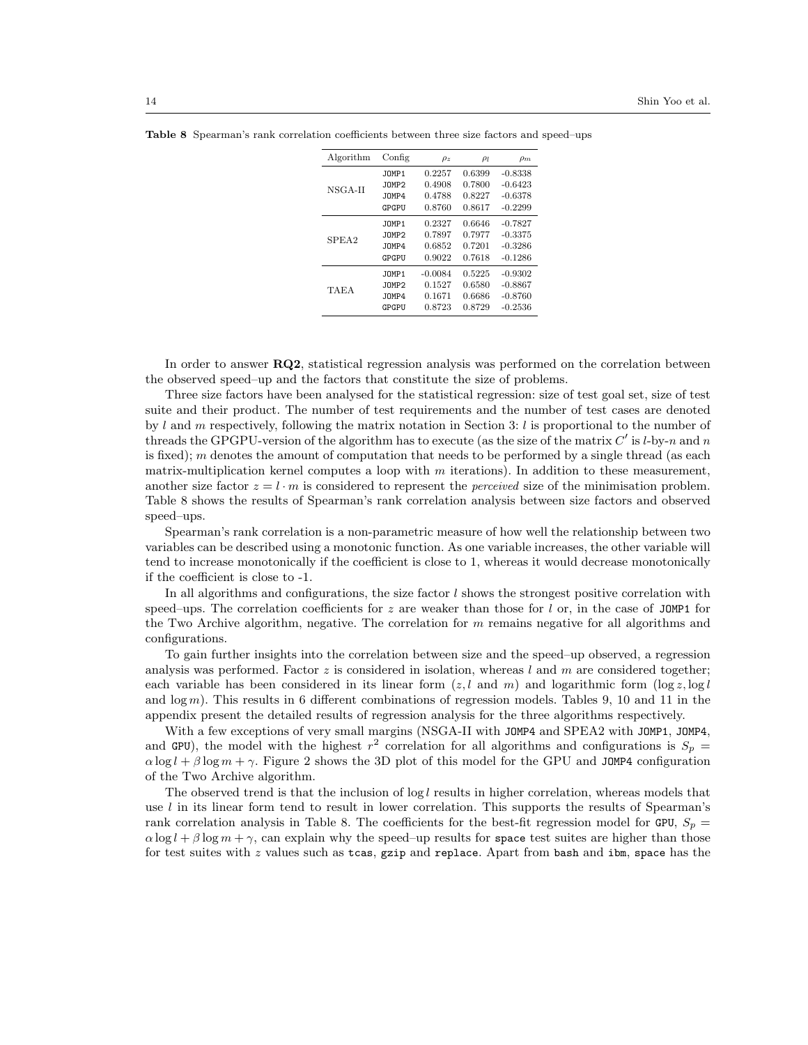**Table 8** Spearman's rank correlation coefficients between three size factors and speed–ups

| Algorithm | Config | $\rho_z$ | $\rho_l$ | $\rho_m$ |
|---|---|---|---|---|
| NSGA-II | JOMP1 | 0.2257 | 0.6399 | -0.8338 |
| | JOMP2 | 0.4908 | 0.7800 | -0.6423 |
| | JOMP4 | 0.4788 | 0.8227 | -0.6378 |
| | GPGPU | 0.8760 | 0.8617 | -0.2299 |
| SPEA2 | JOMP1 | 0.2327 | 0.6646 | -0.7827 |
| | JOMP2 | 0.7897 | 0.7977 | -0.3375 |
| | JOMP4 | 0.6852 | 0.7201 | -0.3286 |
| | GPGPU | 0.9022 | 0.7618 | -0.1286 |
| TAEA | JOMP1 | -0.0084 | 0.5225 | -0.9302 |
| | JOMP2 | 0.1527 | 0.6580 | -0.8867 |
| | JOMP4 | 0.1671 | 0.6686 | -0.8760 |
| | GPGPU | 0.8723 | 0.8729 | -0.2536 |

In order to answer **RQ2**, statistical regression analysis was performed on the correlation between the observed speed–up and the factors that constitute the size of problems.

Three size factors have been analysed for the statistical regression: size of test goal set, size of test suite and their product. The number of test requirements and the number of test cases are denoted by $l$ and $m$ respectively, following the matrix notation in Section 3: $l$ is proportional to the number of threads the GPGPU-version of the algorithm has to execute (as the size of the matrix $C'$ is $l$-by-$n$ and $n$ is fixed); $m$ denotes the amount of computation that needs to be performed by a single thread (as each matrix-multiplication kernel computes a loop with $m$ iterations). In addition to these measurement, another size factor $z = l \cdot m$ is considered to represent the *perceived* size of the minimisation problem. Table 8 shows the results of Spearman's rank correlation analysis between size factors and observed speed–ups.

Spearman's rank correlation is a non-parametric measure of how well the relationship between two variables can be described using a monotonic function. As one variable increases, the other variable will tend to increase monotonically if the coefficient is close to 1, whereas it would decrease monotonically if the coefficient is close to -1.

In all algorithms and configurations, the size factor $l$ shows the strongest positive correlation with speed–ups. The correlation coefficients for $z$ are weaker than those for $l$ or, in the case of JOMP1 for the Two Archive algorithm, negative. The correlation for $m$ remains negative for all algorithms and configurations.

To gain further insights into the correlation between size and the speed–up observed, a regression analysis was performed. Factor $z$ is considered in isolation, whereas $l$ and $m$ are considered together; each variable has been considered in its linear form ($z, l$ and $m$) and logarithmic form ($\log z, \log l$ and $\log m$). This results in 6 different combinations of regression models. Tables 9, 10 and 11 in the appendix present the detailed results of regression analysis for the three algorithms respectively.

With a few exceptions of very small margins (NSGA-II with JOMP4 and SPEA2 with JOMP1, JOMP4, and GPU), the model with the highest $r^2$ correlation for all algorithms and configurations is $S_p = \alpha \log l + \beta \log m + \gamma$. Figure 2 shows the 3D plot of this model for the GPU and JOMP4 configuration of the Two Archive algorithm.

The observed trend is that the inclusion of $\log l$ results in higher correlation, whereas models that use $l$ in its linear form tend to result in lower correlation. This supports the results of Spearman's rank correlation analysis in Table 8. The coefficients for the best-fit regression model for GPU, $S_p = \alpha \log l + \beta \log m + \gamma$, can explain why the speed–up results for space test suites are higher than those for test suites with $z$ values such as tcas, gzip and replace. Apart from bash and ibm, space has the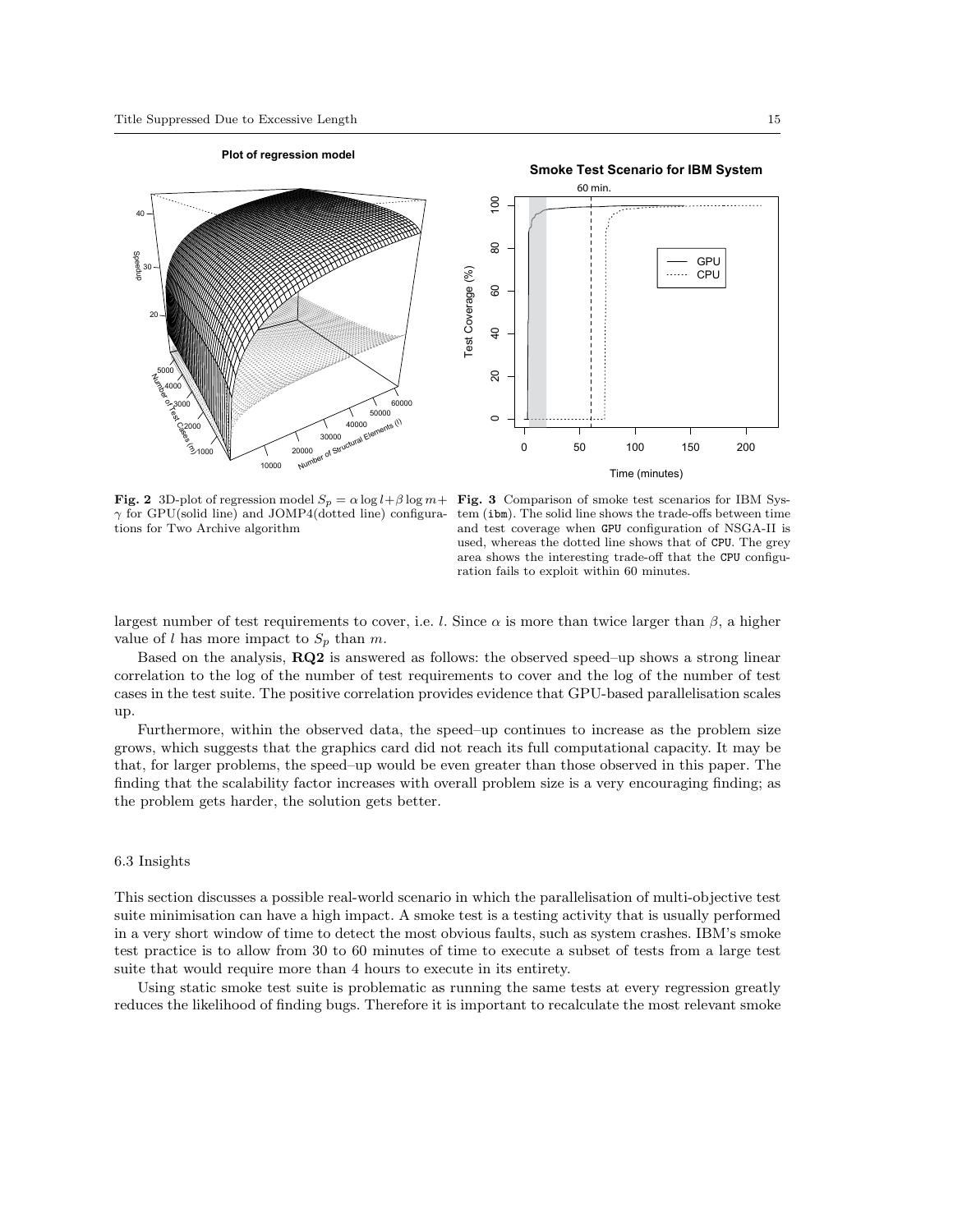**Fig. 2** 3D-plot of regression model $S_p = \alpha \log l + \beta \log m + \gamma$ for GPU(solid line) and JOMP4(dotted line) configurations for Two Archive algorithm

**Fig. 3** Comparison of smoke test scenarios for IBM System (ibm). The solid line shows the trade-offs between time and test coverage when GPU configuration of NSGA-II is used, whereas the dotted line shows that of CPU. The grey area shows the interesting trade-off that the CPU configuration fails to exploit within 60 minutes.

largest number of test requirements to cover, i.e. $l$. Since $\alpha$ is more than twice larger than $\beta$, a higher value of $l$ has more impact to $S_p$ than $m$.

Based on the analysis, **RQ2** is answered as follows: the observed speed–up shows a strong linear correlation to the log of the number of test requirements to cover and the log of the number of test cases in the test suite. The positive correlation provides evidence that GPU-based parallelisation scales up.

Furthermore, within the observed data, the speed–up continues to increase as the problem size grows, which suggests that the graphics card did not reach its full computational capacity. It may be that, for larger problems, the speed–up would be even greater than those observed in this paper. The finding that the scalability factor increases with overall problem size is a very encouraging finding; as the problem gets harder, the solution gets better.

### 6.3 Insights

This section discusses a possible real-world scenario in which the parallelisation of multi-objective test suite minimisation can have a high impact. A smoke test is a testing activity that is usually performed in a very short window of time to detect the most obvious faults, such as system crashes. IBM's smoke test practice is to allow from 30 to 60 minutes of time to execute a subset of tests from a large test suite that would require more than 4 hours to execute in its entirety.

Using static smoke test suite is problematic as running the same tests at every regression greatly reduces the likelihood of finding bugs. Therefore it is important to recalculate the most relevant smoke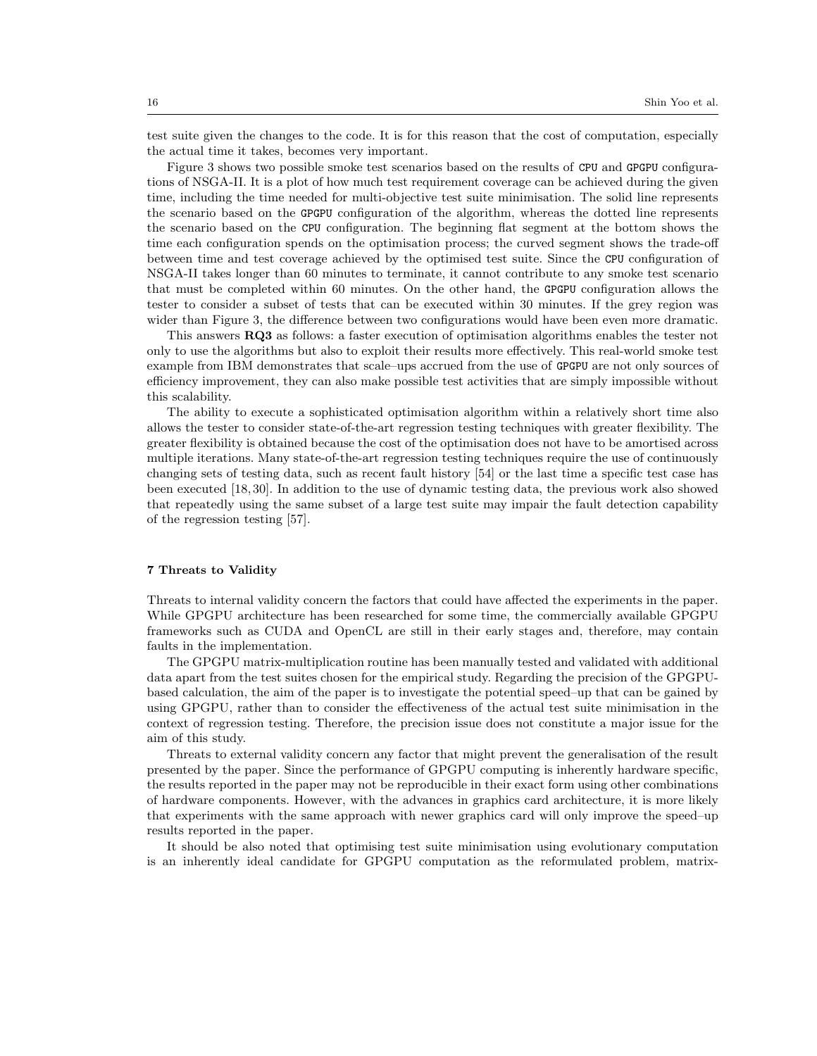test suite given the changes to the code. It is for this reason that the cost of computation, especially the actual time it takes, becomes very important.

Figure 3 shows two possible smoke test scenarios based on the results of `CPU` and `GPGPU` configurations of NSGA-II. It is a plot of how much test requirement coverage can be achieved during the given time, including the time needed for multi-objective test suite minimisation. The solid line represents the scenario based on the `GPGPU` configuration of the algorithm, whereas the dotted line represents the scenario based on the `CPU` configuration. The beginning flat segment at the bottom shows the time each configuration spends on the optimisation process; the curved segment shows the trade-off between time and test coverage achieved by the optimised test suite. Since the `CPU` configuration of NSGA-II takes longer than 60 minutes to terminate, it cannot contribute to any smoke test scenario that must be completed within 60 minutes. On the other hand, the `GPGPU` configuration allows the tester to consider a subset of tests that can be executed within 30 minutes. If the grey region was wider than Figure 3, the difference between two configurations would have been even more dramatic.

This answers **RQ3** as follows: a faster execution of optimisation algorithms enables the tester not only to use the algorithms but also to exploit their results more effectively. This real-world smoke test example from IBM demonstrates that scale–ups accrued from the use of `GPGPU` are not only sources of efficiency improvement, they can also make possible test activities that are simply impossible without this scalability.

The ability to execute a sophisticated optimisation algorithm within a relatively short time also allows the tester to consider state-of-the-art regression testing techniques with greater flexibility. The greater flexibility is obtained because the cost of the optimisation does not have to be amortised across multiple iterations. Many state-of-the-art regression testing techniques require the use of continuously changing sets of testing data, such as recent fault history [54] or the last time a specific test case has been executed [18, 30]. In addition to the use of dynamic testing data, the previous work also showed that repeatedly using the same subset of a large test suite may impair the fault detection capability of the regression testing [57].

## 7 Threats to Validity

Threats to internal validity concern the factors that could have affected the experiments in the paper. While GPGPU architecture has been researched for some time, the commercially available GPGPU frameworks such as CUDA and OpenCL are still in their early stages and, therefore, may contain faults in the implementation.

The GPGPU matrix-multiplication routine has been manually tested and validated with additional data apart from the test suites chosen for the empirical study. Regarding the precision of the GPGPU-based calculation, the aim of the paper is to investigate the potential speed–up that can be gained by using GPGPU, rather than to consider the effectiveness of the actual test suite minimisation in the context of regression testing. Therefore, the precision issue does not constitute a major issue for the aim of this study.

Threats to external validity concern any factor that might prevent the generalisation of the result presented by the paper. Since the performance of GPGPU computing is inherently hardware specific, the results reported in the paper may not be reproducible in their exact form using other combinations of hardware components. However, with the advances in graphics card architecture, it is more likely that experiments with the same approach with newer graphics card will only improve the speed–up results reported in the paper.

It should be also noted that optimising test suite minimisation using evolutionary computation is an inherently ideal candidate for GPGPU computation as the reformulated problem, matrix-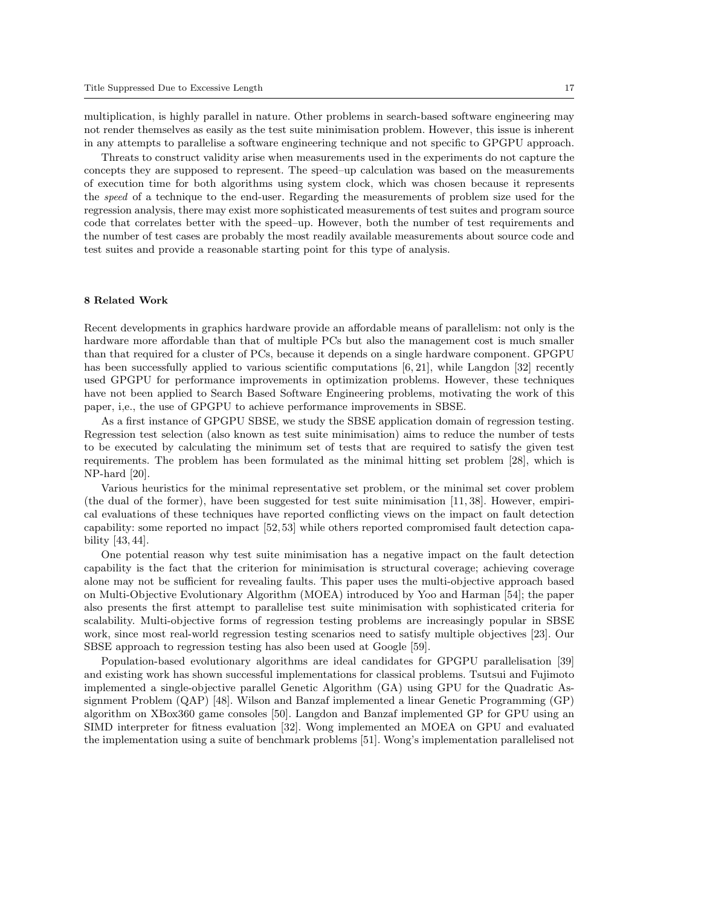multiplication, is highly parallel in nature. Other problems in search-based software engineering may not render themselves as easily as the test suite minimisation problem. However, this issue is inherent in any attempts to parallelise a software engineering technique and not specific to GPGPU approach.

Threats to construct validity arise when measurements used in the experiments do not capture the concepts they are supposed to represent. The speed–up calculation was based on the measurements of execution time for both algorithms using system clock, which was chosen because it represents the *speed* of a technique to the end-user. Regarding the measurements of problem size used for the regression analysis, there may exist more sophisticated measurements of test suites and program source code that correlates better with the speed–up. However, both the number of test requirements and the number of test cases are probably the most readily available measurements about source code and test suites and provide a reasonable starting point for this type of analysis.

## 8 Related Work

Recent developments in graphics hardware provide an affordable means of parallelism: not only is the hardware more affordable than that of multiple PCs but also the management cost is much smaller than that required for a cluster of PCs, because it depends on a single hardware component. GPGPU has been successfully applied to various scientific computations [6, 21], while Langdon [32] recently used GPGPU for performance improvements in optimization problems. However, these techniques have not been applied to Search Based Software Engineering problems, motivating the work of this paper, i,e., the use of GPGPU to achieve performance improvements in SBSE.

As a first instance of GPGPU SBSE, we study the SBSE application domain of regression testing. Regression test selection (also known as test suite minimisation) aims to reduce the number of tests to be executed by calculating the minimum set of tests that are required to satisfy the given test requirements. The problem has been formulated as the minimal hitting set problem [28], which is NP-hard [20].

Various heuristics for the minimal representative set problem, or the minimal set cover problem (the dual of the former), have been suggested for test suite minimisation [11, 38]. However, empirical evaluations of these techniques have reported conflicting views on the impact on fault detection capability: some reported no impact [52, 53] while others reported compromised fault detection capability [43, 44].

One potential reason why test suite minimisation has a negative impact on the fault detection capability is the fact that the criterion for minimisation is structural coverage; achieving coverage alone may not be sufficient for revealing faults. This paper uses the multi-objective approach based on Multi-Objective Evolutionary Algorithm (MOEA) introduced by Yoo and Harman [54]; the paper also presents the first attempt to parallelise test suite minimisation with sophisticated criteria for scalability. Multi-objective forms of regression testing problems are increasingly popular in SBSE work, since most real-world regression testing scenarios need to satisfy multiple objectives [23]. Our SBSE approach to regression testing has also been used at Google [59].

Population-based evolutionary algorithms are ideal candidates for GPGPU parallelisation [39] and existing work has shown successful implementations for classical problems. Tsutsui and Fujimoto implemented a single-objective parallel Genetic Algorithm (GA) using GPU for the Quadratic Assignment Problem (QAP) [48]. Wilson and Banzaf implemented a linear Genetic Programming (GP) algorithm on XBox360 game consoles [50]. Langdon and Banzaf implemented GP for GPU using an SIMD interpreter for fitness evaluation [32]. Wong implemented an MOEA on GPU and evaluated the implementation using a suite of benchmark problems [51]. Wong's implementation parallelised not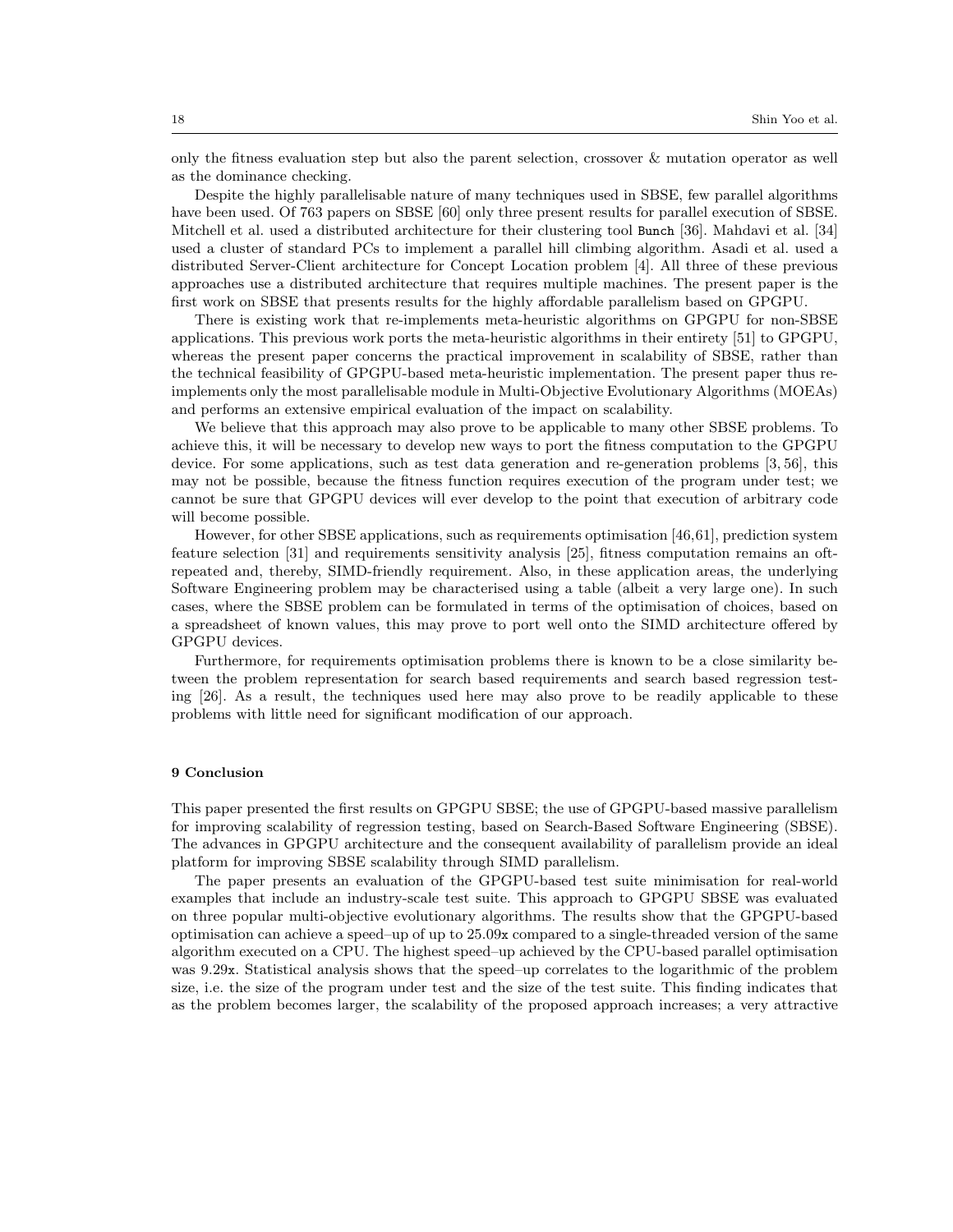only the fitness evaluation step but also the parent selection, crossover & mutation operator as well as the dominance checking.

Despite the highly parallelisable nature of many techniques used in SBSE, few parallel algorithms have been used. Of 763 papers on SBSE [60] only three present results for parallel execution of SBSE. Mitchell et al. used a distributed architecture for their clustering tool `Bunch` [36]. Mahdavi et al. [34] used a cluster of standard PCs to implement a parallel hill climbing algorithm. Asadi et al. used a distributed Server-Client architecture for Concept Location problem [4]. All three of these previous approaches use a distributed architecture that requires multiple machines. The present paper is the first work on SBSE that presents results for the highly affordable parallelism based on GPGPU.

There is existing work that re-implements meta-heuristic algorithms on GPGPU for non-SBSE applications. This previous work ports the meta-heuristic algorithms in their entirety [51] to GPGPU, whereas the present paper concerns the practical improvement in scalability of SBSE, rather than the technical feasibility of GPGPU-based meta-heuristic implementation. The present paper thus re-implements only the most parallelisable module in Multi-Objective Evolutionary Algorithms (MOEAs) and performs an extensive empirical evaluation of the impact on scalability.

We believe that this approach may also prove to be applicable to many other SBSE problems. To achieve this, it will be necessary to develop new ways to port the fitness computation to the GPGPU device. For some applications, such as test data generation and re-generation problems [3, 56], this may not be possible, because the fitness function requires execution of the program under test; we cannot be sure that GPGPU devices will ever develop to the point that execution of arbitrary code will become possible.

However, for other SBSE applications, such as requirements optimisation [46,61], prediction system feature selection [31] and requirements sensitivity analysis [25], fitness computation remains an oft-repeated and, thereby, SIMD-friendly requirement. Also, in these application areas, the underlying Software Engineering problem may be characterised using a table (albeit a very large one). In such cases, where the SBSE problem can be formulated in terms of the optimisation of choices, based on a spreadsheet of known values, this may prove to port well onto the SIMD architecture offered by GPGPU devices.

Furthermore, for requirements optimisation problems there is known to be a close similarity between the problem representation for search based requirements and search based regression testing [26]. As a result, the techniques used here may also prove to be readily applicable to these problems with little need for significant modification of our approach.

## 9 Conclusion

This paper presented the first results on GPGPU SBSE; the use of GPGPU-based massive parallelism for improving scalability of regression testing, based on Search-Based Software Engineering (SBSE). The advances in GPGPU architecture and the consequent availability of parallelism provide an ideal platform for improving SBSE scalability through SIMD parallelism.

The paper presents an evaluation of the GPGPU-based test suite minimisation for real-world examples that include an industry-scale test suite. This approach to GPGPU SBSE was evaluated on three popular multi-objective evolutionary algorithms. The results show that the GPGPU-based optimisation can achieve a speed–up of up to 25.09x compared to a single-threaded version of the same algorithm executed on a CPU. The highest speed–up achieved by the CPU-based parallel optimisation was 9.29x. Statistical analysis shows that the speed–up correlates to the logarithmic of the problem size, i.e. the size of the program under test and the size of the test suite. This finding indicates that as the problem becomes larger, the scalability of the proposed approach increases; a very attractive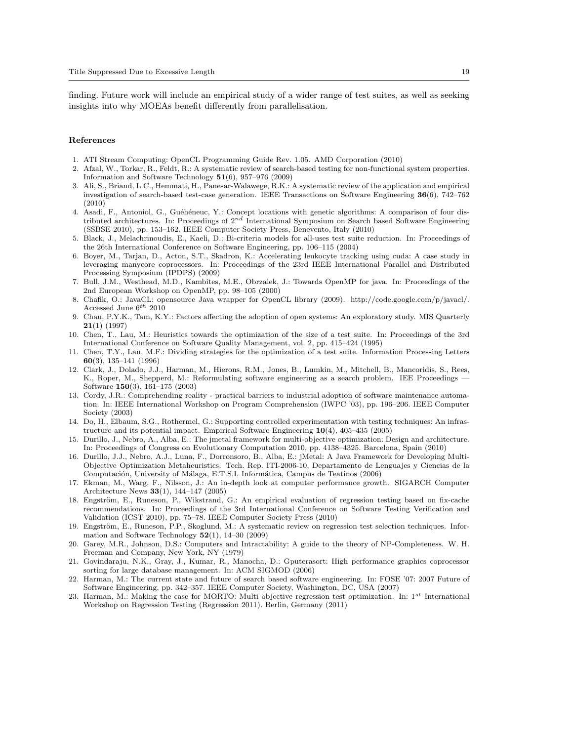finding. Future work will include an empirical study of a wider range of test suites, as well as seeking insights into why MOEAs benefit differently from parallelisation.

## References

1. ATI Stream Computing: OpenCL Programming Guide Rev. 1.05. AMD Corporation (2010)
2. Afzal, W., Torkar, R., Feldt, R.: A systematic review of search-based testing for non-functional system properties. Information and Software Technology **51**(6), 957–976 (2009)
3. Ali, S., Briand, L.C., Hemmati, H., Panesar-Walawege, R.K.: A systematic review of the application and empirical investigation of search-based test-case generation. IEEE Transactions on Software Engineering **36**(6), 742–762 (2010)
4. Asadi, F., Antoniol, G., Guéhéneuc, Y.: Concept locations with genetic algorithms: A comparison of four distributed architectures. In: Proceedings of $2^{nd}$ International Symposium on Search based Software Engineering (SSBSE 2010), pp. 153–162. IEEE Computer Society Press, Benevento, Italy (2010)
5. Black, J., Melachrinoudis, E., Kaeli, D.: Bi-criteria models for all-uses test suite reduction. In: Proceedings of the 26th International Conference on Software Engineering, pp. 106–115 (2004)
6. Boyer, M., Tarjan, D., Acton, S.T., Skadron, K.: Accelerating leukocyte tracking using cuda: A case study in leveraging manycore coprocessors. In: Proceedings of the 23rd IEEE International Parallel and Distributed Processing Symposium (IPDPS) (2009)
7. Bull, J.M., Westhead, M.D., Kambites, M.E., Obrzalek, J.: Towards OpenMP for java. In: Proceedings of the 2nd European Workshop on OpenMP, pp. 98–105 (2000)
8. Chafik, O.: JavaCL: opensource Java wrapper for OpenCL library (2009). http://code.google.com/p/javacl/. Accessed June $6^{th}$ 2010
9. Chau, P.Y.K., Tam, K.Y.: Factors affecting the adoption of open systems: An exploratory study. MIS Quarterly **21**(1) (1997)
10. Chen, T., Lau, M.: Heuristics towards the optimization of the size of a test suite. In: Proceedings of the 3rd International Conference on Software Quality Management, vol. 2, pp. 415–424 (1995)
11. Chen, T.Y., Lau, M.F.: Dividing strategies for the optimization of a test suite. Information Processing Letters **60**(3), 135–141 (1996)
12. Clark, J., Dolado, J.J., Harman, M., Hierons, R.M., Jones, B., Lumkin, M., Mitchell, B., Mancoridis, S., Rees, K., Roper, M., Shepperd, M.: Reformulating software engineering as a search problem. IEE Proceedings — Software **150**(3), 161–175 (2003)
13. Cordy, J.R.: Comprehending reality - practical barriers to industrial adoption of software maintenance automation. In: IEEE International Workshop on Program Comprehension (IWPC '03), pp. 196–206. IEEE Computer Society (2003)
14. Do, H., Elbaum, S.G., Rothermel, G.: Supporting controlled experimentation with testing techniques: An infrastructure and its potential impact. Empirical Software Engineering **10**(4), 405–435 (2005)
15. Durillo, J., Nebro, A., Alba, E.: The jmetal framework for multi-objective optimization: Design and architecture. In: Proceedings of Congress on Evolutionary Computation 2010, pp. 4138–4325. Barcelona, Spain (2010)
16. Durillo, J.J., Nebro, A.J., Luna, F., Dorronsoro, B., Alba, E.: jMetal: A Java Framework for Developing Multi-Objective Optimization Metaheuristics. Tech. Rep. ITI-2006-10, Departamento de Lenguajes y Ciencias de la Computación, University of Málaga, E.T.S.I. Informática, Campus de Teatinos (2006)
17. Ekman, M., Warg, F., Nilsson, J.: An in-depth look at computer performance growth. SIGARCH Computer Architecture News **33**(1), 144–147 (2005)
18. Engström, E., Runeson, P., Wikstrand, G.: An empirical evaluation of regression testing based on fix-cache recommendations. In: Proceedings of the 3rd International Conference on Software Testing Verification and Validation (ICST 2010), pp. 75–78. IEEE Computer Society Press (2010)
19. Engström, E., Runeson, P.P., Skoglund, M.: A systematic review on regression test selection techniques. Information and Software Technology **52**(1), 14–30 (2009)
20. Garey, M.R., Johnson, D.S.: Computers and Intractability: A guide to the theory of NP-Completeness. W. H. Freeman and Company, New York, NY (1979)
21. Govindaraju, N.K., Gray, J., Kumar, R., Manocha, D.: Gputerasort: High performance graphics coprocessor sorting for large database management. In: ACM SIGMOD (2006)
22. Harman, M.: The current state and future of search based software engineering. In: FOSE '07: 2007 Future of Software Engineering, pp. 342–357. IEEE Computer Society, Washington, DC, USA (2007)
23. Harman, M.: Making the case for MORTO: Multi objective regression test optimization. In: $1^{st}$ International Workshop on Regression Testing (Regression 2011). Berlin, Germany (2011)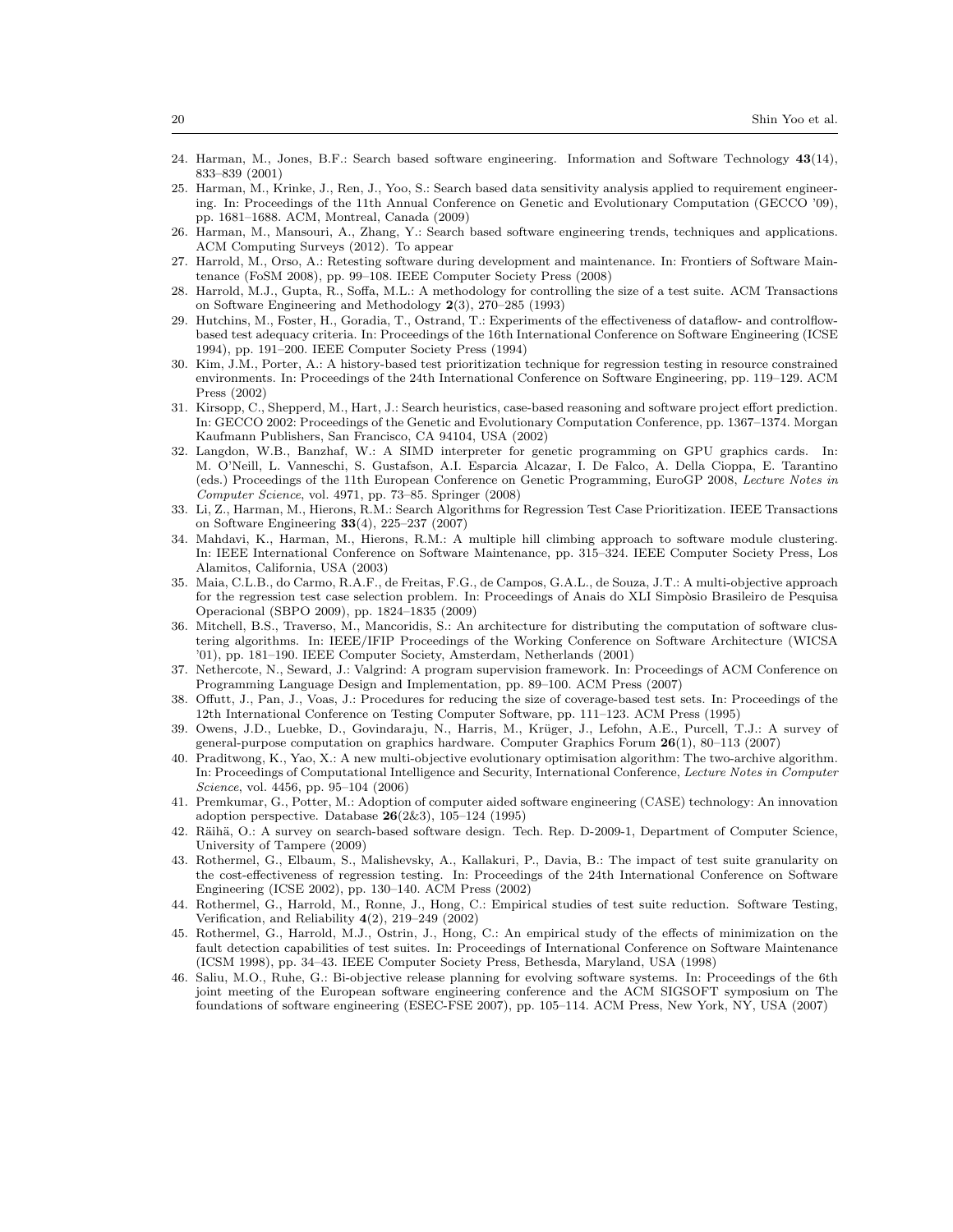24. Harman, M., Jones, B.F.: Search based software engineering. Information and Software Technology **43**(14), 833–839 (2001)
25. Harman, M., Krinke, J., Ren, J., Yoo, S.: Search based data sensitivity analysis applied to requirement engineering. In: Proceedings of the 11th Annual Conference on Genetic and Evolutionary Computation (GECCO '09), pp. 1681–1688. ACM, Montreal, Canada (2009)
26. Harman, M., Mansouri, A., Zhang, Y.: Search based software engineering trends, techniques and applications. ACM Computing Surveys (2012). To appear
27. Harrold, M., Orso, A.: Retesting software during development and maintenance. In: Frontiers of Software Maintenance (FoSM 2008), pp. 99–108. IEEE Computer Society Press (2008)
28. Harrold, M.J., Gupta, R., Soffa, M.L.: A methodology for controlling the size of a test suite. ACM Transactions on Software Engineering and Methodology **2**(3), 270–285 (1993)
29. Hutchins, M., Foster, H., Goradia, T., Ostrand, T.: Experiments of the effectiveness of dataflow- and controlflow-based test adequacy criteria. In: Proceedings of the 16th International Conference on Software Engineering (ICSE 1994), pp. 191–200. IEEE Computer Society Press (1994)
30. Kim, J.M., Porter, A.: A history-based test prioritization technique for regression testing in resource constrained environments. In: Proceedings of the 24th International Conference on Software Engineering, pp. 119–129. ACM Press (2002)
31. Kirsopp, C., Shepperd, M., Hart, J.: Search heuristics, case-based reasoning and software project effort prediction. In: GECCO 2002: Proceedings of the Genetic and Evolutionary Computation Conference, pp. 1367–1374. Morgan Kaufmann Publishers, San Francisco, CA 94104, USA (2002)
32. Langdon, W.B., Banzhaf, W.: A SIMD interpreter for genetic programming on GPU graphics cards. In: M. O'Neill, L. Vanneschi, S. Gustafson, A.I. Esparcia Alcazar, I. De Falco, A. Della Cioppa, E. Tarantino (eds.) Proceedings of the 11th European Conference on Genetic Programming, EuroGP 2008, *Lecture Notes in Computer Science*, vol. 4971, pp. 73–85. Springer (2008)
33. Li, Z., Harman, M., Hierons, R.M.: Search Algorithms for Regression Test Case Prioritization. IEEE Transactions on Software Engineering **33**(4), 225–237 (2007)
34. Mahdavi, K., Harman, M., Hierons, R.M.: A multiple hill climbing approach to software module clustering. In: IEEE International Conference on Software Maintenance, pp. 315–324. IEEE Computer Society Press, Los Alamitos, California, USA (2003)
35. Maia, C.L.B., do Carmo, R.A.F., de Freitas, F.G., de Campos, G.A.L., de Souza, J.T.: A multi-objective approach for the regression test case selection problem. In: Proceedings of Anais do XLI Simpòsio Brasileiro de Pesquisa Operacional (SBPO 2009), pp. 1824–1835 (2009)
36. Mitchell, B.S., Traverso, M., Mancoridis, S.: An architecture for distributing the computation of software clustering algorithms. In: IEEE/IFIP Proceedings of the Working Conference on Software Architecture (WICSA '01), pp. 181–190. IEEE Computer Society, Amsterdam, Netherlands (2001)
37. Nethercote, N., Seward, J.: Valgrind: A program supervision framework. In: Proceedings of ACM Conference on Programming Language Design and Implementation, pp. 89–100. ACM Press (2007)
38. Offutt, J., Pan, J., Voas, J.: Procedures for reducing the size of coverage-based test sets. In: Proceedings of the 12th International Conference on Testing Computer Software, pp. 111–123. ACM Press (1995)
39. Owens, J.D., Luebke, D., Govindaraju, N., Harris, M., Krüger, J., Lefohn, A.E., Purcell, T.J.: A survey of general-purpose computation on graphics hardware. Computer Graphics Forum **26**(1), 80–113 (2007)
40. Praditwong, K., Yao, X.: A new multi-objective evolutionary optimisation algorithm: The two-archive algorithm. In: Proceedings of Computational Intelligence and Security, International Conference, *Lecture Notes in Computer Science*, vol. 4456, pp. 95–104 (2006)
41. Premkumar, G., Potter, M.: Adoption of computer aided software engineering (CASE) technology: An innovation adoption perspective. Database **26**(2&3), 105–124 (1995)
42. Räihä, O.: A survey on search-based software design. Tech. Rep. D-2009-1, Department of Computer Science, University of Tampere (2009)
43. Rothermel, G., Elbaum, S., Malishevsky, A., Kallakuri, P., Davia, B.: The impact of test suite granularity on the cost-effectiveness of regression testing. In: Proceedings of the 24th International Conference on Software Engineering (ICSE 2002), pp. 130–140. ACM Press (2002)
44. Rothermel, G., Harrold, M., Ronne, J., Hong, C.: Empirical studies of test suite reduction. Software Testing, Verification, and Reliability **4**(2), 219–249 (2002)
45. Rothermel, G., Harrold, M.J., Ostrin, J., Hong, C.: An empirical study of the effects of minimization on the fault detection capabilities of test suites. In: Proceedings of International Conference on Software Maintenance (ICSM 1998), pp. 34–43. IEEE Computer Society Press, Bethesda, Maryland, USA (1998)
46. Saliu, M.O., Ruhe, G.: Bi-objective release planning for evolving software systems. In: Proceedings of the 6th joint meeting of the European software engineering conference and the ACM SIGSOFT symposium on The foundations of software engineering (ESEC-FSE 2007), pp. 105–114. ACM Press, New York, NY, USA (2007)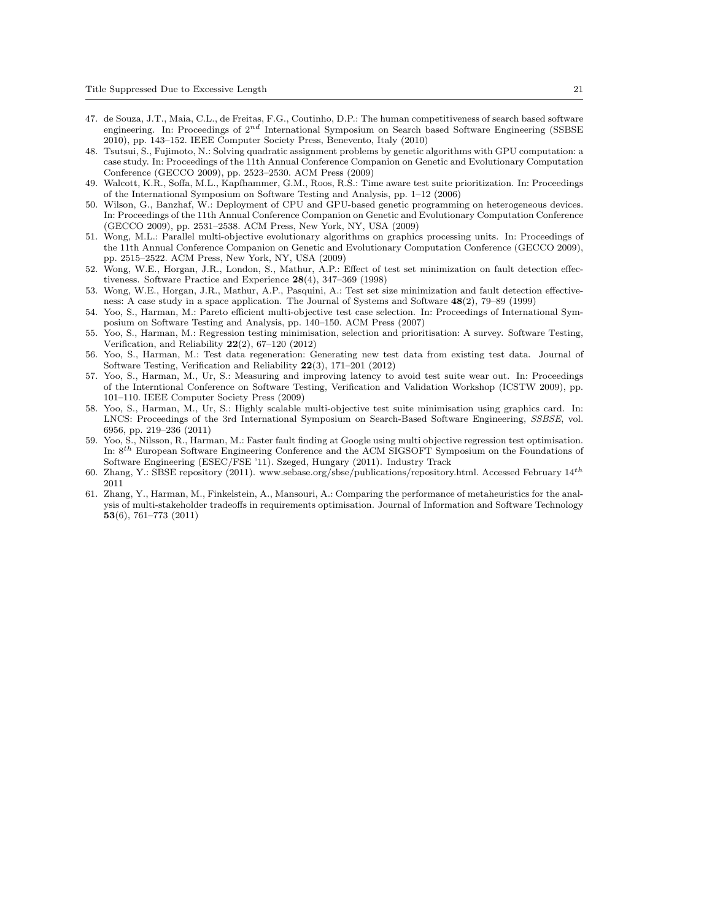47. de Souza, J.T., Maia, C.L., de Freitas, F.G., Coutinho, D.P.: The human competitiveness of search based software engineering. In: Proceedings of $2^{nd}$ International Symposium on Search based Software Engineering (SSBSE 2010), pp. 143–152. IEEE Computer Society Press, Benevento, Italy (2010)
48. Tsutsui, S., Fujimoto, N.: Solving quadratic assignment problems by genetic algorithms with GPU computation: a case study. In: Proceedings of the 11th Annual Conference Companion on Genetic and Evolutionary Computation Conference (GECCO 2009), pp. 2523–2530. ACM Press (2009)
49. Walcott, K.R., Soffa, M.L., Kapfhammer, G.M., Roos, R.S.: Time aware test suite prioritization. In: Proceedings of the International Symposium on Software Testing and Analysis, pp. 1–12 (2006)
50. Wilson, G., Banzhaf, W.: Deployment of CPU and GPU-based genetic programming on heterogeneous devices. In: Proceedings of the 11th Annual Conference Companion on Genetic and Evolutionary Computation Conference (GECCO 2009), pp. 2531–2538. ACM Press, New York, NY, USA (2009)
51. Wong, M.L.: Parallel multi-objective evolutionary algorithms on graphics processing units. In: Proceedings of the 11th Annual Conference Companion on Genetic and Evolutionary Computation Conference (GECCO 2009), pp. 2515–2522. ACM Press, New York, NY, USA (2009)
52. Wong, W.E., Horgan, J.R., London, S., Mathur, A.P.: Effect of test set minimization on fault detection effectiveness. Software Practice and Experience **28**(4), 347–369 (1998)
53. Wong, W.E., Horgan, J.R., Mathur, A.P., Pasquini, A.: Test set size minimization and fault detection effectiveness: A case study in a space application. The Journal of Systems and Software **48**(2), 79–89 (1999)
54. Yoo, S., Harman, M.: Pareto efficient multi-objective test case selection. In: Proceedings of International Symposium on Software Testing and Analysis, pp. 140–150. ACM Press (2007)
55. Yoo, S., Harman, M.: Regression testing minimisation, selection and prioritisation: A survey. Software Testing, Verification, and Reliability **22**(2), 67–120 (2012)
56. Yoo, S., Harman, M.: Test data regeneration: Generating new test data from existing test data. Journal of Software Testing, Verification and Reliability **22**(3), 171–201 (2012)
57. Yoo, S., Harman, M., Ur, S.: Measuring and improving latency to avoid test suite wear out. In: Proceedings of the Interntional Conference on Software Testing, Verification and Validation Workshop (ICSTW 2009), pp. 101–110. IEEE Computer Society Press (2009)
58. Yoo, S., Harman, M., Ur, S.: Highly scalable multi-objective test suite minimisation using graphics card. In: LNCS: Proceedings of the 3rd International Symposium on Search-Based Software Engineering, *SSBSE*, vol. 6956, pp. 219–236 (2011)
59. Yoo, S., Nilsson, R., Harman, M.: Faster fault finding at Google using multi objective regression test optimisation. In: $8^{th}$ European Software Engineering Conference and the ACM SIGSOFT Symposium on the Foundations of Software Engineering (ESEC/FSE '11). Szeged, Hungary (2011). Industry Track
60. Zhang, Y.: SBSE repository (2011). www.sebase.org/sbse/publications/repository.html. Accessed February $14^{th}$ 2011
61. Zhang, Y., Harman, M., Finkelstein, A., Mansouri, A.: Comparing the performance of metaheuristics for the analysis of multi-stakeholder tradeoffs in requirements optimisation. Journal of Information and Software Technology **53**(6), 761–773 (2011)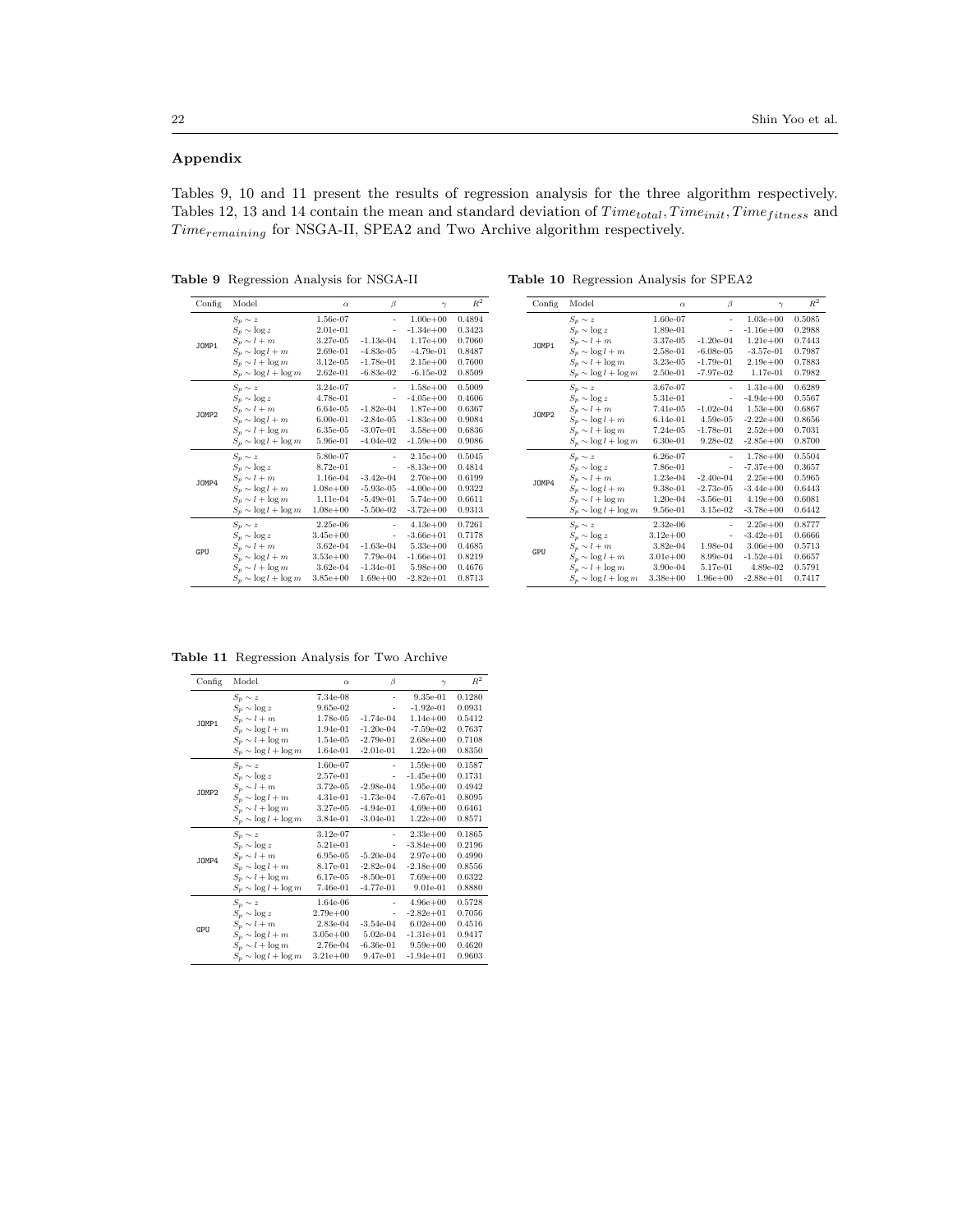## Appendix

Tables 9, 10 and 11 present the results of regression analysis for the three algorithm respectively. Tables 12, 13 and 14 contain the mean and standard deviation of $Time_{total}, Time_{init}, Time_{fitness}$ and $Time_{remaining}$ for NSGA-II, SPEA2 and Two Archive algorithm respectively.

**Table 9** Regression Analysis for NSGA-II

| Config | Model | $\alpha$ | $\beta$ | $\gamma$ | $R^2$ |
|---|---|---|---|---|---|
| JOMP1 | $S_p \sim z$ | 1.56e-07 | - | 1.00e+00 | 0.4894 |
| | $S_p \sim \log z$ | 2.01e-01 | - | -1.34e+00 | 0.3423 |
| | $S_p \sim l + m$ | 3.27e-05 | -1.13e-04 | 1.17e+00 | 0.7060 |
| | $S_p \sim \log l + m$ | 2.69e-01 | -4.83e-05 | -4.79e-01 | 0.8487 |
| | $S_p \sim l + \log m$ | 3.12e-05 | -1.78e-01 | 2.15e+00 | 0.7600 |
| | $S_p \sim \log l + \log m$ | 2.62e-01 | -6.83e-02 | -6.15e-02 | 0.8509 |
| JOMP2 | $S_p \sim z$ | 3.24e-07 | - | 1.58e+00 | 0.5009 |
| | $S_p \sim \log z$ | 4.78e-01 | - | -4.05e+00 | 0.4606 |
| | $S_p \sim l + m$ | 6.64e-05 | -1.82e-04 | 1.87e+00 | 0.6367 |
| | $S_p \sim \log l + m$ | 6.00e-01 | -2.84e-05 | -1.83e+00 | 0.9084 |
| | $S_p \sim l + \log m$ | 6.35e-05 | -3.07e-01 | 3.58e+00 | 0.6836 |
| | $S_p \sim \log l + \log m$ | 5.96e-01 | -4.04e-02 | -1.59e+00 | 0.9086 |
| JOMP4 | $S_p \sim z$ | 5.80e-07 | - | 2.15e+00 | 0.5045 |
| | $S_p \sim \log z$ | 8.72e-01 | - | -8.13e+00 | 0.4814 |
| | $S_p \sim l + m$ | 1.16e-04 | -3.42e-04 | 2.70e+00 | 0.6199 |
| | $S_p \sim \log l + m$ | 1.08e+00 | -5.93e-05 | -4.00e+00 | 0.9322 |
| | $S_p \sim l + \log m$ | 1.11e-04 | -5.49e-01 | 5.74e+00 | 0.6611 |
| | $S_p \sim \log l + \log m$ | 1.08e+00 | -5.50e-02 | -3.72e+00 | 0.9313 |
| GPU | $S_p \sim z$ | 2.25e-06 | - | 4.13e+00 | 0.7261 |
| | $S_p \sim \log z$ | 3.45e+00 | - | -3.66e+01 | 0.7178 |
| | $S_p \sim l + m$ | 3.62e-04 | -1.63e-04 | 5.33e+00 | 0.4685 |
| | $S_p \sim \log l + m$ | 3.53e+00 | 7.79e-04 | -1.66e+01 | 0.8219 |
| | $S_p \sim l + \log m$ | 3.62e-04 | -1.34e-01 | 5.98e+00 | 0.4676 |
| | $S_p \sim \log l + \log m$ | 3.85e+00 | 1.69e+00 | -2.82e+01 | 0.8713 |

**Table 10** Regression Analysis for SPEA2

| Config | Model | $\alpha$ | $\beta$ | $\gamma$ | $R^2$ |
|---|---|---|---|---|---|
| JOMP1 | $S_p \sim z$ | 1.60e-07 | - | 1.03e+00 | 0.5085 |
| | $S_p \sim \log z$ | 1.89e-01 | - | -1.16e+00 | 0.2988 |
| | $S_p \sim l + m$ | 3.37e-05 | -1.20e-04 | 1.21e+00 | 0.7443 |
| | $S_p \sim \log l + m$ | 2.58e-01 | -6.08e-05 | -3.57e-01 | 0.7987 |
| | $S_p \sim l + \log m$ | 3.23e-05 | -1.79e-01 | 2.19e+00 | 0.7883 |
| | $S_p \sim \log l + \log m$ | 2.50e-01 | -7.97e-02 | 1.17e-01 | 0.7982 |
| JOMP2 | $S_p \sim z$ | 3.67e-07 | - | 1.31e+00 | 0.6289 |
| | $S_p \sim \log z$ | 5.31e-01 | - | -4.94e+00 | 0.5567 |
| | $S_p \sim l + m$ | 7.41e-05 | -1.02e-04 | 1.53e+00 | 0.6867 |
| | $S_p \sim \log l + m$ | 6.14e-01 | 4.59e-05 | -2.22e+00 | 0.8656 |
| | $S_p \sim l + \log m$ | 7.24e-05 | -1.78e-01 | 2.52e+00 | 0.7031 |
| | $S_p \sim \log l + \log m$ | 6.30e-01 | 9.28e-02 | -2.85e+00 | 0.8700 |
| JOMP4 | $S_p \sim z$ | 6.26e-07 | - | 1.78e+00 | 0.5504 |
| | $S_p \sim \log z$ | 7.86e-01 | - | -7.37e+00 | 0.3657 |
| | $S_p \sim l + m$ | 1.23e-04 | -2.40e-04 | 2.25e+00 | 0.5965 |
| | $S_p \sim \log l + m$ | 9.38e-01 | -2.73e-05 | -3.44e+00 | 0.6443 |
| | $S_p \sim l + \log m$ | 1.20e-04 | -3.56e-01 | 4.19e+00 | 0.6081 |
| | $S_p \sim \log l + \log m$ | 9.56e-01 | 3.15e-02 | -3.78e+00 | 0.6442 |
| GPU | $S_p \sim z$ | 2.32e-06 | - | 2.25e+00 | 0.8777 |
| | $S_p \sim \log z$ | 3.12e+00 | - | -3.42e+01 | 0.6666 |
| | $S_p \sim l + m$ | 3.82e-04 | 1.98e-04 | 3.06e+00 | 0.5713 |
| | $S_p \sim \log l + m$ | 3.01e+00 | 8.99e-04 | -1.52e+01 | 0.6657 |
| | $S_p \sim l + \log m$ | 3.90e-04 | 5.17e-01 | 4.89e-02 | 0.5791 |
| | $S_p \sim \log l + \log m$ | 3.38e+00 | 1.96e+00 | -2.88e+01 | 0.7417 |

**Table 11** Regression Analysis for Two Archive

| Config | Model | $\alpha$ | $\beta$ | $\gamma$ | $R^2$ |
|---|---|---|---|---|---|
| JOMP1 | $S_p \sim z$ | 7.34e-08 | - | 9.35e-01 | 0.1280 |
| | $S_p \sim \log z$ | 9.65e-02 | - | -1.92e-01 | 0.0931 |
| | $S_p \sim l + m$ | 1.78e-05 | -1.74e-04 | 1.14e+00 | 0.5412 |
| | $S_p \sim \log l + m$ | 1.94e-01 | -1.20e-04 | -7.59e-02 | 0.7637 |
| | $S_p \sim l + \log m$ | 1.54e-05 | -2.79e-01 | 2.68e+00 | 0.7108 |
| | $S_p \sim \log l + \log m$ | 1.64e-01 | -2.01e-01 | 1.22e+00 | 0.8350 |
| JOMP2 | $S_p \sim z$ | 1.60e-07 | - | 1.59e+00 | 0.1587 |
| | $S_p \sim \log z$ | 2.57e-01 | - | -1.45e+00 | 0.1731 |
| | $S_p \sim l + m$ | 3.72e-05 | -2.98e-04 | 1.95e+00 | 0.4942 |
| | $S_p \sim \log l + m$ | 4.31e-01 | -1.73e-04 | -7.67e-01 | 0.8095 |
| | $S_p \sim l + \log m$ | 3.27e-05 | -4.94e-01 | 4.69e+00 | 0.6461 |
| | $S_p \sim \log l + \log m$ | 3.84e-01 | -3.04e-01 | 1.22e+00 | 0.8571 |
| JOMP4 | $S_p \sim z$ | 3.12e-07 | - | 2.33e+00 | 0.1865 |
| | $S_p \sim \log z$ | 5.21e-01 | - | -3.84e+00 | 0.2196 |
| | $S_p \sim l + m$ | 6.95e-05 | -5.20e-04 | 2.97e+00 | 0.4990 |
| | $S_p \sim \log l + m$ | 8.17e-01 | -2.82e-04 | -2.18e+00 | 0.8556 |
| | $S_p \sim l + \log m$ | 6.17e-05 | -8.50e-01 | 7.69e+00 | 0.6322 |
| | $S_p \sim \log l + \log m$ | 7.46e-01 | -4.77e-01 | 9.01e-01 | 0.8880 |
| GPU | $S_p \sim z$ | 1.64e-06 | - | 4.96e+00 | 0.5728 |
| | $S_p \sim \log z$ | 2.79e+00 | - | -2.82e+01 | 0.7056 |
| | $S_p \sim l + m$ | 2.83e-04 | -3.54e-04 | 6.02e+00 | 0.4516 |
| | $S_p \sim \log l + m$ | 3.05e+00 | 5.02e-04 | -1.31e+01 | 0.9417 |
| | $S_p \sim l + \log m$ | 2.76e-04 | -6.36e-01 | 9.59e+00 | 0.4620 |
| | $S_p \sim \log l + \log m$ | 3.21e+00 | 9.47e-01 | -1.94e+01 | 0.9603 |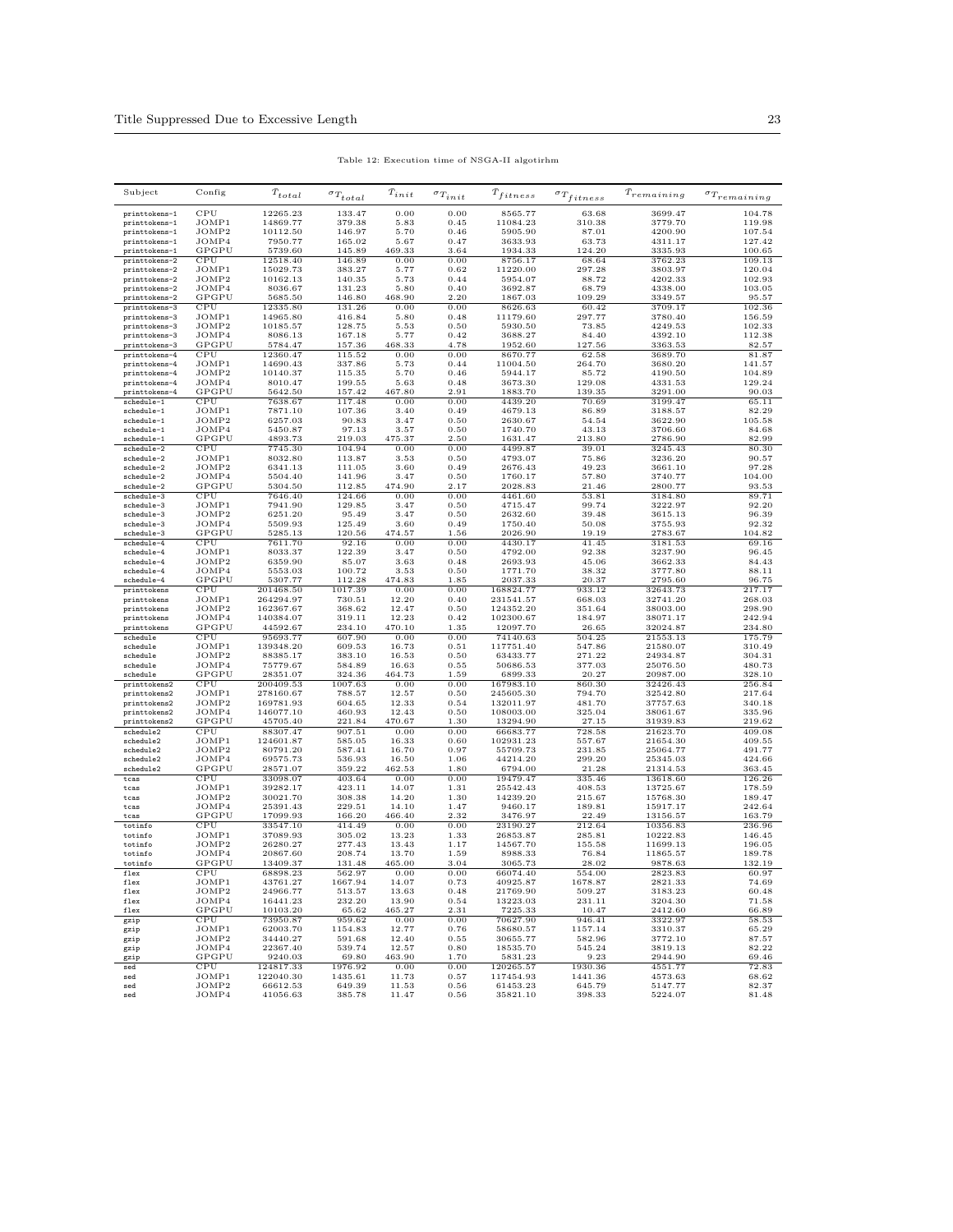Table 12: Execution time of NSGA-II algotirhm

| Subject | Config | $\bar{T}_{total}$ | $\sigma_{T_{total}}$ | $\bar{T}_{init}$ | $\sigma_{T_{init}}$ | $\bar{T}_{fitness}$ | $\sigma_{T_{fitness}}$ | $\bar{T}_{remaining}$ | $\sigma_{T_{remaining}}$ |
|---|---|---|---|---|---|---|---|---|---|
| printtokens-1 | CPU | 12265.23 | 133.47 | 0.00 | 0.00 | 8565.77 | 63.68 | 3699.47 | 104.78 |
| printtokens-1 | JOMP1 | 14869.77 | 379.38 | 5.83 | 0.45 | 11084.23 | 310.38 | 3779.70 | 119.98 |
| printtokens-1 | JOMP2 | 10112.50 | 146.97 | 5.70 | 0.46 | 5905.90 | 87.01 | 4200.90 | 107.54 |
| printtokens-1 | JOMP4 | 7950.77 | 165.02 | 5.67 | 0.47 | 3633.93 | 63.73 | 4311.17 | 127.42 |
| printtokens-1 | GPGPU | 5739.60 | 145.89 | 469.33 | 3.64 | 1934.33 | 124.20 | 3335.93 | 100.65 |
| printtokens-2 | CPU | 12518.40 | 146.89 | 0.00 | 0.00 | 8756.17 | 68.64 | 3762.23 | 109.13 |
| printtokens-2 | JOMP1 | 15029.73 | 383.27 | 5.77 | 0.62 | 11220.00 | 297.28 | 3803.97 | 120.04 |
| printtokens-2 | JOMP2 | 10162.13 | 140.35 | 5.73 | 0.44 | 5954.07 | 88.72 | 4202.33 | 102.93 |
| printtokens-2 | JOMP4 | 8036.67 | 131.23 | 5.80 | 0.40 | 3692.87 | 68.79 | 4338.00 | 103.05 |
| printtokens-2 | GPGPU | 5685.50 | 146.80 | 468.90 | 2.20 | 1867.03 | 109.29 | 3349.57 | 95.57 |
| printtokens-3 | CPU | 12335.80 | 131.26 | 0.00 | 0.00 | 8626.63 | 60.42 | 3709.17 | 102.36 |
| printtokens-3 | JOMP1 | 14965.80 | 416.84 | 5.80 | 0.48 | 11179.60 | 297.77 | 3780.40 | 156.59 |
| printtokens-3 | JOMP2 | 10185.57 | 128.75 | 5.53 | 0.50 | 5930.50 | 73.85 | 4249.53 | 102.33 |
| printtokens-3 | JOMP4 | 8086.13 | 167.18 | 5.77 | 0.42 | 3688.27 | 84.40 | 4392.10 | 112.38 |
| printtokens-3 | GPGPU | 5784.47 | 157.36 | 468.33 | 4.78 | 1952.60 | 127.56 | 3363.53 | 82.57 |
| printtokens-4 | CPU | 12360.47 | 115.52 | 0.00 | 0.00 | 8670.77 | 62.58 | 3689.70 | 81.87 |
| printtokens-4 | JOMP1 | 14690.43 | 337.86 | 5.73 | 0.44 | 11004.50 | 264.70 | 3680.20 | 141.57 |
| printtokens-4 | JOMP2 | 10140.37 | 115.35 | 5.70 | 0.46 | 5944.17 | 85.72 | 4190.50 | 104.89 |
| printtokens-4 | JOMP4 | 8010.47 | 199.55 | 5.63 | 0.48 | 3673.30 | 129.08 | 4331.53 | 129.24 |
| printtokens-4 | GPGPU | 5642.50 | 157.42 | 467.80 | 2.91 | 1883.70 | 139.35 | 3291.00 | 90.03 |
| schedule-1 | CPU | 7638.67 | 117.48 | 0.00 | 0.00 | 4439.20 | 70.69 | 3199.47 | 65.11 |
| schedule-1 | JOMP1 | 7871.10 | 107.36 | 3.40 | 0.49 | 4679.13 | 86.89 | 3188.57 | 82.29 |
| schedule-1 | JOMP2 | 6257.03 | 90.83 | 3.47 | 0.50 | 2630.67 | 54.54 | 3622.90 | 105.58 |
| schedule-1 | JOMP4 | 5450.87 | 97.13 | 3.57 | 0.50 | 1740.70 | 43.13 | 3706.60 | 84.68 |
| schedule-1 | GPGPU | 4893.73 | 219.03 | 475.37 | 2.50 | 1631.47 | 213.80 | 2786.90 | 82.99 |
| schedule-2 | CPU | 7745.30 | 104.94 | 0.00 | 0.00 | 4499.87 | 39.01 | 3245.43 | 80.30 |
| schedule-2 | JOMP1 | 8032.80 | 113.87 | 3.53 | 0.50 | 4793.07 | 75.86 | 3236.20 | 90.57 |
| schedule-2 | JOMP2 | 6341.13 | 111.05 | 3.60 | 0.49 | 2676.43 | 49.23 | 3661.10 | 97.28 |
| schedule-2 | JOMP4 | 5504.40 | 141.96 | 3.47 | 0.50 | 1760.17 | 57.80 | 3740.77 | 104.00 |
| schedule-2 | GPGPU | 5304.50 | 112.85 | 474.90 | 2.17 | 2028.83 | 21.46 | 2800.77 | 93.53 |
| schedule-3 | CPU | 7646.40 | 124.66 | 0.00 | 0.00 | 4461.60 | 53.81 | 3184.80 | 89.71 |
| schedule-3 | JOMP1 | 7941.90 | 129.85 | 3.47 | 0.50 | 4715.47 | 99.74 | 3222.97 | 92.20 |
| schedule-3 | JOMP2 | 6251.20 | 95.49 | 3.47 | 0.50 | 2632.60 | 39.48 | 3615.13 | 96.39 |
| schedule-3 | JOMP4 | 5509.93 | 125.49 | 3.60 | 0.49 | 1750.40 | 50.08 | 3755.93 | 92.32 |
| schedule-3 | GPGPU | 5285.13 | 120.56 | 474.57 | 1.56 | 2026.90 | 19.19 | 2783.67 | 104.82 |
| schedule-4 | CPU | 7611.70 | 92.16 | 0.00 | 0.00 | 4430.17 | 41.45 | 3181.53 | 69.16 |
| schedule-4 | JOMP1 | 8033.37 | 122.39 | 3.47 | 0.50 | 4792.00 | 92.38 | 3237.90 | 96.45 |
| schedule-4 | JOMP2 | 6359.90 | 85.07 | 3.63 | 0.48 | 2693.93 | 45.06 | 3662.33 | 84.43 |
| schedule-4 | JOMP4 | 5553.03 | 100.72 | 3.53 | 0.50 | 1771.70 | 38.32 | 3777.80 | 88.11 |
| schedule-4 | GPGPU | 5307.77 | 112.28 | 474.83 | 1.85 | 2037.33 | 20.37 | 2795.60 | 96.75 |
| printtokens | CPU | 201468.50 | 1017.39 | 0.00 | 0.00 | 168824.77 | 933.12 | 32643.73 | 217.17 |
| printtokens | JOMP1 | 264294.97 | 730.51 | 12.20 | 0.40 | 231541.57 | 668.03 | 32741.20 | 268.03 |
| printtokens | JOMP2 | 162367.67 | 368.62 | 12.47 | 0.50 | 124352.20 | 351.64 | 38003.00 | 298.90 |
| printtokens | JOMP4 | 140384.07 | 319.11 | 12.23 | 0.42 | 102300.67 | 184.97 | 38071.17 | 242.94 |
| printtokens | GPGPU | 44592.67 | 234.10 | 470.10 | 1.35 | 12097.70 | 26.65 | 32024.87 | 234.80 |
| schedule | CPU | 95693.77 | 607.90 | 0.00 | 0.00 | 74140.63 | 504.25 | 21553.13 | 175.79 |
| schedule | JOMP1 | 139348.20 | 609.53 | 16.73 | 0.51 | 117751.40 | 547.86 | 21580.07 | 310.49 |
| schedule | JOMP2 | 88385.17 | 383.10 | 16.53 | 0.50 | 63433.77 | 271.22 | 24934.87 | 304.31 |
| schedule | JOMP4 | 75779.67 | 584.89 | 16.63 | 0.55 | 50686.53 | 377.03 | 25076.50 | 480.73 |
| schedule | GPGPU | 28351.07 | 324.36 | 464.73 | 1.59 | 6899.33 | 20.27 | 20987.00 | 328.10 |
| printtokens2 | CPU | 200409.53 | 1007.63 | 0.00 | 0.00 | 167983.10 | 860.30 | 32426.43 | 256.84 |
| printtokens2 | JOMP1 | 278160.67 | 788.57 | 12.57 | 0.50 | 245605.30 | 794.70 | 32542.80 | 217.64 |
| printtokens2 | JOMP2 | 169781.93 | 604.65 | 12.33 | 0.54 | 132011.97 | 481.70 | 37757.63 | 340.18 |
| printtokens2 | JOMP4 | 146077.10 | 460.93 | 12.43 | 0.50 | 108003.00 | 325.04 | 38061.67 | 335.96 |
| printtokens2 | GPGPU | 45705.40 | 221.84 | 470.67 | 1.30 | 13294.90 | 27.15 | 31939.83 | 219.62 |
| schedule2 | CPU | 88307.47 | 907.51 | 0.00 | 0.00 | 66683.77 | 728.58 | 21623.70 | 409.08 |
| schedule2 | JOMP1 | 124601.87 | 585.05 | 16.33 | 0.60 | 102931.23 | 557.67 | 21654.30 | 409.55 |
| schedule2 | JOMP2 | 80791.20 | 587.41 | 16.70 | 0.97 | 55709.73 | 231.85 | 25064.77 | 491.77 |
| schedule2 | JOMP4 | 69575.73 | 536.93 | 16.50 | 1.06 | 44214.20 | 299.20 | 25345.03 | 424.66 |
| schedule2 | GPGPU | 28571.07 | 359.22 | 462.53 | 1.80 | 6794.00 | 21.28 | 21314.53 | 363.45 |
| tcas | CPU | 33098.07 | 403.64 | 0.00 | 0.00 | 19479.47 | 335.46 | 13618.60 | 126.26 |
| tcas | JOMP1 | 39282.17 | 423.11 | 14.07 | 1.31 | 25542.43 | 408.53 | 13725.67 | 178.59 |
| tcas | JOMP2 | 30021.70 | 308.38 | 14.20 | 1.30 | 14239.20 | 215.67 | 15768.30 | 189.47 |
| tcas | JOMP4 | 25391.43 | 229.51 | 14.10 | 1.47 | 9460.17 | 189.81 | 15917.17 | 242.64 |
| tcas | GPGPU | 17099.93 | 166.20 | 466.40 | 2.32 | 3476.97 | 22.49 | 13156.57 | 163.79 |
| totinfo | CPU | 33547.10 | 414.49 | 0.00 | 0.00 | 23190.27 | 212.64 | 10356.83 | 236.96 |
| totinfo | JOMP1 | 37089.93 | 305.02 | 13.23 | 1.33 | 26853.87 | 285.81 | 10222.83 | 146.45 |
| totinfo | JOMP2 | 26280.27 | 277.43 | 13.43 | 1.17 | 14567.70 | 155.58 | 11699.13 | 196.05 |
| totinfo | JOMP4 | 20867.60 | 208.74 | 13.70 | 1.59 | 8988.33 | 76.84 | 11865.57 | 189.78 |
| totinfo | GPGPU | 13409.37 | 131.48 | 465.00 | 3.04 | 3065.73 | 28.02 | 9878.63 | 132.19 |
| flex | CPU | 68898.23 | 562.97 | 0.00 | 0.00 | 66074.40 | 554.00 | 2823.83 | 60.97 |
| flex | JOMP1 | 43761.27 | 1667.94 | 14.07 | 0.73 | 40925.87 | 1678.87 | 2821.33 | 74.69 |
| flex | JOMP2 | 24966.77 | 513.57 | 13.63 | 0.48 | 21769.90 | 509.27 | 3183.23 | 60.48 |
| flex | JOMP4 | 16441.23 | 232.20 | 13.90 | 0.54 | 13223.03 | 231.11 | 3204.30 | 71.58 |
| flex | GPGPU | 10103.20 | 65.62 | 465.27 | 2.31 | 7225.33 | 10.47 | 2412.60 | 66.89 |
| gzip | CPU | 73950.87 | 959.62 | 0.00 | 0.00 | 70627.90 | 946.41 | 3322.97 | 58.53 |
| gzip | JOMP1 | 62003.70 | 1154.83 | 12.77 | 0.76 | 58680.57 | 1157.14 | 3310.37 | 65.29 |
| gzip | JOMP2 | 34440.27 | 591.68 | 12.40 | 0.55 | 30655.77 | 582.96 | 3772.10 | 87.57 |
| gzip | JOMP4 | 22367.40 | 539.74 | 12.57 | 0.80 | 18535.70 | 545.24 | 3819.13 | 82.22 |
| gzip | GPGPU | 9240.03 | 69.80 | 463.90 | 1.70 | 5831.23 | 9.23 | 2944.90 | 69.46 |
| sed | CPU | 124817.33 | 1976.92 | 0.00 | 0.00 | 120265.57 | 1930.36 | 4551.77 | 72.83 |
| sed | JOMP1 | 122040.30 | 1435.61 | 11.73 | 0.57 | 117454.93 | 1441.36 | 4573.63 | 68.62 |
| sed | JOMP2 | 66612.53 | 649.39 | 11.53 | 0.56 | 61453.23 | 645.79 | 5147.77 | 82.37 |
| sed | JOMP4 | 41056.63 | 385.78 | 11.47 | 0.56 | 35821.10 | 398.33 | 5224.07 | 81.48 |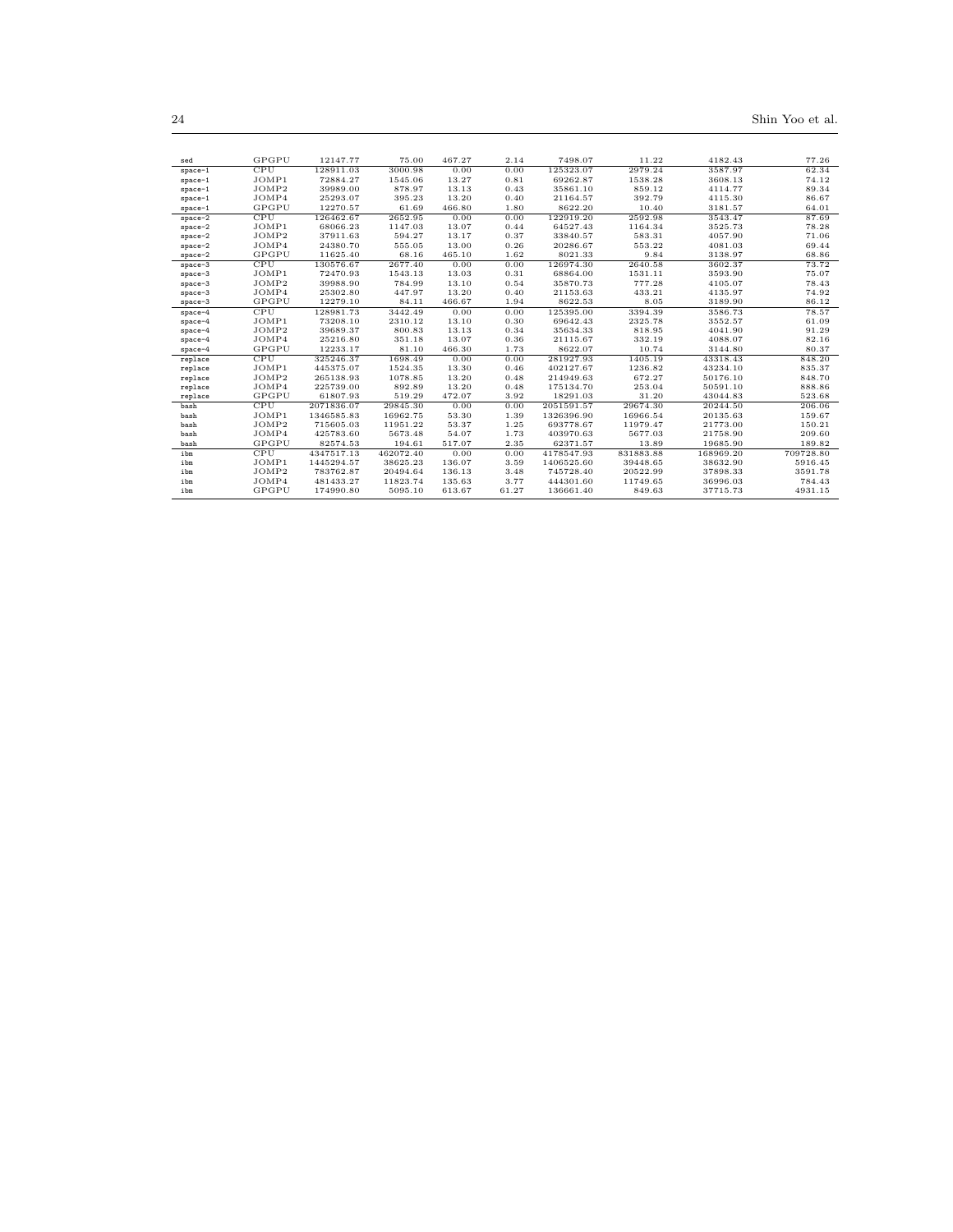| | | | | | | | | | |
|---|---|---|---|---|---|---|---|---|---|
| sed | GPGPU | 12147.77 | 75.00 | 467.27 | 2.14 | 7498.07 | 11.22 | 4182.43 | 77.26 |
| space-1 | CPU | 128911.03 | 3000.98 | 0.00 | 0.00 | 125323.07 | 2979.24 | 3587.97 | 62.34 |
| space-1 | JOMP1 | 72884.27 | 1545.06 | 13.27 | 0.81 | 69262.87 | 1538.28 | 3608.13 | 74.12 |
| space-1 | JOMP2 | 39989.00 | 878.97 | 13.13 | 0.43 | 35861.10 | 859.12 | 4114.77 | 89.34 |
| space-1 | JOMP4 | 25293.07 | 395.23 | 13.20 | 0.40 | 21164.57 | 392.79 | 4115.30 | 86.67 |
| space-1 | GPGPU | 12270.57 | 61.69 | 466.80 | 1.80 | 8622.20 | 10.40 | 3181.57 | 64.01 |
| space-2 | CPU | 126462.67 | 2652.95 | 0.00 | 0.00 | 122919.20 | 2592.98 | 3543.47 | 87.69 |
| space-2 | JOMP1 | 68066.23 | 1147.03 | 13.07 | 0.44 | 64527.43 | 1164.34 | 3525.73 | 78.28 |
| space-2 | JOMP2 | 37911.63 | 594.27 | 13.17 | 0.37 | 33840.57 | 583.31 | 4057.90 | 71.06 |
| space-2 | JOMP4 | 24380.70 | 555.05 | 13.00 | 0.26 | 20286.67 | 553.22 | 4081.03 | 69.44 |
| space-2 | GPGPU | 11625.40 | 68.16 | 465.10 | 1.62 | 8021.33 | 9.84 | 3138.97 | 68.86 |
| space-3 | CPU | 130576.67 | 2677.40 | 0.00 | 0.00 | 126974.30 | 2640.58 | 3602.37 | 73.72 |
| space-3 | JOMP1 | 72470.93 | 1543.13 | 13.03 | 0.31 | 68864.00 | 1531.11 | 3593.90 | 75.07 |
| space-3 | JOMP2 | 39988.90 | 784.99 | 13.10 | 0.54 | 35870.73 | 777.28 | 4105.07 | 78.43 |
| space-3 | JOMP4 | 25302.80 | 447.97 | 13.20 | 0.40 | 21153.63 | 433.21 | 4135.97 | 74.92 |
| space-3 | GPGPU | 12279.10 | 84.11 | 466.67 | 1.94 | 8622.53 | 8.05 | 3189.90 | 86.12 |
| space-4 | CPU | 128981.73 | 3442.49 | 0.00 | 0.00 | 125395.00 | 3394.39 | 3586.73 | 78.57 |
| space-4 | JOMP1 | 73208.10 | 2310.12 | 13.10 | 0.30 | 69642.43 | 2325.78 | 3552.57 | 61.09 |
| space-4 | JOMP2 | 39689.37 | 800.83 | 13.13 | 0.34 | 35634.33 | 818.95 | 4041.90 | 91.29 |
| space-4 | JOMP4 | 25216.80 | 351.18 | 13.07 | 0.36 | 21115.67 | 332.19 | 4088.07 | 82.16 |
| space-4 | GPGPU | 12233.17 | 81.10 | 466.30 | 1.73 | 8622.07 | 10.74 | 3144.80 | 80.37 |
| replace | CPU | 325246.37 | 1698.49 | 0.00 | 0.00 | 281927.93 | 1405.19 | 43318.43 | 848.20 |
| replace | JOMP1 | 445375.07 | 1524.35 | 13.30 | 0.46 | 402127.67 | 1236.82 | 43234.10 | 835.37 |
| replace | JOMP2 | 265138.93 | 1078.85 | 13.20 | 0.48 | 214949.63 | 672.27 | 50176.10 | 848.70 |
| replace | JOMP4 | 225739.00 | 892.89 | 13.20 | 0.48 | 175134.70 | 253.04 | 50591.10 | 888.86 |
| replace | GPGPU | 61807.93 | 519.29 | 472.07 | 3.92 | 18291.03 | 31.20 | 43044.83 | 523.68 |
| bash | CPU | 2071836.07 | 29845.30 | 0.00 | 0.00 | 2051591.57 | 29674.30 | 20244.50 | 206.06 |
| bash | JOMP1 | 1346585.83 | 16962.75 | 53.30 | 1.39 | 1326396.90 | 16966.54 | 20135.63 | 159.67 |
| bash | JOMP2 | 715605.03 | 11951.22 | 53.37 | 1.25 | 693778.67 | 11979.47 | 21773.00 | 150.21 |
| bash | JOMP4 | 425783.60 | 5673.48 | 54.07 | 1.73 | 403970.63 | 5677.03 | 21758.90 | 209.60 |
| bash | GPGPU | 82574.53 | 194.61 | 517.07 | 2.35 | 62371.57 | 13.89 | 19685.90 | 189.82 |
| ibm | CPU | 4347517.13 | 462072.40 | 0.00 | 0.00 | 4178547.93 | 831883.88 | 168969.20 | 709728.80 |
| ibm | JOMP1 | 1445294.57 | 38625.23 | 136.07 | 3.59 | 1406525.60 | 39448.65 | 38632.90 | 5916.45 |
| ibm | JOMP2 | 783762.87 | 20494.64 | 136.13 | 3.48 | 745728.40 | 20522.99 | 37898.33 | 3591.78 |
| ibm | JOMP4 | 481433.27 | 11823.74 | 135.63 | 3.77 | 444301.60 | 11749.65 | 36996.03 | 784.43 |
| ibm | GPGPU | 174990.80 | 5095.10 | 613.67 | 61.27 | 136661.40 | 849.63 | 37715.73 | 4931.15 |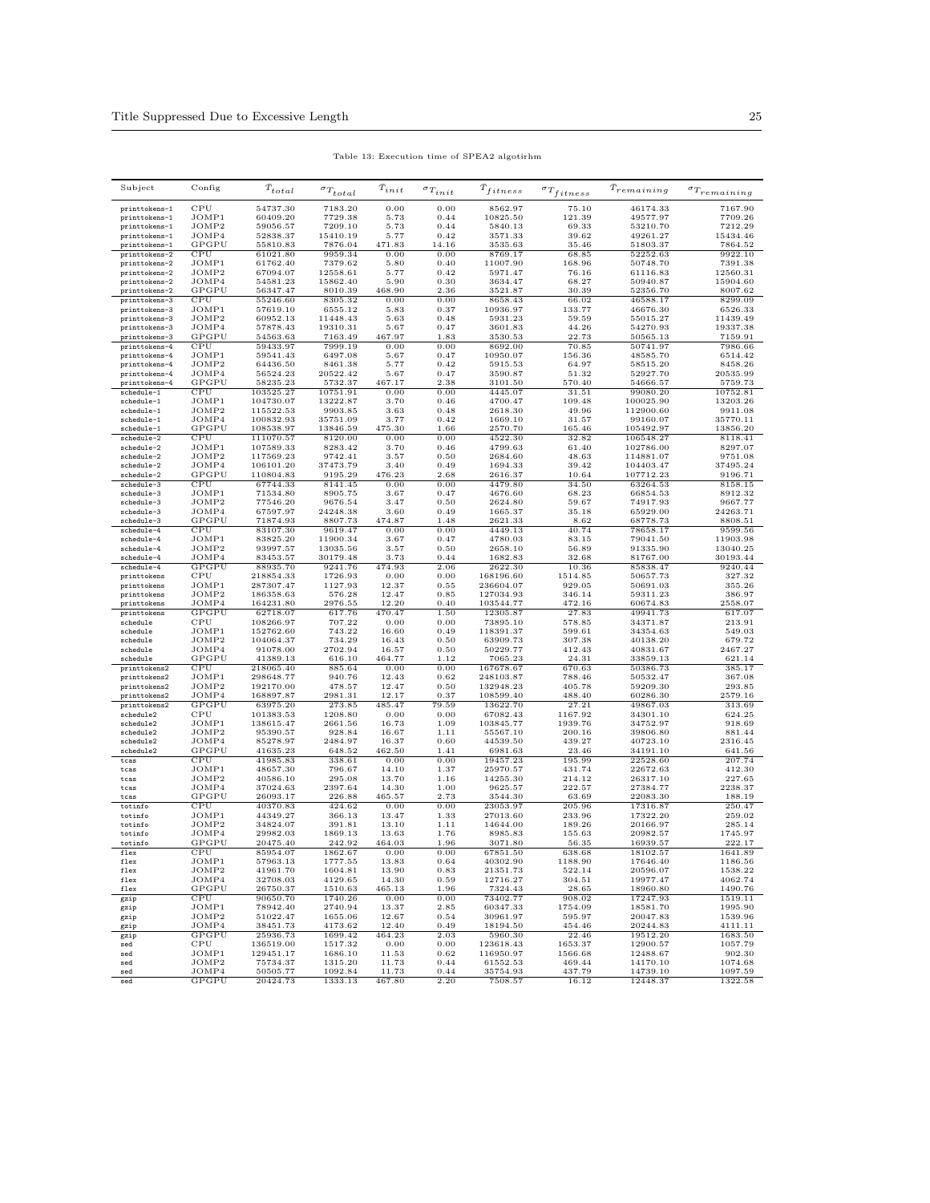Table 13: Execution time of SPEA2 algotirhm

| Subject | Config | $\bar{T}_{total}$ | $\sigma_{T_{total}}$ | $\bar{T}_{init}$ | $\sigma_{T_{init}}$ | $\bar{T}_{fitness}$ | $\sigma_{T_{fitness}}$ | $\bar{T}_{remaining}$ | $\sigma_{T_{remaining}}$ |
|---|---|---|---|---|---|---|---|---|---|
| printtokens-1 | CPU | 54737.30 | 7183.20 | 0.00 | 0.00 | 8562.97 | 75.10 | 46174.33 | 7167.90 |
| printtokens-1 | JOMP1 | 60409.20 | 7729.38 | 5.73 | 0.44 | 10825.50 | 121.39 | 49577.97 | 7709.26 |
| printtokens-1 | JOMP2 | 59056.57 | 7209.10 | 5.73 | 0.44 | 5840.13 | 69.33 | 53210.70 | 7212.29 |
| printtokens-1 | JOMP4 | 52838.37 | 15410.19 | 5.77 | 0.42 | 3571.33 | 39.62 | 49261.27 | 15434.46 |
| printtokens-1 | GPGPU | 55810.83 | 7876.04 | 471.83 | 14.16 | 3535.63 | 35.46 | 51803.37 | 7864.52 |
| printtokens-2 | CPU | 61021.80 | 9959.34 | 0.00 | 0.00 | 8769.17 | 68.85 | 52252.63 | 9922.10 |
| printtokens-2 | JOMP1 | 61762.40 | 7379.62 | 5.80 | 0.40 | 11007.90 | 168.96 | 50748.70 | 7391.38 |
| printtokens-2 | JOMP2 | 67094.07 | 12558.61 | 5.77 | 0.42 | 5971.47 | 76.16 | 61116.83 | 12560.31 |
| printtokens-2 | JOMP4 | 54581.23 | 15862.40 | 5.90 | 0.30 | 3634.47 | 68.27 | 50940.87 | 15904.60 |
| printtokens-2 | GPGPU | 56347.47 | 8010.39 | 468.90 | 2.36 | 3521.87 | 30.39 | 52356.70 | 8007.62 |
| printtokens-3 | CPU | 55246.60 | 8305.32 | 0.00 | 0.00 | 8658.43 | 66.02 | 46588.17 | 8299.09 |
| printtokens-3 | JOMP1 | 57619.10 | 6555.12 | 5.83 | 0.37 | 10936.97 | 133.77 | 46676.30 | 6526.33 |
| printtokens-3 | JOMP2 | 60952.13 | 11448.43 | 5.63 | 0.48 | 5931.23 | 59.59 | 55015.27 | 11439.49 |
| printtokens-3 | JOMP4 | 57878.43 | 19310.31 | 5.67 | 0.47 | 3601.83 | 44.26 | 54270.93 | 19337.38 |
| printtokens-3 | GPGPU | 54563.63 | 7163.49 | 467.97 | 1.83 | 3530.53 | 22.73 | 50565.13 | 7159.91 |
| printtokens-4 | CPU | 59433.97 | 7999.19 | 0.00 | 0.00 | 8692.00 | 70.85 | 50741.97 | 7986.66 |
| printtokens-4 | JOMP1 | 59541.43 | 6497.08 | 5.67 | 0.47 | 10950.07 | 156.36 | 48585.70 | 6514.42 |
| printtokens-4 | JOMP2 | 64436.50 | 8461.38 | 5.77 | 0.42 | 5915.53 | 64.97 | 58515.20 | 8458.26 |
| printtokens-4 | JOMP4 | 56524.23 | 20522.42 | 5.67 | 0.47 | 3590.87 | 51.32 | 52927.70 | 20535.99 |
| printtokens-4 | GPGPU | 58235.23 | 5732.37 | 467.17 | 2.38 | 3101.50 | 570.40 | 54666.57 | 5759.73 |
| schedule-1 | CPU | 103525.27 | 10751.91 | 0.00 | 0.00 | 4445.07 | 31.51 | 99080.20 | 10752.81 |
| schedule-1 | JOMP1 | 104730.07 | 13222.87 | 3.70 | 0.46 | 4700.47 | 109.48 | 100025.90 | 13203.26 |
| schedule-1 | JOMP2 | 115522.53 | 9903.85 | 3.63 | 0.48 | 2618.30 | 49.96 | 112900.60 | 9911.08 |
| schedule-1 | JOMP4 | 100832.93 | 35751.09 | 3.77 | 0.42 | 1669.10 | 31.57 | 99160.07 | 35770.11 |
| schedule-1 | GPGPU | 108538.97 | 13846.59 | 475.30 | 1.66 | 2570.70 | 165.46 | 105492.97 | 13856.20 |
| schedule-2 | CPU | 111070.57 | 8120.00 | 0.00 | 0.00 | 4522.30 | 32.82 | 106548.27 | 8118.41 |
| schedule-2 | JOMP1 | 107589.33 | 8283.42 | 3.70 | 0.46 | 4799.63 | 61.40 | 102786.00 | 8297.07 |
| schedule-2 | JOMP2 | 117569.23 | 9742.41 | 3.57 | 0.50 | 2684.60 | 48.63 | 114881.07 | 9751.08 |
| schedule-2 | JOMP4 | 106101.20 | 37473.79 | 3.40 | 0.49 | 1694.33 | 39.42 | 104403.47 | 37495.24 |
| schedule-2 | GPGPU | 110804.83 | 9195.29 | 476.23 | 2.68 | 2616.37 | 10.64 | 107712.23 | 9196.71 |
| schedule-3 | CPU | 67744.33 | 8141.45 | 0.00 | 0.00 | 4479.80 | 34.50 | 63264.53 | 8158.15 |
| schedule-3 | JOMP1 | 71534.80 | 8905.75 | 3.67 | 0.47 | 4676.60 | 68.23 | 66854.53 | 8912.32 |
| schedule-3 | JOMP2 | 77546.20 | 9676.54 | 3.47 | 0.50 | 2624.80 | 59.67 | 74917.93 | 9667.77 |
| schedule-3 | JOMP4 | 67597.97 | 24248.38 | 3.60 | 0.49 | 1665.37 | 35.18 | 65929.00 | 24263.71 |
| schedule-3 | GPGPU | 71874.93 | 8807.73 | 474.87 | 1.48 | 2621.33 | 8.62 | 68778.73 | 8808.51 |
| schedule-4 | CPU | 83107.30 | 9619.47 | 0.00 | 0.00 | 4449.13 | 40.74 | 78658.17 | 9599.56 |
| schedule-4 | JOMP1 | 83825.20 | 11900.34 | 3.67 | 0.47 | 4780.03 | 83.15 | 79041.50 | 11903.98 |
| schedule-4 | JOMP2 | 93997.57 | 13035.56 | 3.57 | 0.50 | 2658.10 | 56.89 | 91335.90 | 13040.25 |
| schedule-4 | JOMP4 | 83453.57 | 30179.48 | 3.73 | 0.44 | 1682.83 | 32.68 | 81767.00 | 30193.44 |
| schedule-4 | GPGPU | 88935.70 | 9241.76 | 474.93 | 2.06 | 2622.30 | 10.36 | 85838.47 | 9240.44 |
| printtokens | CPU | 218854.33 | 1726.93 | 0.00 | 0.00 | 168196.60 | 1514.85 | 50657.73 | 327.32 |
| printtokens | JOMP1 | 287307.47 | 1127.93 | 12.37 | 0.55 | 236604.07 | 929.05 | 50691.03 | 355.26 |
| printtokens | JOMP2 | 186358.63 | 576.28 | 12.47 | 0.85 | 127034.93 | 346.14 | 59311.23 | 386.97 |
| printtokens | JOMP4 | 164231.80 | 2976.55 | 12.20 | 0.40 | 103544.77 | 472.16 | 60674.83 | 2558.07 |
| printtokens | GPGPU | 62718.07 | 617.76 | 470.47 | 1.50 | 12305.87 | 27.83 | 49941.73 | 617.07 |
| schedule | CPU | 108266.97 | 707.22 | 0.00 | 0.00 | 73895.10 | 578.85 | 34371.87 | 213.91 |
| schedule | JOMP1 | 152762.60 | 743.22 | 16.60 | 0.49 | 118391.37 | 599.61 | 34354.63 | 549.03 |
| schedule | JOMP2 | 104064.37 | 734.29 | 16.43 | 0.50 | 63909.73 | 307.38 | 40138.20 | 679.72 |
| schedule | JOMP4 | 91078.00 | 2702.94 | 16.57 | 0.50 | 50229.77 | 412.43 | 40831.67 | 2467.27 |
| schedule | GPGPU | 41389.13 | 616.10 | 464.77 | 1.12 | 7065.23 | 24.31 | 33859.13 | 621.14 |
| printtokens2 | CPU | 218065.40 | 885.64 | 0.00 | 0.00 | 167678.67 | 670.63 | 50386.73 | 385.17 |
| printtokens2 | JOMP1 | 298648.77 | 940.76 | 12.43 | 0.62 | 248103.87 | 788.46 | 50532.47 | 367.08 |
| printtokens2 | JOMP2 | 192170.00 | 478.57 | 12.47 | 0.50 | 132948.23 | 405.78 | 59209.30 | 293.85 |
| printtokens2 | JOMP4 | 168897.87 | 2981.31 | 12.17 | 0.37 | 108599.40 | 488.40 | 60286.30 | 2579.16 |
| printtokens2 | GPGPU | 63975.20 | 273.85 | 485.47 | 79.59 | 13622.70 | 27.21 | 49867.03 | 313.69 |
| schedule2 | CPU | 101383.53 | 1208.80 | 0.00 | 0.00 | 67082.43 | 1167.92 | 34301.10 | 624.25 |
| schedule2 | JOMP1 | 138615.47 | 2661.56 | 16.73 | 1.09 | 103845.77 | 1939.76 | 34752.97 | 918.69 |
| schedule2 | JOMP2 | 95390.57 | 928.84 | 16.67 | 1.11 | 55567.10 | 200.16 | 39806.80 | 881.44 |
| schedule2 | JOMP4 | 85278.97 | 2484.97 | 16.37 | 0.60 | 44539.50 | 439.27 | 40723.10 | 2316.45 |
| schedule2 | GPGPU | 41635.23 | 648.52 | 462.50 | 1.41 | 6981.63 | 23.46 | 34191.10 | 641.56 |
| tcas | CPU | 41985.83 | 338.61 | 0.00 | 0.00 | 19457.23 | 195.99 | 22528.60 | 207.74 |
| tcas | JOMP1 | 48657.30 | 796.67 | 14.10 | 1.37 | 25970.57 | 431.74 | 22672.63 | 412.30 |
| tcas | JOMP2 | 40586.10 | 295.08 | 13.70 | 1.16 | 14255.30 | 214.12 | 26317.10 | 227.65 |
| tcas | JOMP4 | 37024.63 | 2397.64 | 14.30 | 1.00 | 9625.57 | 222.57 | 27384.77 | 2238.37 |
| tcas | GPGPU | 26093.17 | 226.88 | 465.57 | 2.73 | 3544.30 | 63.69 | 22083.30 | 188.19 |
| totinfo | CPU | 40370.83 | 424.62 | 0.00 | 0.00 | 23053.97 | 205.96 | 17316.87 | 250.47 |
| totinfo | JOMP1 | 44349.27 | 366.13 | 13.47 | 1.33 | 27013.60 | 233.96 | 17322.20 | 259.02 |
| totinfo | JOMP2 | 34824.07 | 391.81 | 13.10 | 1.11 | 14644.00 | 189.26 | 20166.97 | 285.14 |
| totinfo | JOMP4 | 29982.03 | 1869.13 | 13.63 | 1.76 | 8985.83 | 155.63 | 20982.57 | 1745.97 |
| totinfo | GPGPU | 20475.40 | 242.92 | 464.03 | 1.96 | 3071.80 | 56.35 | 16939.57 | 222.17 |
| flex | CPU | 85954.07 | 1862.67 | 0.00 | 0.00 | 67851.50 | 638.68 | 18102.57 | 1641.89 |
| flex | JOMP1 | 57963.13 | 1777.55 | 13.83 | 0.64 | 40302.90 | 1188.90 | 17646.40 | 1186.56 |
| flex | JOMP2 | 41961.70 | 1604.81 | 13.90 | 0.83 | 21351.73 | 522.14 | 20596.07 | 1538.22 |
| flex | JOMP4 | 32708.03 | 4129.65 | 14.30 | 0.59 | 12716.27 | 304.51 | 19977.47 | 4062.74 |
| flex | GPGPU | 26750.37 | 1510.63 | 465.13 | 1.96 | 7324.43 | 28.65 | 18960.80 | 1490.76 |
| gzip | CPU | 90650.70 | 1740.26 | 0.00 | 0.00 | 73402.77 | 908.02 | 17247.93 | 1519.11 |
| gzip | JOMP1 | 78942.40 | 2740.94 | 13.37 | 2.85 | 60347.33 | 1754.09 | 18581.70 | 1995.90 |
| gzip | JOMP2 | 51022.47 | 1655.06 | 12.67 | 0.54 | 30961.97 | 595.97 | 20047.83 | 1539.96 |
| gzip | JOMP4 | 38451.73 | 4173.62 | 12.40 | 0.49 | 18194.50 | 454.46 | 20244.83 | 4111.11 |
| gzip | GPGPU | 25936.73 | 1699.42 | 464.23 | 2.03 | 5960.30 | 22.46 | 19512.20 | 1683.50 |
| sed | CPU | 136519.00 | 1517.32 | 0.00 | 0.00 | 123618.43 | 1653.37 | 12900.57 | 1057.79 |
| sed | JOMP1 | 129451.17 | 1686.10 | 11.53 | 0.62 | 116950.97 | 1566.68 | 12488.67 | 902.30 |
| sed | JOMP2 | 75734.37 | 1315.20 | 11.73 | 0.44 | 61552.53 | 469.44 | 14170.10 | 1074.68 |
| sed | JOMP4 | 50505.77 | 1092.84 | 11.73 | 0.44 | 35754.93 | 437.79 | 14739.10 | 1097.59 |
| sed | GPGPU | 20424.73 | 1333.13 | 467.80 | 2.20 | 7508.57 | 16.12 | 12448.37 | 1322.58 |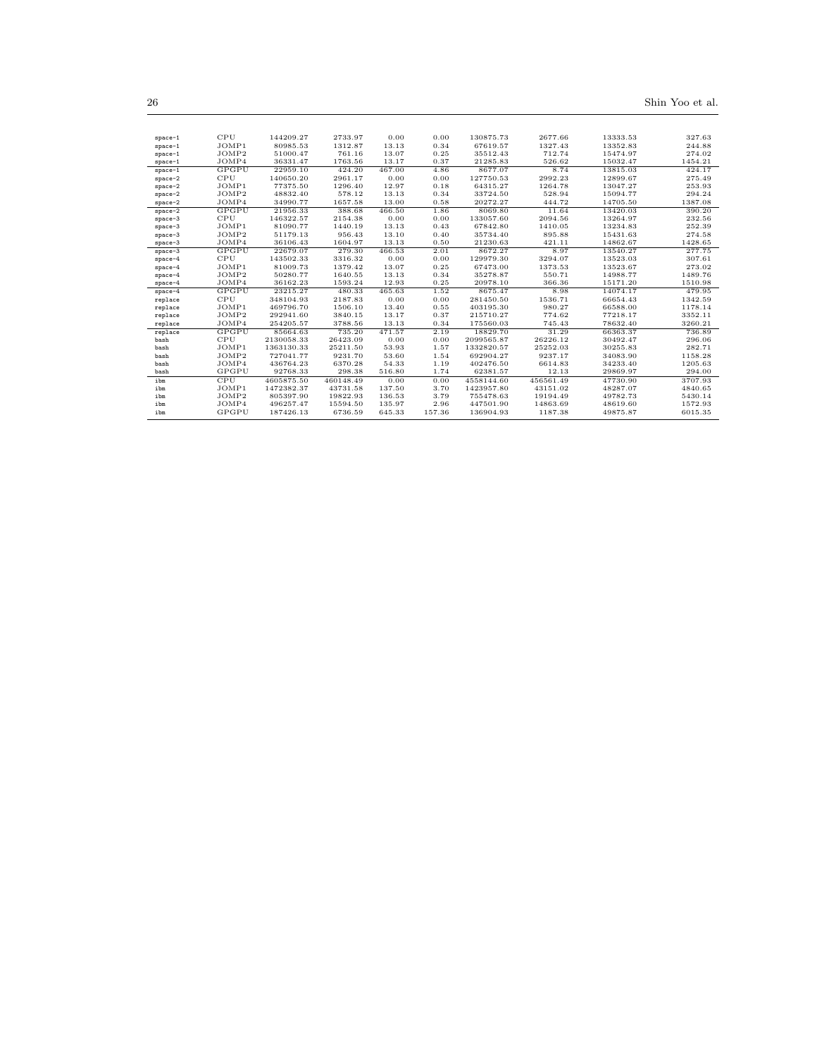| | | | | | | | | | |
|---|---|---|---|---|---|---|---|---|---|
| space-1 | CPU | 144209.27 | 2733.97 | 0.00 | 0.00 | 130875.73 | 2677.66 | 13333.53 | 327.63 |
| space-1 | JOMP1 | 80985.53 | 1312.87 | 13.13 | 0.34 | 67619.57 | 1327.43 | 13352.83 | 244.88 |
| space-1 | JOMP2 | 51000.47 | 761.16 | 13.07 | 0.25 | 35512.43 | 712.74 | 15474.97 | 274.02 |
| space-1 | JOMP4 | 36331.47 | 1763.56 | 13.17 | 0.37 | 21285.83 | 526.62 | 15032.47 | 1454.21 |
| space-1 | GPGPU | 22959.10 | 424.20 | 467.00 | 4.86 | 8677.07 | 8.74 | 13815.03 | 424.17 |
| space-2 | CPU | 140650.20 | 2961.17 | 0.00 | 0.00 | 127750.53 | 2992.23 | 12899.67 | 275.49 |
| space-2 | JOMP1 | 77375.50 | 1296.40 | 12.97 | 0.18 | 64315.27 | 1264.78 | 13047.27 | 253.93 |
| space-2 | JOMP2 | 48832.40 | 578.12 | 13.13 | 0.34 | 33724.50 | 528.94 | 15094.77 | 294.24 |
| space-2 | JOMP4 | 34990.77 | 1657.58 | 13.00 | 0.58 | 20272.27 | 444.72 | 14705.50 | 1387.08 |
| space-2 | GPGPU | 21956.33 | 388.68 | 466.50 | 1.86 | 8069.80 | 11.64 | 13420.03 | 390.20 |
| space-3 | CPU | 146322.57 | 2154.38 | 0.00 | 0.00 | 133057.60 | 2094.56 | 13264.97 | 232.56 |
| space-3 | JOMP1 | 81090.77 | 1440.19 | 13.13 | 0.43 | 67842.80 | 1410.05 | 13234.83 | 252.39 |
| space-3 | JOMP2 | 51179.13 | 956.43 | 13.10 | 0.40 | 35734.40 | 895.88 | 15431.63 | 274.58 |
| space-3 | JOMP4 | 36106.43 | 1604.97 | 13.13 | 0.50 | 21230.63 | 421.11 | 14862.67 | 1428.65 |
| space-3 | GPGPU | 22679.07 | 279.30 | 466.53 | 2.01 | 8672.27 | 8.97 | 13540.27 | 277.75 |
| space-4 | CPU | 143502.33 | 3316.32 | 0.00 | 0.00 | 129979.30 | 3294.07 | 13523.03 | 307.61 |
| space-4 | JOMP1 | 81009.73 | 1379.42 | 13.07 | 0.25 | 67473.00 | 1373.53 | 13523.67 | 273.02 |
| space-4 | JOMP2 | 50280.77 | 1640.55 | 13.13 | 0.34 | 35278.87 | 550.71 | 14988.77 | 1489.76 |
| space-4 | JOMP4 | 36162.23 | 1593.24 | 12.93 | 0.25 | 20978.10 | 366.36 | 15171.20 | 1510.98 |
| space-4 | GPGPU | 23215.27 | 480.33 | 465.63 | 1.52 | 8675.47 | 8.98 | 14074.17 | 479.95 |
| replace | CPU | 348104.93 | 2187.83 | 0.00 | 0.00 | 281450.50 | 1536.71 | 66654.43 | 1342.59 |
| replace | JOMP1 | 469796.70 | 1506.10 | 13.40 | 0.55 | 403195.30 | 980.27 | 66588.00 | 1178.14 |
| replace | JOMP2 | 292941.60 | 3840.15 | 13.17 | 0.37 | 215710.27 | 774.62 | 77218.17 | 3352.11 |
| replace | JOMP4 | 254205.57 | 3788.56 | 13.13 | 0.34 | 175560.03 | 745.43 | 78632.40 | 3260.21 |
| replace | GPGPU | 85664.63 | 735.20 | 471.57 | 2.19 | 18829.70 | 31.29 | 66363.37 | 736.89 |
| bash | CPU | 2130058.33 | 26423.09 | 0.00 | 0.00 | 2099565.87 | 26226.12 | 30492.47 | 296.06 |
| bash | JOMP1 | 1363130.33 | 25211.50 | 53.93 | 1.57 | 1332820.57 | 25252.03 | 30255.83 | 282.71 |
| bash | JOMP2 | 727041.77 | 9231.70 | 53.60 | 1.54 | 692904.27 | 9237.17 | 34083.90 | 1158.28 |
| bash | JOMP4 | 436764.23 | 6370.28 | 54.33 | 1.19 | 402476.50 | 6614.83 | 34233.40 | 1205.63 |
| bash | GPGPU | 92768.33 | 298.38 | 516.80 | 1.74 | 62381.57 | 12.13 | 29869.97 | 294.00 |
| ibm | CPU | 4605875.50 | 460148.49 | 0.00 | 0.00 | 4558144.60 | 456561.49 | 47730.90 | 3707.93 |
| ibm | JOMP1 | 1472382.37 | 43731.58 | 137.50 | 3.70 | 1423957.80 | 43151.02 | 48287.07 | 4840.65 |
| ibm | JOMP2 | 805397.90 | 19822.93 | 136.53 | 3.79 | 755478.63 | 19194.49 | 49782.73 | 5430.14 |
| ibm | JOMP4 | 496257.47 | 15594.50 | 135.97 | 2.96 | 447501.90 | 14863.69 | 48619.60 | 1572.93 |
| ibm | GPGPU | 187426.13 | 6736.59 | 645.33 | 157.36 | 136904.93 | 1187.38 | 49875.87 | 6015.35 |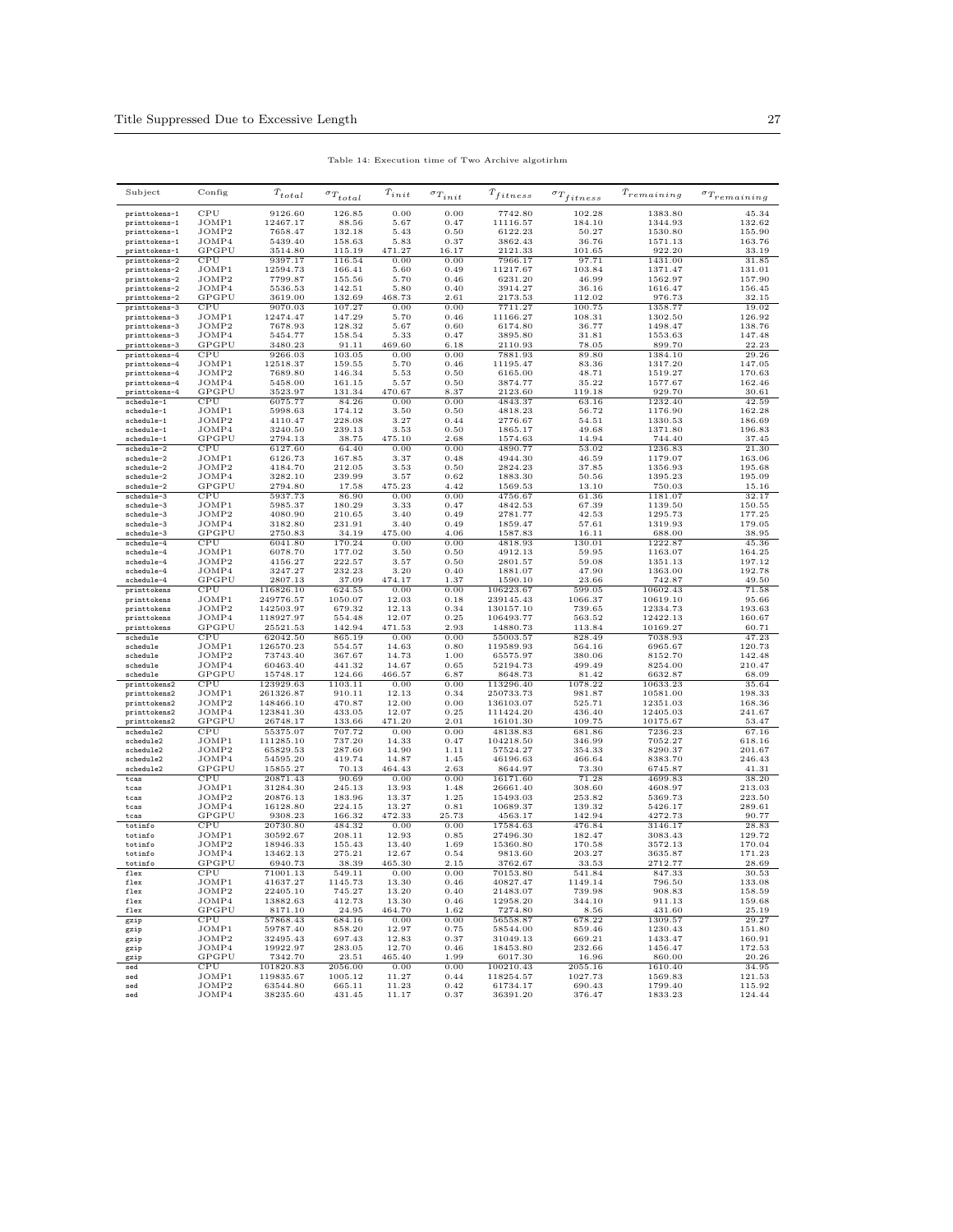Table 14: Execution time of Two Archive algotirhm

| Subject | Config | $T_{total}$ | $\sigma_{T_{total}}$ | $T_{init}$ | $\sigma_{T_{init}}$ | $T_{fitness}$ | $\sigma_{T_{fitness}}$ | $T_{remaining}$ | $\sigma_{T_{remaining}}$ |
|---|---|---|---|---|---|---|---|---|---|
| printtokens-1 | CPU | 9126.60 | 126.85 | 0.00 | 0.00 | 7742.80 | 102.28 | 1383.80 | 45.34 |
| printtokens-1 | JOMP1 | 12467.17 | 88.56 | 5.67 | 0.47 | 11116.57 | 184.10 | 1344.93 | 132.62 |
| printtokens-1 | JOMP2 | 7658.47 | 132.18 | 5.43 | 0.50 | 6122.23 | 50.27 | 1530.80 | 155.90 |
| printtokens-1 | JOMP4 | 5439.40 | 158.63 | 5.83 | 0.37 | 3862.43 | 36.76 | 1571.13 | 163.76 |
| printtokens-1 | GPGPU | 3514.80 | 115.19 | 471.27 | 16.17 | 2121.33 | 101.65 | 922.20 | 33.19 |
| printtokens-2 | CPU | 9397.17 | 116.54 | 0.00 | 0.00 | 7966.17 | 97.71 | 1431.00 | 31.85 |
| printtokens-2 | JOMP1 | 12594.73 | 166.41 | 5.60 | 0.49 | 11217.67 | 103.84 | 1371.47 | 131.01 |
| printtokens-2 | JOMP2 | 7799.87 | 155.56 | 5.70 | 0.46 | 6231.20 | 46.99 | 1562.97 | 157.90 |
| printtokens-2 | JOMP4 | 5536.53 | 142.51 | 5.80 | 0.40 | 3914.27 | 36.16 | 1616.47 | 156.45 |
| printtokens-2 | GPGPU | 3619.00 | 132.69 | 468.73 | 2.61 | 2173.53 | 112.02 | 976.73 | 32.15 |
| printtokens-3 | CPU | 9070.03 | 107.27 | 0.00 | 0.00 | 7711.27 | 100.75 | 1358.77 | 19.02 |
| printtokens-3 | JOMP1 | 12474.47 | 147.29 | 5.70 | 0.46 | 11166.27 | 108.31 | 1302.50 | 126.92 |
| printtokens-3 | JOMP2 | 7678.93 | 128.32 | 5.67 | 0.60 | 6174.80 | 36.77 | 1498.47 | 138.76 |
| printtokens-3 | JOMP4 | 5454.77 | 158.54 | 5.33 | 0.47 | 3895.80 | 31.81 | 1553.63 | 147.48 |
| printtokens-3 | GPGPU | 3480.23 | 91.11 | 469.60 | 6.18 | 2110.93 | 78.05 | 899.70 | 22.23 |
| printtokens-4 | CPU | 9266.03 | 103.05 | 0.00 | 0.00 | 7881.93 | 89.80 | 1384.10 | 29.26 |
| printtokens-4 | JOMP1 | 12518.37 | 159.55 | 5.70 | 0.46 | 11195.47 | 83.36 | 1317.20 | 147.05 |
| printtokens-4 | JOMP2 | 7689.80 | 146.34 | 5.53 | 0.50 | 6165.00 | 48.71 | 1519.27 | 170.63 |
| printtokens-4 | JOMP4 | 5458.00 | 161.15 | 5.57 | 0.50 | 3874.77 | 35.22 | 1577.67 | 162.46 |
| printtokens-4 | GPGPU | 3523.97 | 131.34 | 470.67 | 8.37 | 2123.60 | 119.18 | 929.70 | 30.61 |
| schedule-1 | CPU | 6075.77 | 84.26 | 0.00 | 0.00 | 4843.37 | 63.16 | 1232.40 | 42.59 |
| schedule-1 | JOMP1 | 5998.63 | 174.12 | 3.50 | 0.50 | 4818.23 | 56.72 | 1176.90 | 162.28 |
| schedule-1 | JOMP2 | 4110.47 | 228.08 | 3.27 | 0.44 | 2776.67 | 54.51 | 1330.53 | 186.69 |
| schedule-1 | JOMP4 | 3240.50 | 239.13 | 3.53 | 0.50 | 1865.17 | 49.68 | 1371.80 | 196.83 |
| schedule-1 | GPGPU | 2794.13 | 38.75 | 475.10 | 2.68 | 1574.63 | 14.94 | 744.40 | 37.45 |
| schedule-2 | CPU | 6127.60 | 64.40 | 0.00 | 0.00 | 4890.77 | 53.02 | 1236.83 | 21.30 |
| schedule-2 | JOMP1 | 6126.73 | 167.85 | 3.37 | 0.48 | 4944.30 | 46.59 | 1179.07 | 163.06 |
| schedule-2 | JOMP2 | 4184.70 | 212.05 | 3.53 | 0.50 | 2824.23 | 37.85 | 1356.93 | 195.68 |
| schedule-2 | JOMP4 | 3282.10 | 239.99 | 3.57 | 0.62 | 1883.30 | 50.56 | 1395.23 | 195.09 |
| schedule-2 | GPGPU | 2794.80 | 17.58 | 475.23 | 4.42 | 1569.53 | 13.10 | 750.03 | 15.16 |
| schedule-3 | CPU | 5937.73 | 86.90 | 0.00 | 0.00 | 4756.67 | 61.36 | 1181.07 | 32.17 |
| schedule-3 | JOMP1 | 5985.37 | 180.29 | 3.33 | 0.47 | 4842.53 | 67.39 | 1139.50 | 150.55 |
| schedule-3 | JOMP2 | 4080.90 | 210.65 | 3.40 | 0.49 | 2781.77 | 42.53 | 1295.73 | 177.25 |
| schedule-3 | JOMP4 | 3182.80 | 231.91 | 3.40 | 0.49 | 1859.47 | 57.61 | 1319.93 | 179.05 |
| schedule-3 | GPGPU | 2750.83 | 34.19 | 475.00 | 4.06 | 1587.83 | 16.11 | 688.00 | 38.95 |
| schedule-4 | CPU | 6041.80 | 170.24 | 0.00 | 0.00 | 4818.93 | 130.01 | 1222.87 | 45.36 |
| schedule-4 | JOMP1 | 6078.70 | 177.02 | 3.50 | 0.50 | 4912.13 | 59.95 | 1163.07 | 164.25 |
| schedule-4 | JOMP2 | 4156.27 | 222.57 | 3.57 | 0.50 | 2801.57 | 59.08 | 1351.13 | 197.12 |
| schedule-4 | JOMP4 | 3247.27 | 232.23 | 3.20 | 0.40 | 1881.07 | 47.90 | 1363.00 | 192.78 |
| schedule-4 | GPGPU | 2807.13 | 37.09 | 474.17 | 1.37 | 1590.10 | 23.66 | 742.87 | 49.50 |
| printtokens | CPU | 116826.10 | 624.55 | 0.00 | 0.00 | 106223.67 | 599.05 | 10602.43 | 71.58 |
| printtokens | JOMP1 | 249776.57 | 1050.07 | 12.03 | 0.18 | 239145.43 | 1066.37 | 10619.10 | 95.66 |
| printtokens | JOMP2 | 142503.97 | 679.32 | 12.13 | 0.34 | 130157.10 | 739.65 | 12334.73 | 193.63 |
| printtokens | JOMP4 | 118927.97 | 554.48 | 12.07 | 0.25 | 106493.77 | 563.52 | 12422.13 | 160.67 |
| printtokens | GPGPU | 25521.53 | 142.94 | 471.53 | 2.93 | 14880.73 | 113.84 | 10169.27 | 60.71 |
| schedule | CPU | 62042.50 | 865.19 | 0.00 | 0.00 | 55003.57 | 828.49 | 7038.93 | 47.23 |
| schedule | JOMP1 | 126570.23 | 554.57 | 14.63 | 0.80 | 119589.93 | 564.16 | 6965.67 | 120.73 |
| schedule | JOMP2 | 73743.40 | 367.67 | 14.73 | 1.00 | 65575.97 | 380.06 | 8152.70 | 142.48 |
| schedule | JOMP4 | 60463.40 | 441.32 | 14.67 | 0.65 | 52194.73 | 499.49 | 8254.00 | 210.47 |
| schedule | GPGPU | 15748.17 | 124.66 | 466.57 | 6.87 | 8648.73 | 81.42 | 6632.87 | 68.09 |
| printtokens2 | CPU | 123929.63 | 1103.11 | 0.00 | 0.00 | 113296.40 | 1078.22 | 10633.23 | 35.64 |
| printtokens2 | JOMP1 | 261326.87 | 910.11 | 12.13 | 0.34 | 250733.73 | 981.87 | 10581.00 | 198.33 |
| printtokens2 | JOMP2 | 148466.10 | 470.87 | 12.00 | 0.00 | 136103.07 | 525.71 | 12351.03 | 168.36 |
| printtokens2 | JOMP4 | 123841.30 | 433.05 | 12.07 | 0.25 | 111424.20 | 436.40 | 12405.03 | 241.67 |
| printtokens2 | GPGPU | 26748.17 | 133.66 | 471.20 | 2.01 | 16101.30 | 109.75 | 10175.67 | 53.47 |
| schedule2 | CPU | 55375.07 | 707.72 | 0.00 | 0.00 | 48138.83 | 681.86 | 7236.23 | 67.16 |
| schedule2 | JOMP1 | 111285.10 | 737.20 | 14.33 | 0.47 | 104218.50 | 346.99 | 7052.27 | 618.16 |
| schedule2 | JOMP2 | 65829.53 | 287.60 | 14.90 | 1.11 | 57524.27 | 354.33 | 8290.37 | 201.67 |
| schedule2 | JOMP4 | 54595.20 | 419.74 | 14.87 | 1.45 | 46196.63 | 466.64 | 8383.70 | 246.43 |
| schedule2 | GPGPU | 15855.27 | 70.13 | 464.43 | 2.63 | 8644.97 | 73.30 | 6745.87 | 41.31 |
| tcas | CPU | 20871.43 | 90.69 | 0.00 | 0.00 | 16171.60 | 71.28 | 4699.83 | 38.20 |
| tcas | JOMP1 | 31284.30 | 245.13 | 13.93 | 1.48 | 26661.40 | 308.60 | 4608.97 | 213.03 |
| tcas | JOMP2 | 20876.13 | 183.96 | 13.37 | 1.25 | 15493.03 | 253.82 | 5369.73 | 223.50 |
| tcas | JOMP4 | 16128.80 | 224.15 | 13.27 | 0.81 | 10689.37 | 139.32 | 5426.17 | 289.61 |
| tcas | GPGPU | 9308.23 | 166.32 | 472.33 | 25.73 | 4563.17 | 142.94 | 4272.73 | 90.77 |
| totinfo | CPU | 20730.80 | 484.32 | 0.00 | 0.00 | 17584.63 | 476.84 | 3146.17 | 28.83 |
| totinfo | JOMP1 | 30592.67 | 208.11 | 12.93 | 0.85 | 27496.30 | 182.47 | 3083.43 | 129.72 |
| totinfo | JOMP2 | 18946.33 | 155.43 | 13.40 | 1.69 | 15360.80 | 170.58 | 3572.13 | 170.04 |
| totinfo | JOMP4 | 13462.13 | 275.21 | 12.67 | 0.54 | 9813.60 | 203.27 | 3635.87 | 171.23 |
| totinfo | GPGPU | 6940.73 | 38.39 | 465.30 | 2.15 | 3762.67 | 33.53 | 2712.77 | 28.69 |
| flex | CPU | 71001.13 | 549.11 | 0.00 | 0.00 | 70153.80 | 541.84 | 847.33 | 30.53 |
| flex | JOMP1 | 41637.27 | 1145.73 | 13.30 | 0.46 | 40827.47 | 1149.14 | 796.50 | 133.08 |
| flex | JOMP2 | 22405.10 | 745.27 | 13.20 | 0.40 | 21483.07 | 739.98 | 908.83 | 158.59 |
| flex | JOMP4 | 13882.63 | 412.73 | 13.30 | 0.46 | 12958.20 | 344.10 | 911.13 | 159.68 |
| flex | GPGPU | 8171.10 | 24.95 | 464.70 | 1.62 | 7274.80 | 8.56 | 431.60 | 25.19 |
| gzip | CPU | 57868.43 | 684.16 | 0.00 | 0.00 | 56558.87 | 678.22 | 1309.57 | 29.27 |
| gzip | JOMP1 | 59787.40 | 858.20 | 12.97 | 0.75 | 58544.00 | 859.46 | 1230.43 | 151.80 |
| gzip | JOMP2 | 32495.43 | 697.43 | 12.83 | 0.37 | 31049.13 | 669.21 | 1433.47 | 160.91 |
| gzip | JOMP4 | 19922.97 | 283.05 | 12.70 | 0.46 | 18453.80 | 232.66 | 1456.47 | 172.53 |
| gzip | GPGPU | 7342.70 | 23.51 | 465.40 | 1.99 | 6017.30 | 16.96 | 860.00 | 20.26 |
| sed | CPU | 101820.83 | 2056.00 | 0.00 | 0.00 | 100210.43 | 2055.16 | 1610.40 | 34.95 |
| sed | JOMP1 | 119835.67 | 1005.12 | 11.27 | 0.44 | 118254.57 | 1027.73 | 1569.83 | 121.53 |
| sed | JOMP2 | 63544.80 | 665.11 | 11.23 | 0.42 | 61734.17 | 690.43 | 1799.40 | 115.92 |
| sed | JOMP4 | 38235.60 | 431.45 | 11.17 | 0.37 | 36391.20 | 376.47 | 1833.23 | 124.44 |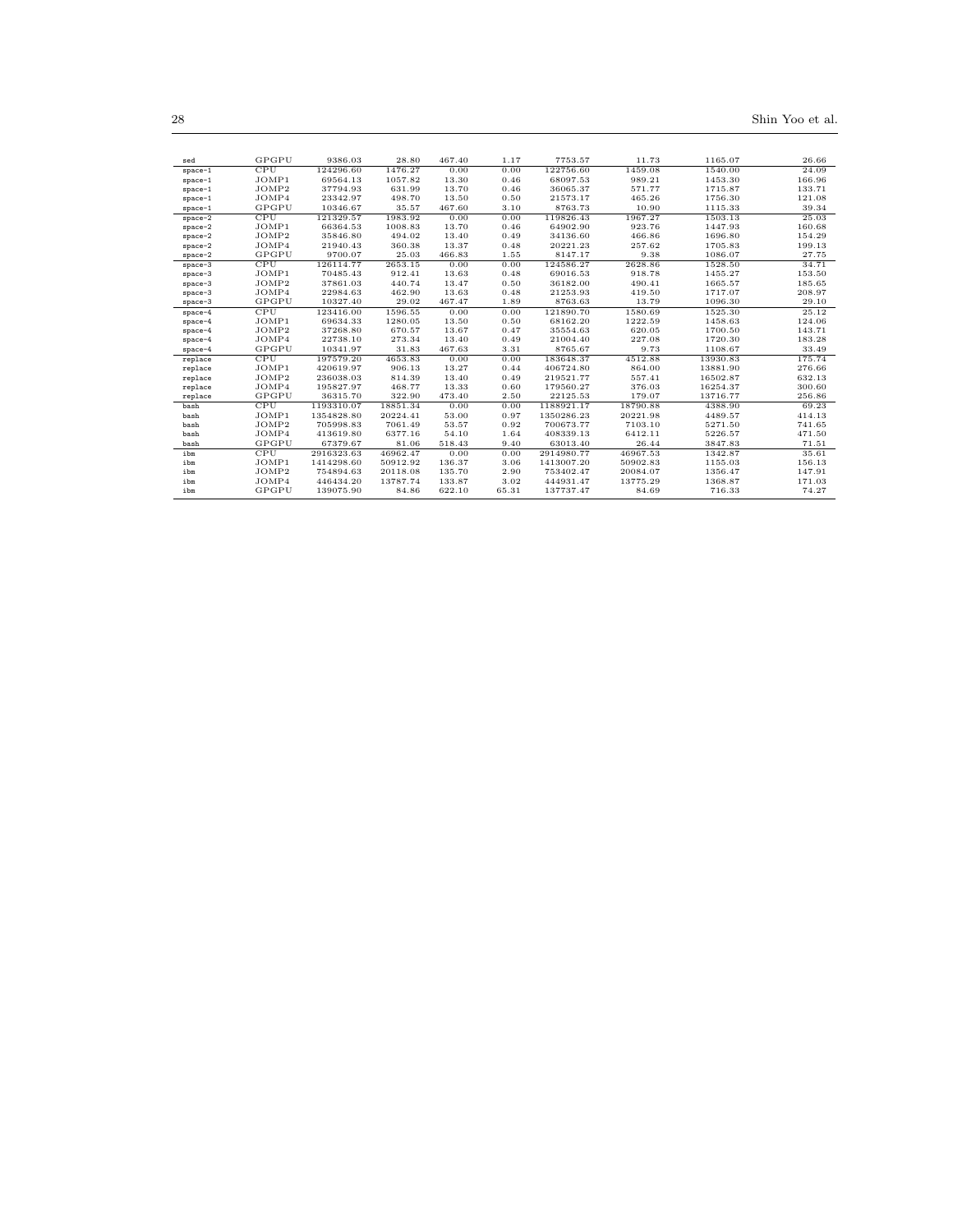| | | | | | | | | | |
|---|---|---|---|---|---|---|---|---|---|
| sed | GPGPU | 9386.03 | 28.80 | 467.40 | 1.17 | 7753.57 | 11.73 | 1165.07 | 26.66 |
| space-1 | CPU | 124296.60 | 1476.27 | 0.00 | 0.00 | 122756.60 | 1459.08 | 1540.00 | 24.09 |
| space-1 | JOMP1 | 69564.13 | 1057.82 | 13.30 | 0.46 | 68097.53 | 989.21 | 1453.30 | 166.96 |
| space-1 | JOMP2 | 37794.93 | 631.99 | 13.70 | 0.46 | 36065.37 | 571.77 | 1715.87 | 133.71 |
| space-1 | JOMP4 | 23342.97 | 498.70 | 13.50 | 0.50 | 21573.17 | 465.26 | 1756.30 | 121.08 |
| space-1 | GPGPU | 10346.67 | 35.57 | 467.60 | 3.10 | 8763.73 | 10.90 | 1115.33 | 39.34 |
| space-2 | CPU | 121329.57 | 1983.92 | 0.00 | 0.00 | 119826.43 | 1967.27 | 1503.13 | 25.03 |
| space-2 | JOMP1 | 66364.53 | 1008.83 | 13.70 | 0.46 | 64902.90 | 923.76 | 1447.93 | 160.68 |
| space-2 | JOMP2 | 35846.80 | 494.02 | 13.40 | 0.49 | 34136.60 | 466.86 | 1696.80 | 154.29 |
| space-2 | JOMP4 | 21940.43 | 360.38 | 13.37 | 0.48 | 20221.23 | 257.62 | 1705.83 | 199.13 |
| space-2 | GPGPU | 9700.07 | 25.03 | 466.83 | 1.55 | 8147.17 | 9.38 | 1086.07 | 27.75 |
| space-3 | CPU | 126114.77 | 2653.15 | 0.00 | 0.00 | 124586.27 | 2628.86 | 1528.50 | 34.71 |
| space-3 | JOMP1 | 70485.43 | 912.41 | 13.63 | 0.48 | 69016.53 | 918.78 | 1455.27 | 153.50 |
| space-3 | JOMP2 | 37861.03 | 440.74 | 13.47 | 0.50 | 36182.00 | 490.41 | 1665.57 | 185.65 |
| space-3 | JOMP4 | 22984.63 | 462.90 | 13.63 | 0.48 | 21253.93 | 419.50 | 1717.07 | 208.97 |
| space-3 | GPGPU | 10327.40 | 29.02 | 467.47 | 1.89 | 8763.63 | 13.79 | 1096.30 | 29.10 |
| space-4 | CPU | 123416.00 | 1596.55 | 0.00 | 0.00 | 121890.70 | 1580.69 | 1525.30 | 25.12 |
| space-4 | JOMP1 | 69634.33 | 1280.05 | 13.50 | 0.50 | 68162.20 | 1222.59 | 1458.63 | 124.06 |
| space-4 | JOMP2 | 37268.80 | 670.57 | 13.67 | 0.47 | 35554.63 | 620.05 | 1700.50 | 143.71 |
| space-4 | JOMP4 | 22738.10 | 273.34 | 13.40 | 0.49 | 21004.40 | 227.08 | 1720.30 | 183.28 |
| space-4 | GPGPU | 10341.97 | 31.83 | 467.63 | 3.31 | 8765.67 | 9.73 | 1108.67 | 33.49 |
| replace | CPU | 197579.20 | 4653.83 | 0.00 | 0.00 | 183648.37 | 4512.88 | 13930.83 | 175.74 |
| replace | JOMP1 | 420619.97 | 906.13 | 13.27 | 0.44 | 406724.80 | 864.00 | 13881.90 | 276.66 |
| replace | JOMP2 | 236038.03 | 814.39 | 13.40 | 0.49 | 219521.77 | 557.41 | 16502.87 | 632.13 |
| replace | JOMP4 | 195827.97 | 468.77 | 13.33 | 0.60 | 179560.27 | 376.03 | 16254.37 | 300.60 |
| replace | GPGPU | 36315.70 | 322.90 | 473.40 | 2.50 | 22125.53 | 179.07 | 13716.77 | 256.86 |
| bash | CPU | 1193310.07 | 18851.34 | 0.00 | 0.00 | 1188921.17 | 18790.88 | 4388.90 | 69.23 |
| bash | JOMP1 | 1354828.80 | 20224.41 | 53.00 | 0.97 | 1350286.23 | 20221.98 | 4489.57 | 414.13 |
| bash | JOMP2 | 705998.83 | 7061.49 | 53.57 | 0.92 | 700673.77 | 7103.10 | 5271.50 | 741.65 |
| bash | JOMP4 | 413619.80 | 6377.16 | 54.10 | 1.64 | 408339.13 | 6412.11 | 5226.57 | 471.50 |
| bash | GPGPU | 67379.67 | 81.06 | 518.43 | 9.40 | 63013.40 | 26.44 | 3847.83 | 71.51 |
| ibm | CPU | 2916323.63 | 46962.47 | 0.00 | 0.00 | 2914980.77 | 46967.53 | 1342.87 | 35.61 |
| ibm | JOMP1 | 1414298.60 | 50912.92 | 136.37 | 3.06 | 1413007.20 | 50902.83 | 1155.03 | 156.13 |
| ibm | JOMP2 | 754894.63 | 20118.08 | 135.70 | 2.90 | 753402.47 | 20084.07 | 1356.47 | 147.91 |
| ibm | JOMP4 | 446434.20 | 13787.74 | 133.87 | 3.02 | 444931.47 | 13775.29 | 1368.87 | 171.03 |
| ibm | GPGPU | 139075.90 | 84.86 | 622.10 | 65.31 | 137737.47 | 84.69 | 716.33 | 74.27 |